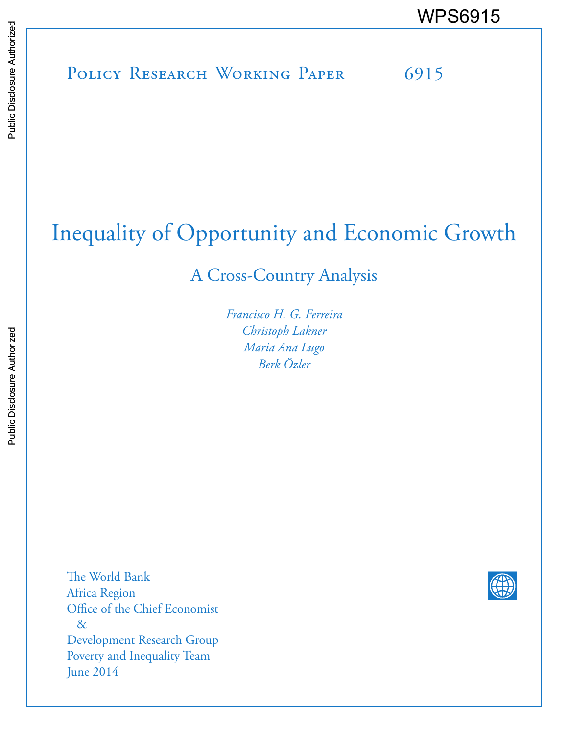WPS6915

Policy Research Working Paper 6915

# Inequality of Opportunity and Economic Growth

## A Cross-Country Analysis

*Francisco H. G. Ferreira*
*Christoph Lakner*
*Maria Ana Lugo*
*Berk Özler*

The World Bank
Africa Region
Office of the Chief Economist
&
Development Research Group
Poverty and Inequality Team
June 2014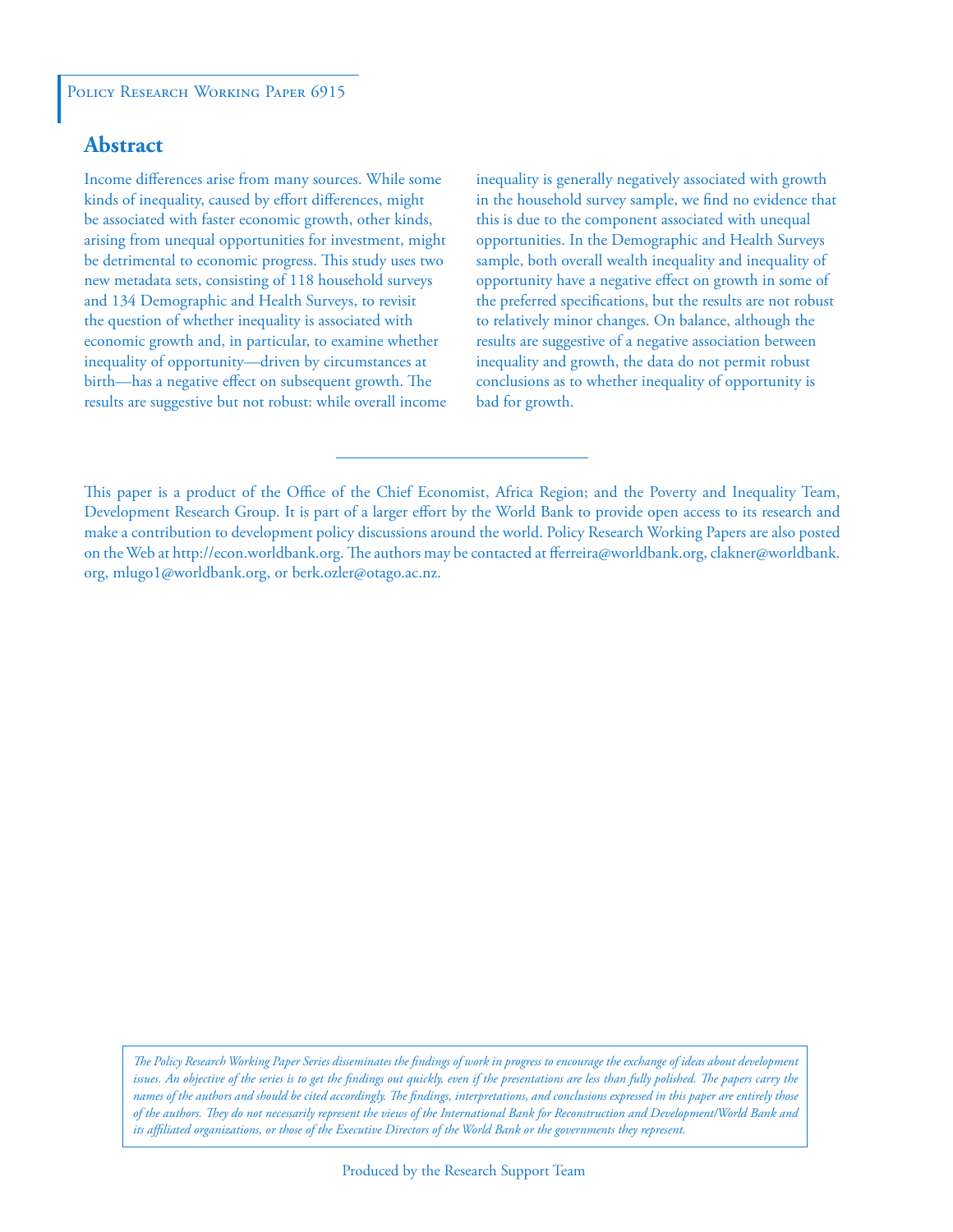Policy Research Working Paper 6915

## Abstract

Income differences arise from many sources. While some kinds of inequality, caused by effort differences, might be associated with faster economic growth, other kinds, arising from unequal opportunities for investment, might be detrimental to economic progress. This study uses two new metadata sets, consisting of 118 household surveys and 134 Demographic and Health Surveys, to revisit the question of whether inequality is associated with economic growth and, in particular, to examine whether inequality of opportunity—driven by circumstances at birth—has a negative effect on subsequent growth. The results are suggestive but not robust: while overall income inequality is generally negatively associated with growth in the household survey sample, we find no evidence that this is due to the component associated with unequal opportunities. In the Demographic and Health Surveys sample, both overall wealth inequality and inequality of opportunity have a negative effect on growth in some of the preferred specifications, but the results are not robust to relatively minor changes. On balance, although the results are suggestive of a negative association between inequality and growth, the data do not permit robust conclusions as to whether inequality of opportunity is bad for growth.

This paper is a product of the Office of the Chief Economist, Africa Region; and the Poverty and Inequality Team, Development Research Group. It is part of a larger effort by the World Bank to provide open access to its research and make a contribution to development policy discussions around the world. Policy Research Working Papers are also posted on the Web at http://econ.worldbank.org. The authors may be contacted at fferreira@worldbank.org, clakner@worldbank.org, mlugo1@worldbank.org, or berk.ozler@otago.ac.nz.

*The Policy Research Working Paper Series disseminates the findings of work in progress to encourage the exchange of ideas about development issues. An objective of the series is to get the findings out quickly, even if the presentations are less than fully polished. The papers carry the names of the authors and should be cited accordingly. The findings, interpretations, and conclusions expressed in this paper are entirely those of the authors. They do not necessarily represent the views of the International Bank for Reconstruction and Development/World Bank and its affiliated organizations, or those of the Executive Directors of the World Bank or the governments they represent.*

Produced by the Research Support Team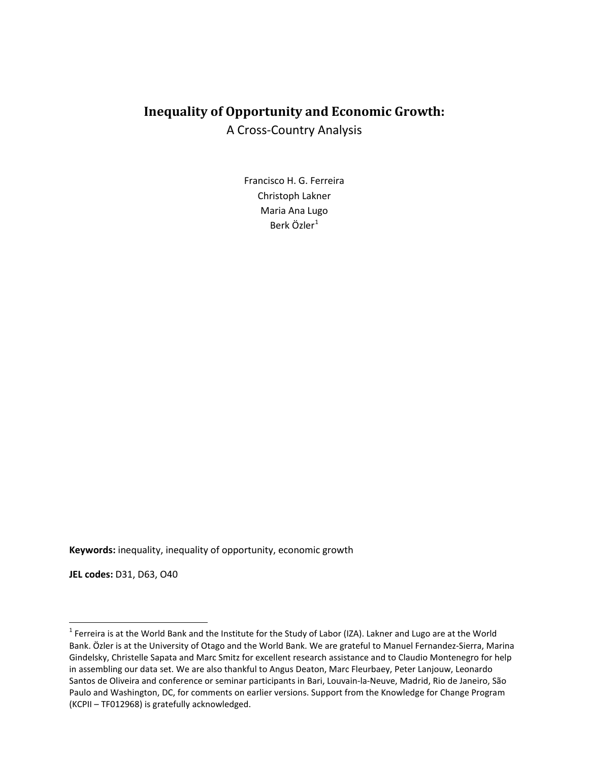# Inequality of Opportunity and Economic Growth:

A Cross-Country Analysis

Francisco H. G. Ferreira
Christoph Lakner
Maria Ana Lugo
Berk Özler[1]

**Keywords:** inequality, inequality of opportunity, economic growth

**JEL codes:** D31, D63, O40

[1] Ferreira is at the World Bank and the Institute for the Study of Labor (IZA). Lakner and Lugo are at the World Bank. Özler is at the University of Otago and the World Bank. We are grateful to Manuel Fernandez-Sierra, Marina Gindelsky, Christelle Sapata and Marc Smitz for excellent research assistance and to Claudio Montenegro for help in assembling our data set. We are also thankful to Angus Deaton, Marc Fleurbaey, Peter Lanjouw, Leonardo Santos de Oliveira and conference or seminar participants in Bari, Louvain-la-Neuve, Madrid, Rio de Janeiro, São Paulo and Washington, DC, for comments on earlier versions. Support from the Knowledge for Change Program (KCPII – TF012968) is gratefully acknowledged.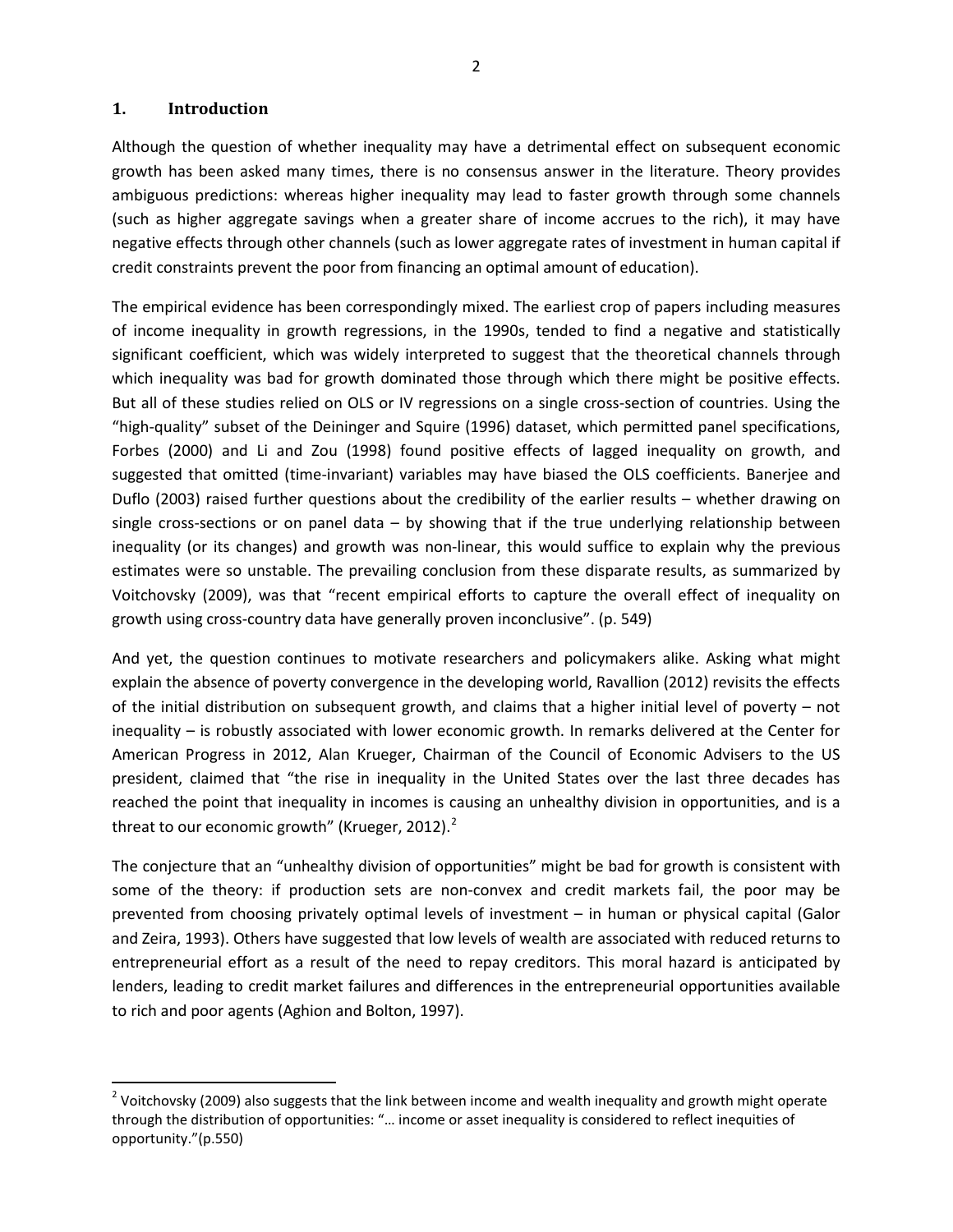## 1. Introduction

Although the question of whether inequality may have a detrimental effect on subsequent economic growth has been asked many times, there is no consensus answer in the literature. Theory provides ambiguous predictions: whereas higher inequality may lead to faster growth through some channels (such as higher aggregate savings when a greater share of income accrues to the rich), it may have negative effects through other channels (such as lower aggregate rates of investment in human capital if credit constraints prevent the poor from financing an optimal amount of education).

The empirical evidence has been correspondingly mixed. The earliest crop of papers including measures of income inequality in growth regressions, in the 1990s, tended to find a negative and statistically significant coefficient, which was widely interpreted to suggest that the theoretical channels through which inequality was bad for growth dominated those through which there might be positive effects. But all of these studies relied on OLS or IV regressions on a single cross-section of countries. Using the "high-quality" subset of the Deininger and Squire (1996) dataset, which permitted panel specifications, Forbes (2000) and Li and Zou (1998) found positive effects of lagged inequality on growth, and suggested that omitted (time-invariant) variables may have biased the OLS coefficients. Banerjee and Duflo (2003) raised further questions about the credibility of the earlier results – whether drawing on single cross-sections or on panel data – by showing that if the true underlying relationship between inequality (or its changes) and growth was non-linear, this would suffice to explain why the previous estimates were so unstable. The prevailing conclusion from these disparate results, as summarized by Voitchovsky (2009), was that "recent empirical efforts to capture the overall effect of inequality on growth using cross-country data have generally proven inconclusive". (p. 549)

And yet, the question continues to motivate researchers and policymakers alike. Asking what might explain the absence of poverty convergence in the developing world, Ravallion (2012) revisits the effects of the initial distribution on subsequent growth, and claims that a higher initial level of poverty – not inequality – is robustly associated with lower economic growth. In remarks delivered at the Center for American Progress in 2012, Alan Krueger, Chairman of the Council of Economic Advisers to the US president, claimed that "the rise in inequality in the United States over the last three decades has reached the point that inequality in incomes is causing an unhealthy division in opportunities, and is a threat to our economic growth" (Krueger, 2012).[2]

The conjecture that an "unhealthy division of opportunities" might be bad for growth is consistent with some of the theory: if production sets are non-convex and credit markets fail, the poor may be prevented from choosing privately optimal levels of investment – in human or physical capital (Galor and Zeira, 1993). Others have suggested that low levels of wealth are associated with reduced returns to entrepreneurial effort as a result of the need to repay creditors. This moral hazard is anticipated by lenders, leading to credit market failures and differences in the entrepreneurial opportunities available to rich and poor agents (Aghion and Bolton, 1997).

[2] Voitchovsky (2009) also suggests that the link between income and wealth inequality and growth might operate through the distribution of opportunities: "… income or asset inequality is considered to reflect inequities of opportunity."(p.550)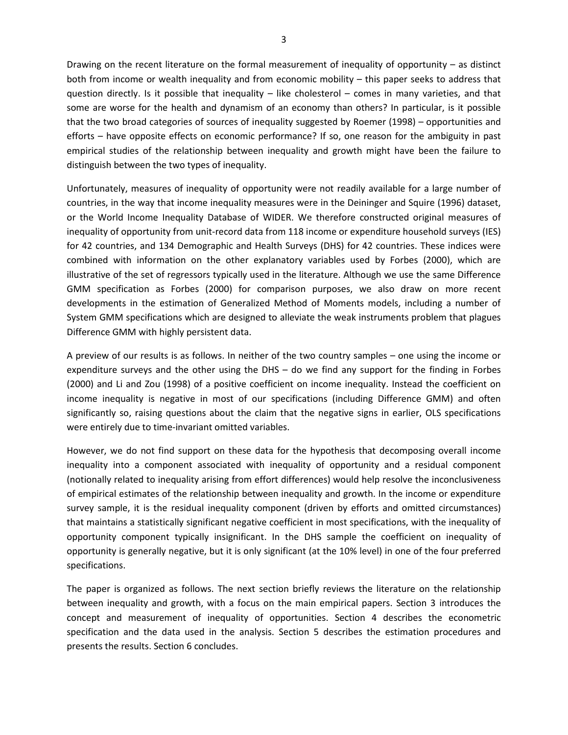Drawing on the recent literature on the formal measurement of inequality of opportunity – as distinct both from income or wealth inequality and from economic mobility – this paper seeks to address that question directly. Is it possible that inequality – like cholesterol – comes in many varieties, and that some are worse for the health and dynamism of an economy than others? In particular, is it possible that the two broad categories of sources of inequality suggested by Roemer (1998) – opportunities and efforts – have opposite effects on economic performance? If so, one reason for the ambiguity in past empirical studies of the relationship between inequality and growth might have been the failure to distinguish between the two types of inequality.

Unfortunately, measures of inequality of opportunity were not readily available for a large number of countries, in the way that income inequality measures were in the Deininger and Squire (1996) dataset, or the World Income Inequality Database of WIDER. We therefore constructed original measures of inequality of opportunity from unit-record data from 118 income or expenditure household surveys (IES) for 42 countries, and 134 Demographic and Health Surveys (DHS) for 42 countries. These indices were combined with information on the other explanatory variables used by Forbes (2000), which are illustrative of the set of regressors typically used in the literature. Although we use the same Difference GMM specification as Forbes (2000) for comparison purposes, we also draw on more recent developments in the estimation of Generalized Method of Moments models, including a number of System GMM specifications which are designed to alleviate the weak instruments problem that plagues Difference GMM with highly persistent data.

A preview of our results is as follows. In neither of the two country samples – one using the income or expenditure surveys and the other using the DHS – do we find any support for the finding in Forbes (2000) and Li and Zou (1998) of a positive coefficient on income inequality. Instead the coefficient on income inequality is negative in most of our specifications (including Difference GMM) and often significantly so, raising questions about the claim that the negative signs in earlier, OLS specifications were entirely due to time-invariant omitted variables.

However, we do not find support on these data for the hypothesis that decomposing overall income inequality into a component associated with inequality of opportunity and a residual component (notionally related to inequality arising from effort differences) would help resolve the inconclusiveness of empirical estimates of the relationship between inequality and growth. In the income or expenditure survey sample, it is the residual inequality component (driven by efforts and omitted circumstances) that maintains a statistically significant negative coefficient in most specifications, with the inequality of opportunity component typically insignificant. In the DHS sample the coefficient on inequality of opportunity is generally negative, but it is only significant (at the 10% level) in one of the four preferred specifications.

The paper is organized as follows. The next section briefly reviews the literature on the relationship between inequality and growth, with a focus on the main empirical papers. Section 3 introduces the concept and measurement of inequality of opportunities. Section 4 describes the econometric specification and the data used in the analysis. Section 5 describes the estimation procedures and presents the results. Section 6 concludes.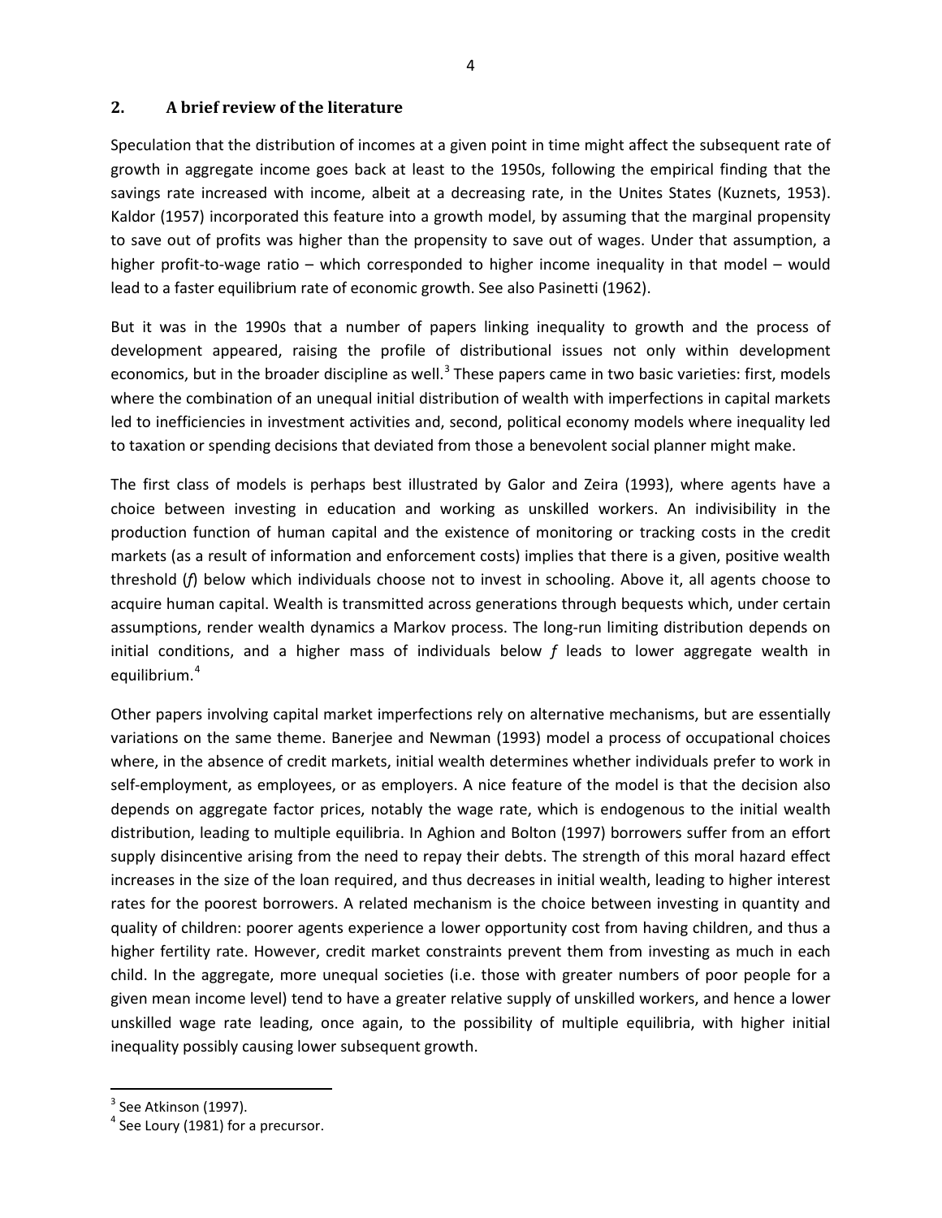## 2. A brief review of the literature

Speculation that the distribution of incomes at a given point in time might affect the subsequent rate of growth in aggregate income goes back at least to the 1950s, following the empirical finding that the savings rate increased with income, albeit at a decreasing rate, in the Unites States (Kuznets, 1953). Kaldor (1957) incorporated this feature into a growth model, by assuming that the marginal propensity to save out of profits was higher than the propensity to save out of wages. Under that assumption, a higher profit-to-wage ratio – which corresponded to higher income inequality in that model – would lead to a faster equilibrium rate of economic growth. See also Pasinetti (1962).

But it was in the 1990s that a number of papers linking inequality to growth and the process of development appeared, raising the profile of distributional issues not only within development economics, but in the broader discipline as well.[3] These papers came in two basic varieties: first, models where the combination of an unequal initial distribution of wealth with imperfections in capital markets led to inefficiencies in investment activities and, second, political economy models where inequality led to taxation or spending decisions that deviated from those a benevolent social planner might make.

The first class of models is perhaps best illustrated by Galor and Zeira (1993), where agents have a choice between investing in education and working as unskilled workers. An indivisibility in the production function of human capital and the existence of monitoring or tracking costs in the credit markets (as a result of information and enforcement costs) implies that there is a given, positive wealth threshold ($f$) below which individuals choose not to invest in schooling. Above it, all agents choose to acquire human capital. Wealth is transmitted across generations through bequests which, under certain assumptions, render wealth dynamics a Markov process. The long-run limiting distribution depends on initial conditions, and a higher mass of individuals below $f$ leads to lower aggregate wealth in equilibrium.[4]

Other papers involving capital market imperfections rely on alternative mechanisms, but are essentially variations on the same theme. Banerjee and Newman (1993) model a process of occupational choices where, in the absence of credit markets, initial wealth determines whether individuals prefer to work in self-employment, as employees, or as employers. A nice feature of the model is that the decision also depends on aggregate factor prices, notably the wage rate, which is endogenous to the initial wealth distribution, leading to multiple equilibria. In Aghion and Bolton (1997) borrowers suffer from an effort supply disincentive arising from the need to repay their debts. The strength of this moral hazard effect increases in the size of the loan required, and thus decreases in initial wealth, leading to higher interest rates for the poorest borrowers. A related mechanism is the choice between investing in quantity and quality of children: poorer agents experience a lower opportunity cost from having children, and thus a higher fertility rate. However, credit market constraints prevent them from investing as much in each child. In the aggregate, more unequal societies (i.e. those with greater numbers of poor people for a given mean income level) tend to have a greater relative supply of unskilled workers, and hence a lower unskilled wage rate leading, once again, to the possibility of multiple equilibria, with higher initial inequality possibly causing lower subsequent growth.

[3] See Atkinson (1997).

[4] See Loury (1981) for a precursor.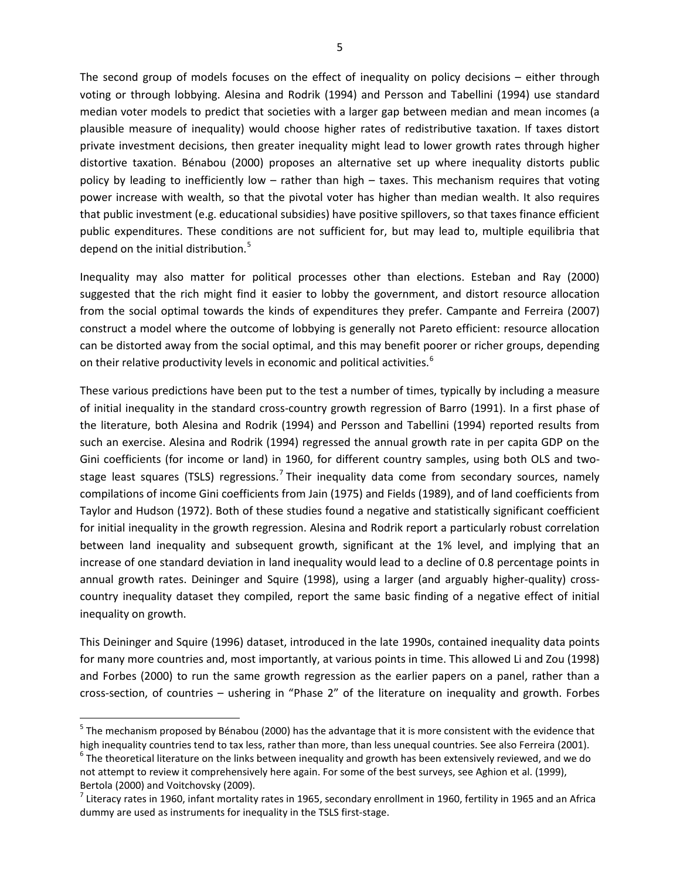The second group of models focuses on the effect of inequality on policy decisions – either through voting or through lobbying. Alesina and Rodrik (1994) and Persson and Tabellini (1994) use standard median voter models to predict that societies with a larger gap between median and mean incomes (a plausible measure of inequality) would choose higher rates of redistributive taxation. If taxes distort private investment decisions, then greater inequality might lead to lower growth rates through higher distortive taxation. Bénabou (2000) proposes an alternative set up where inequality distorts public policy by leading to inefficiently low – rather than high – taxes. This mechanism requires that voting power increase with wealth, so that the pivotal voter has higher than median wealth. It also requires that public investment (e.g. educational subsidies) have positive spillovers, so that taxes finance efficient public expenditures. These conditions are not sufficient for, but may lead to, multiple equilibria that depend on the initial distribution.[5]

Inequality may also matter for political processes other than elections. Esteban and Ray (2000) suggested that the rich might find it easier to lobby the government, and distort resource allocation from the social optimal towards the kinds of expenditures they prefer. Campante and Ferreira (2007) construct a model where the outcome of lobbying is generally not Pareto efficient: resource allocation can be distorted away from the social optimal, and this may benefit poorer or richer groups, depending on their relative productivity levels in economic and political activities.[6]

These various predictions have been put to the test a number of times, typically by including a measure of initial inequality in the standard cross-country growth regression of Barro (1991). In a first phase of the literature, both Alesina and Rodrik (1994) and Persson and Tabellini (1994) reported results from such an exercise. Alesina and Rodrik (1994) regressed the annual growth rate in per capita GDP on the Gini coefficients (for income or land) in 1960, for different country samples, using both OLS and two-stage least squares (TSLS) regressions.[7] Their inequality data come from secondary sources, namely compilations of income Gini coefficients from Jain (1975) and Fields (1989), and of land coefficients from Taylor and Hudson (1972). Both of these studies found a negative and statistically significant coefficient for initial inequality in the growth regression. Alesina and Rodrik report a particularly robust correlation between land inequality and subsequent growth, significant at the 1% level, and implying that an increase of one standard deviation in land inequality would lead to a decline of 0.8 percentage points in annual growth rates. Deininger and Squire (1998), using a larger (and arguably higher-quality) cross-country inequality dataset they compiled, report the same basic finding of a negative effect of initial inequality on growth.

This Deininger and Squire (1996) dataset, introduced in the late 1990s, contained inequality data points for many more countries and, most importantly, at various points in time. This allowed Li and Zou (1998) and Forbes (2000) to run the same growth regression as the earlier papers on a panel, rather than a cross-section, of countries – ushering in "Phase 2" of the literature on inequality and growth. Forbes

---

[5] The mechanism proposed by Bénabou (2000) has the advantage that it is more consistent with the evidence that high inequality countries tend to tax less, rather than more, than less unequal countries. See also Ferreira (2001).

[6] The theoretical literature on the links between inequality and growth has been extensively reviewed, and we do not attempt to review it comprehensively here again. For some of the best surveys, see Aghion et al. (1999), Bertola (2000) and Voitchovsky (2009).

[7] Literacy rates in 1960, infant mortality rates in 1965, secondary enrollment in 1960, fertility in 1965 and an Africa dummy are used as instruments for inequality in the TSLS first-stage.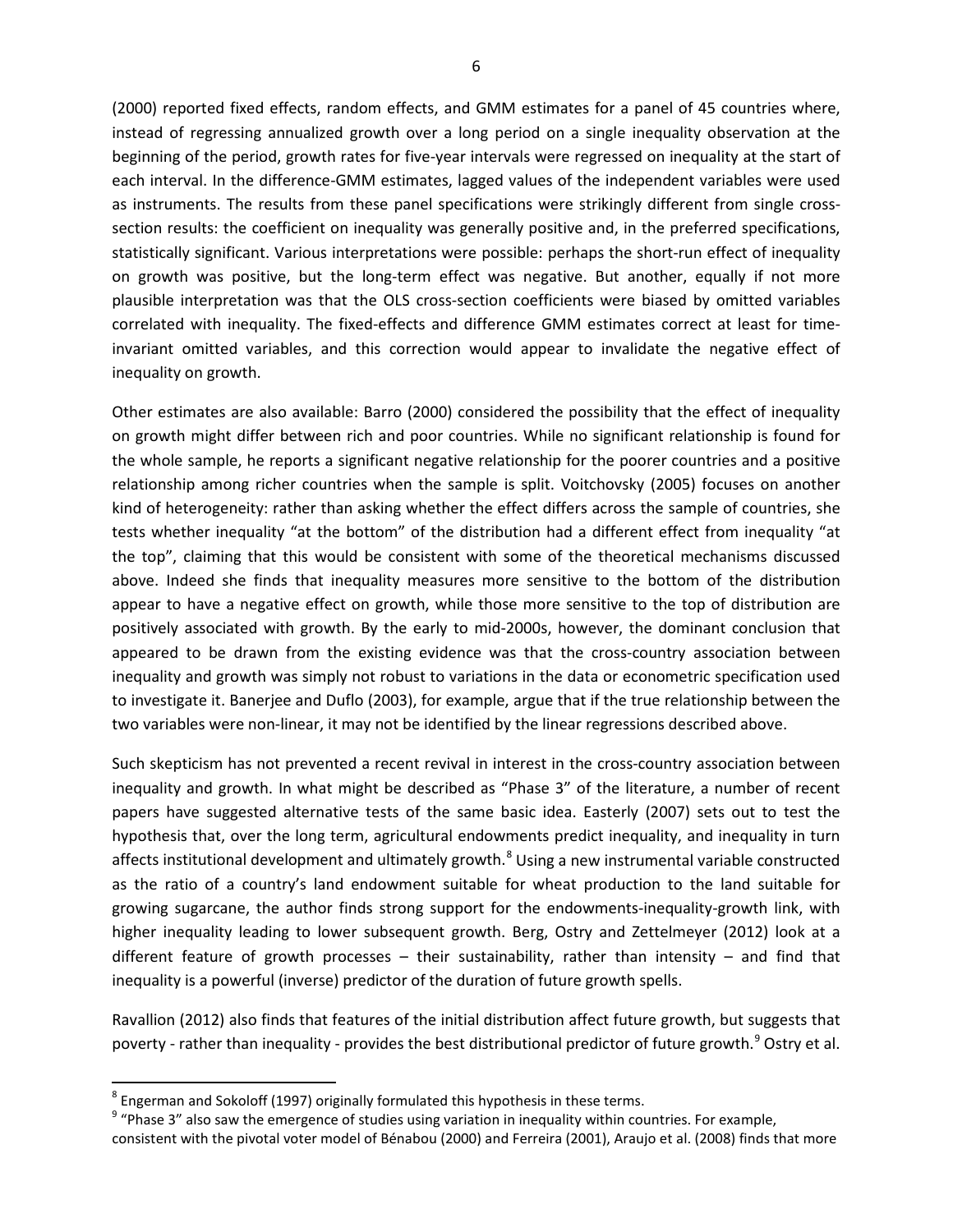(2000) reported fixed effects, random effects, and GMM estimates for a panel of 45 countries where, instead of regressing annualized growth over a long period on a single inequality observation at the beginning of the period, growth rates for five-year intervals were regressed on inequality at the start of each interval. In the difference-GMM estimates, lagged values of the independent variables were used as instruments. The results from these panel specifications were strikingly different from single cross-section results: the coefficient on inequality was generally positive and, in the preferred specifications, statistically significant. Various interpretations were possible: perhaps the short-run effect of inequality on growth was positive, but the long-term effect was negative. But another, equally if not more plausible interpretation was that the OLS cross-section coefficients were biased by omitted variables correlated with inequality. The fixed-effects and difference GMM estimates correct at least for time-invariant omitted variables, and this correction would appear to invalidate the negative effect of inequality on growth.

Other estimates are also available: Barro (2000) considered the possibility that the effect of inequality on growth might differ between rich and poor countries. While no significant relationship is found for the whole sample, he reports a significant negative relationship for the poorer countries and a positive relationship among richer countries when the sample is split. Voitchovsky (2005) focuses on another kind of heterogeneity: rather than asking whether the effect differs across the sample of countries, she tests whether inequality "at the bottom" of the distribution had a different effect from inequality "at the top", claiming that this would be consistent with some of the theoretical mechanisms discussed above. Indeed she finds that inequality measures more sensitive to the bottom of the distribution appear to have a negative effect on growth, while those more sensitive to the top of distribution are positively associated with growth. By the early to mid-2000s, however, the dominant conclusion that appeared to be drawn from the existing evidence was that the cross-country association between inequality and growth was simply not robust to variations in the data or econometric specification used to investigate it. Banerjee and Duflo (2003), for example, argue that if the true relationship between the two variables were non-linear, it may not be identified by the linear regressions described above.

Such skepticism has not prevented a recent revival in interest in the cross-country association between inequality and growth. In what might be described as "Phase 3" of the literature, a number of recent papers have suggested alternative tests of the same basic idea. Easterly (2007) sets out to test the hypothesis that, over the long term, agricultural endowments predict inequality, and inequality in turn affects institutional development and ultimately growth.[8] Using a new instrumental variable constructed as the ratio of a country's land endowment suitable for wheat production to the land suitable for growing sugarcane, the author finds strong support for the endowments-inequality-growth link, with higher inequality leading to lower subsequent growth. Berg, Ostry and Zettelmeyer (2012) look at a different feature of growth processes – their sustainability, rather than intensity – and find that inequality is a powerful (inverse) predictor of the duration of future growth spells.

Ravallion (2012) also finds that features of the initial distribution affect future growth, but suggests that poverty - rather than inequality - provides the best distributional predictor of future growth.[9] Ostry et al.

[8] Engerman and Sokoloff (1997) originally formulated this hypothesis in these terms.

[9] "Phase 3" also saw the emergence of studies using variation in inequality within countries. For example, consistent with the pivotal voter model of Bénabou (2000) and Ferreira (2001), Araujo et al. (2008) finds that more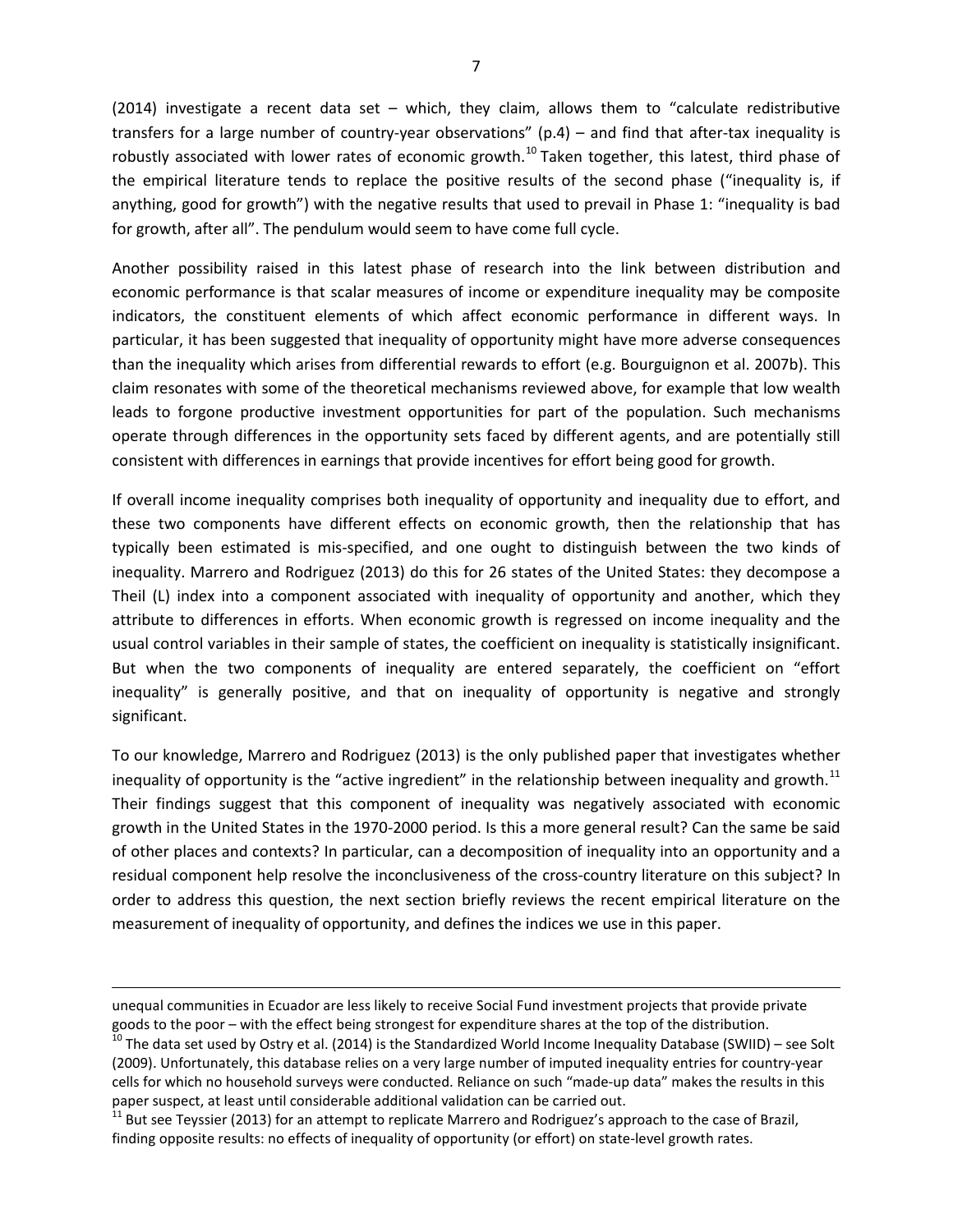(2014) investigate a recent data set – which, they claim, allows them to "calculate redistributive transfers for a large number of country-year observations" (p.4) – and find that after-tax inequality is robustly associated with lower rates of economic growth.[10] Taken together, this latest, third phase of the empirical literature tends to replace the positive results of the second phase ("inequality is, if anything, good for growth") with the negative results that used to prevail in Phase 1: "inequality is bad for growth, after all". The pendulum would seem to have come full cycle.

Another possibility raised in this latest phase of research into the link between distribution and economic performance is that scalar measures of income or expenditure inequality may be composite indicators, the constituent elements of which affect economic performance in different ways. In particular, it has been suggested that inequality of opportunity might have more adverse consequences than the inequality which arises from differential rewards to effort (e.g. Bourguignon et al. 2007b). This claim resonates with some of the theoretical mechanisms reviewed above, for example that low wealth leads to forgone productive investment opportunities for part of the population. Such mechanisms operate through differences in the opportunity sets faced by different agents, and are potentially still consistent with differences in earnings that provide incentives for effort being good for growth.

If overall income inequality comprises both inequality of opportunity and inequality due to effort, and these two components have different effects on economic growth, then the relationship that has typically been estimated is mis-specified, and one ought to distinguish between the two kinds of inequality. Marrero and Rodriguez (2013) do this for 26 states of the United States: they decompose a Theil (L) index into a component associated with inequality of opportunity and another, which they attribute to differences in efforts. When economic growth is regressed on income inequality and the usual control variables in their sample of states, the coefficient on inequality is statistically insignificant. But when the two components of inequality are entered separately, the coefficient on "effort inequality" is generally positive, and that on inequality of opportunity is negative and strongly significant.

To our knowledge, Marrero and Rodriguez (2013) is the only published paper that investigates whether inequality of opportunity is the "active ingredient" in the relationship between inequality and growth.[11] Their findings suggest that this component of inequality was negatively associated with economic growth in the United States in the 1970-2000 period. Is this a more general result? Can the same be said of other places and contexts? In particular, can a decomposition of inequality into an opportunity and a residual component help resolve the inconclusiveness of the cross-country literature on this subject? In order to address this question, the next section briefly reviews the recent empirical literature on the measurement of inequality of opportunity, and defines the indices we use in this paper.

---

unequal communities in Ecuador are less likely to receive Social Fund investment projects that provide private goods to the poor – with the effect being strongest for expenditure shares at the top of the distribution.

[10] The data set used by Ostry et al. (2014) is the Standardized World Income Inequality Database (SWIID) – see Solt (2009). Unfortunately, this database relies on a very large number of imputed inequality entries for country-year cells for which no household surveys were conducted. Reliance on such "made-up data" makes the results in this paper suspect, at least until considerable additional validation can be carried out.

[11] But see Teyssier (2013) for an attempt to replicate Marrero and Rodriguez's approach to the case of Brazil, finding opposite results: no effects of inequality of opportunity (or effort) on state-level growth rates.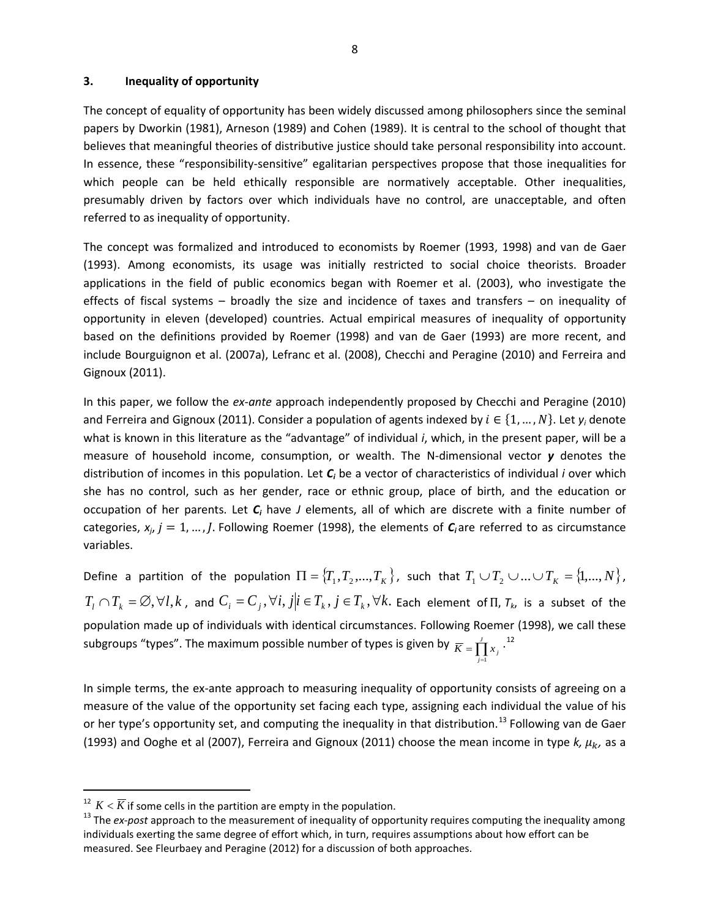## 3. Inequality of opportunity

The concept of equality of opportunity has been widely discussed among philosophers since the seminal papers by Dworkin (1981), Arneson (1989) and Cohen (1989). It is central to the school of thought that believes that meaningful theories of distributive justice should take personal responsibility into account. In essence, these "responsibility-sensitive" egalitarian perspectives propose that those inequalities for which people can be held ethically responsible are normatively acceptable. Other inequalities, presumably driven by factors over which individuals have no control, are unacceptable, and often referred to as inequality of opportunity.

The concept was formalized and introduced to economists by Roemer (1993, 1998) and van de Gaer (1993). Among economists, its usage was initially restricted to social choice theorists. Broader applications in the field of public economics began with Roemer et al. (2003), who investigate the effects of fiscal systems – broadly the size and incidence of taxes and transfers – on inequality of opportunity in eleven (developed) countries. Actual empirical measures of inequality of opportunity based on the definitions provided by Roemer (1998) and van de Gaer (1993) are more recent, and include Bourguignon et al. (2007a), Lefranc et al. (2008), Checchi and Peragine (2010) and Ferreira and Gignoux (2011).

In this paper, we follow the *ex-ante* approach independently proposed by Checchi and Peragine (2010) and Ferreira and Gignoux (2011). Consider a population of agents indexed by $i \in \{1, \ldots, N\}$. Let $y_i$ denote what is known in this literature as the "advantage" of individual *i*, which, in the present paper, will be a measure of household income, consumption, or wealth. The N-dimensional vector $\boldsymbol{y}$ denotes the distribution of incomes in this population. Let $\boldsymbol{C}_i$ be a vector of characteristics of individual *i* over which she has no control, such as her gender, race or ethnic group, place of birth, and the education or occupation of her parents. Let $\boldsymbol{C}_i$ have *J* elements, all of which are discrete with a finite number of categories, $x_j, j = 1, \ldots, J$. Following Roemer (1998), the elements of $\boldsymbol{C}_i$ are referred to as circumstance variables.

Define a partition of the population $\Pi = \{T_1, T_2, \ldots, T_K\}$, such that $T_1 \cup T_2 \cup \ldots \cup T_K = \{1, \ldots, N\}$, $T_l \cap T_k = \emptyset, \forall l, k$, and $C_i = C_j, \forall i, j | i \in T_k, j \in T_k, \forall k$. Each element of $\Pi$, $T_k$, is a subset of the population made up of individuals with identical circumstances. Following Roemer (1998), we call these subgroups "types". The maximum possible number of types is given by $\overline{K} = \prod_{j=1}^{J} x_j$.[12]

In simple terms, the ex-ante approach to measuring inequality of opportunity consists of agreeing on a measure of the value of the opportunity set facing each type, assigning each individual the value of his or her type's opportunity set, and computing the inequality in that distribution.[13] Following van de Gaer (1993) and Ooghe et al (2007), Ferreira and Gignoux (2011) choose the mean income in type *k*, $\mu_k$, as a

---

[12] $K < \overline{K}$ if some cells in the partition are empty in the population.

[13] The *ex-post* approach to the measurement of inequality of opportunity requires computing the inequality among individuals exerting the same degree of effort which, in turn, requires assumptions about how effort can be measured. See Fleurbaey and Peragine (2012) for a discussion of both approaches.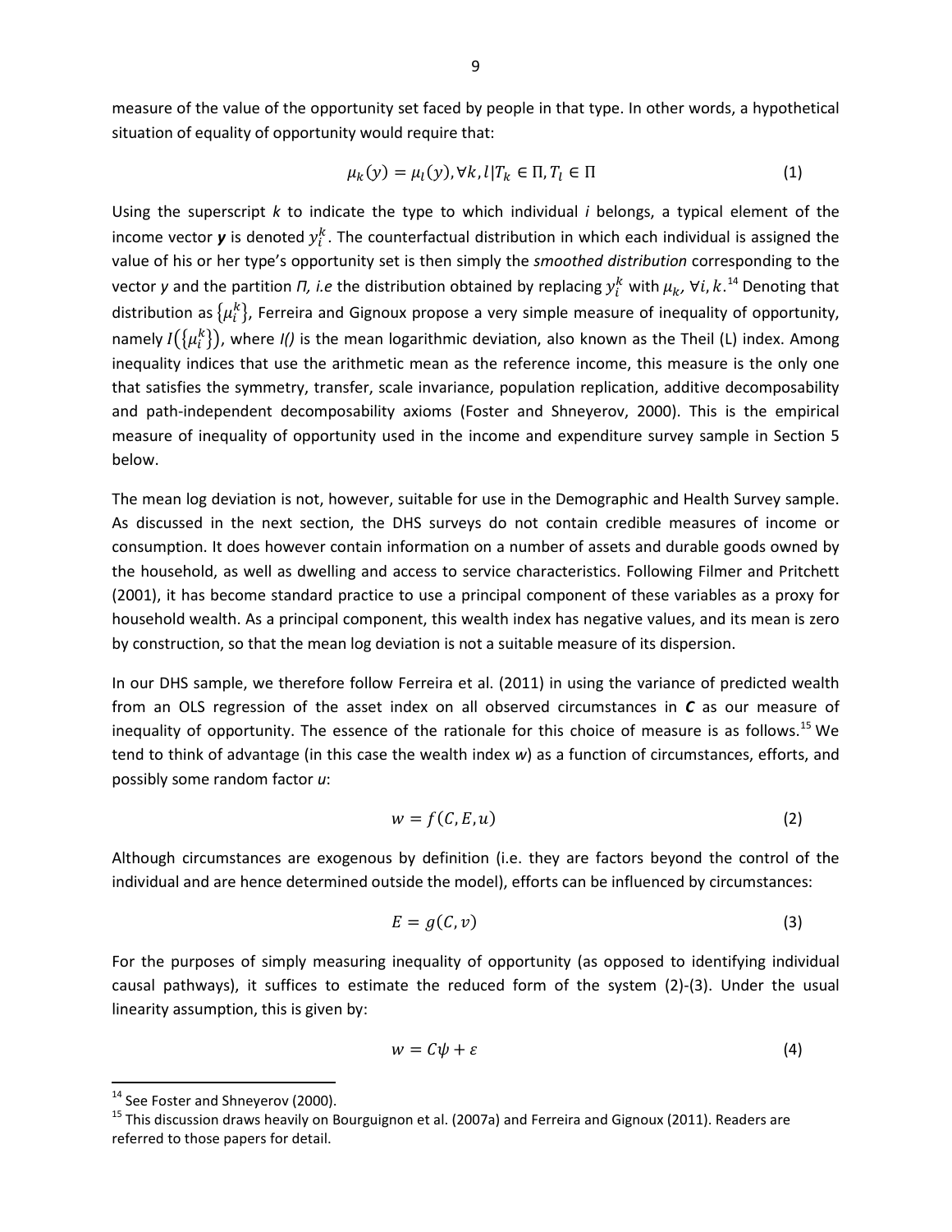measure of the value of the opportunity set faced by people in that type. In other words, a hypothetical situation of equality of opportunity would require that:

$$\mu_k(y) = \mu_l(y), \forall k, l | T_k \in \Pi, T_l \in \Pi \tag{1}$$

Using the superscript *k* to indicate the type to which individual *i* belongs, a typical element of the income vector ***y*** is denoted $y_i^k$. The counterfactual distribution in which each individual is assigned the value of his or her type's opportunity set is then simply the *smoothed distribution* corresponding to the vector *y* and the partition *Π, i.e* the distribution obtained by replacing $y_i^k$ with $\mu_k$, $\forall i, k$.[14] Denoting that distribution as $\{\mu_i^k\}$, Ferreira and Gignoux propose a very simple measure of inequality of opportunity, namely $I(\{\mu_i^k\})$, where *I()* is the mean logarithmic deviation, also known as the Theil (L) index. Among inequality indices that use the arithmetic mean as the reference income, this measure is the only one that satisfies the symmetry, transfer, scale invariance, population replication, additive decomposability and path-independent decomposability axioms (Foster and Shneyerov, 2000). This is the empirical measure of inequality of opportunity used in the income and expenditure survey sample in Section 5 below.

The mean log deviation is not, however, suitable for use in the Demographic and Health Survey sample. As discussed in the next section, the DHS surveys do not contain credible measures of income or consumption. It does however contain information on a number of assets and durable goods owned by the household, as well as dwelling and access to service characteristics. Following Filmer and Pritchett (2001), it has become standard practice to use a principal component of these variables as a proxy for household wealth. As a principal component, this wealth index has negative values, and its mean is zero by construction, so that the mean log deviation is not a suitable measure of its dispersion.

In our DHS sample, we therefore follow Ferreira et al. (2011) in using the variance of predicted wealth from an OLS regression of the asset index on all observed circumstances in ***C*** as our measure of inequality of opportunity. The essence of the rationale for this choice of measure is as follows.[15] We tend to think of advantage (in this case the wealth index *w*) as a function of circumstances, efforts, and possibly some random factor *u*:

$$w = f(C, E, u) \tag{2}$$

Although circumstances are exogenous by definition (i.e. they are factors beyond the control of the individual and are hence determined outside the model), efforts can be influenced by circumstances:

$$E = g(C, v) \tag{3}$$

For the purposes of simply measuring inequality of opportunity (as opposed to identifying individual causal pathways), it suffices to estimate the reduced form of the system (2)-(3). Under the usual linearity assumption, this is given by:

$$w = C\psi + \varepsilon \tag{4}$$

[14] See Foster and Shneyerov (2000).

[15] This discussion draws heavily on Bourguignon et al. (2007a) and Ferreira and Gignoux (2011). Readers are referred to those papers for detail.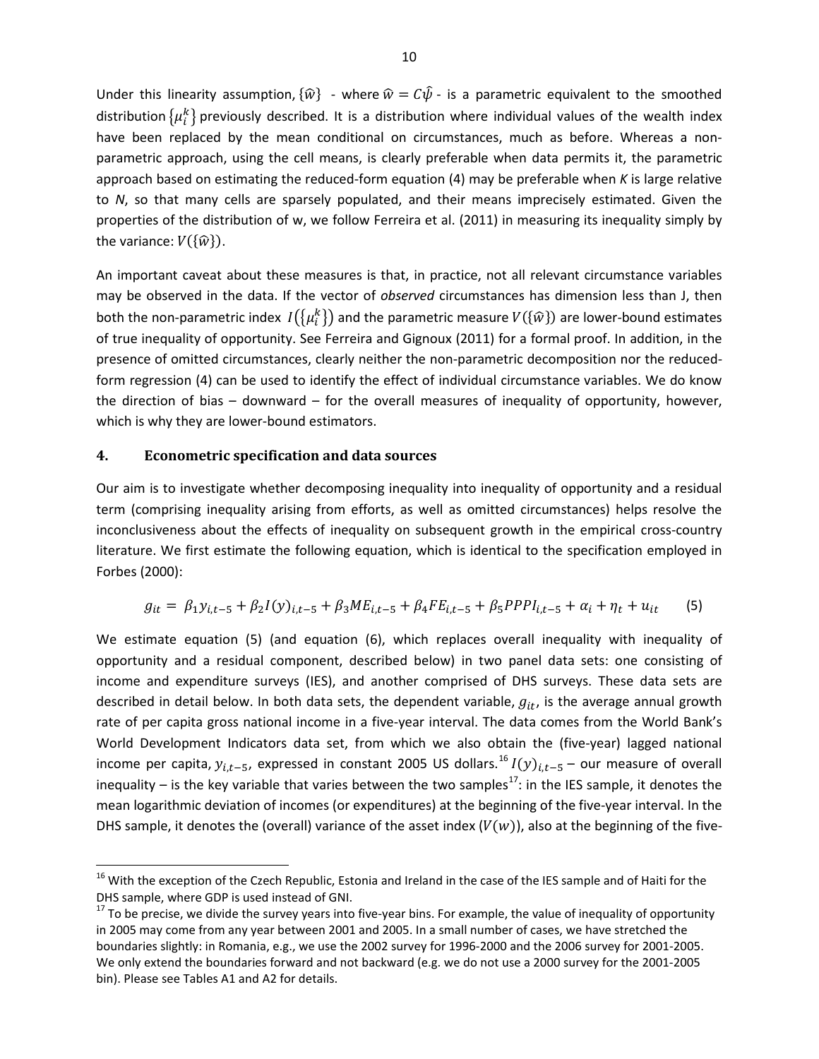Under this linearity assumption, $\{\hat{w}\}$ - where $\hat{w} = C\hat{\psi}$ - is a parametric equivalent to the smoothed distribution $\{\mu_i^k\}$ previously described. It is a distribution where individual values of the wealth index have been replaced by the mean conditional on circumstances, much as before. Whereas a non-parametric approach, using the cell means, is clearly preferable when data permits it, the parametric approach based on estimating the reduced-form equation (4) may be preferable when *K* is large relative to *N*, so that many cells are sparsely populated, and their means imprecisely estimated. Given the properties of the distribution of w, we follow Ferreira et al. (2011) in measuring its inequality simply by the variance: $V(\{\hat{w}\})$.

An important caveat about these measures is that, in practice, not all relevant circumstance variables may be observed in the data. If the vector of *observed* circumstances has dimension less than J, then both the non-parametric index $I(\{\mu_i^k\})$ and the parametric measure $V(\{\hat{w}\})$ are lower-bound estimates of true inequality of opportunity. See Ferreira and Gignoux (2011) for a formal proof. In addition, in the presence of omitted circumstances, clearly neither the non-parametric decomposition nor the reduced-form regression (4) can be used to identify the effect of individual circumstance variables. We do know the direction of bias – downward – for the overall measures of inequality of opportunity, however, which is why they are lower-bound estimators.

## 4. Econometric specification and data sources

Our aim is to investigate whether decomposing inequality into inequality of opportunity and a residual term (comprising inequality arising from efforts, as well as omitted circumstances) helps resolve the inconclusiveness about the effects of inequality on subsequent growth in the empirical cross-country literature. We first estimate the following equation, which is identical to the specification employed in Forbes (2000):

$$g_{it} = \beta_1 y_{i,t-5} + \beta_2 I(y)_{i,t-5} + \beta_3 ME_{i,t-5} + \beta_4 FE_{i,t-5} + \beta_5 PPPI_{i,t-5} + \alpha_i + \eta_t + u_{it} \qquad (5)$$

We estimate equation (5) (and equation (6), which replaces overall inequality with inequality of opportunity and a residual component, described below) in two panel data sets: one consisting of income and expenditure surveys (IES), and another comprised of DHS surveys. These data sets are described in detail below. In both data sets, the dependent variable, $g_{it}$, is the average annual growth rate of per capita gross national income in a five-year interval. The data comes from the World Bank's World Development Indicators data set, from which we also obtain the (five-year) lagged national income per capita, $y_{i,t-5}$, expressed in constant 2005 US dollars.[16] $I(y)_{i,t-5}$ – our measure of overall inequality – is the key variable that varies between the two samples[17]: in the IES sample, it denotes the mean logarithmic deviation of incomes (or expenditures) at the beginning of the five-year interval. In the DHS sample, it denotes the (overall) variance of the asset index ($V(w)$), also at the beginning of the five-

[16] With the exception of the Czech Republic, Estonia and Ireland in the case of the IES sample and of Haiti for the DHS sample, where GDP is used instead of GNI.

[17] To be precise, we divide the survey years into five-year bins. For example, the value of inequality of opportunity in 2005 may come from any year between 2001 and 2005. In a small number of cases, we have stretched the boundaries slightly: in Romania, e.g., we use the 2002 survey for 1996-2000 and the 2006 survey for 2001-2005. We only extend the boundaries forward and not backward (e.g. we do not use a 2000 survey for the 2001-2005 bin). Please see Tables A1 and A2 for details.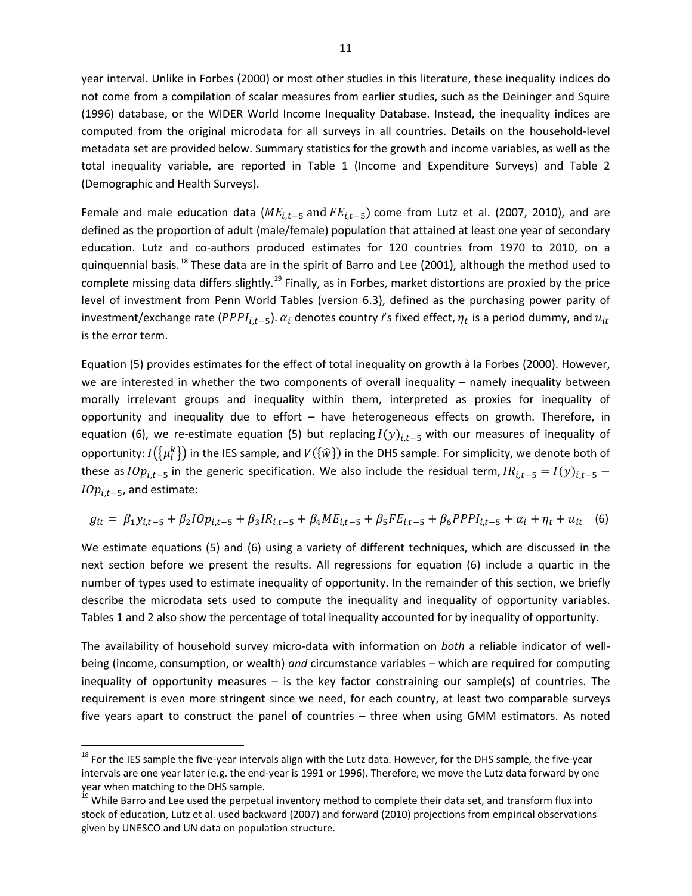year interval. Unlike in Forbes (2000) or most other studies in this literature, these inequality indices do not come from a compilation of scalar measures from earlier studies, such as the Deininger and Squire (1996) database, or the WIDER World Income Inequality Database. Instead, the inequality indices are computed from the original microdata for all surveys in all countries. Details on the household-level metadata set are provided below. Summary statistics for the growth and income variables, as well as the total inequality variable, are reported in Table 1 (Income and Expenditure Surveys) and Table 2 (Demographic and Health Surveys).

Female and male education data ($ME_{i,t-5}$ and $FE_{i,t-5}$) come from Lutz et al. (2007, 2010), and are defined as the proportion of adult (male/female) population that attained at least one year of secondary education. Lutz and co-authors produced estimates for 120 countries from 1970 to 2010, on a quinquennial basis.[18] These data are in the spirit of Barro and Lee (2001), although the method used to complete missing data differs slightly.[19] Finally, as in Forbes, market distortions are proxied by the price level of investment from Penn World Tables (version 6.3), defined as the purchasing power parity of investment/exchange rate ($PPPI_{i,t-5}$). $\alpha_i$ denotes country *i*'s fixed effect, $\eta_t$ is a period dummy, and $u_{it}$ is the error term.

Equation (5) provides estimates for the effect of total inequality on growth à la Forbes (2000). However, we are interested in whether the two components of overall inequality – namely inequality between morally irrelevant groups and inequality within them, interpreted as proxies for inequality of opportunity and inequality due to effort – have heterogeneous effects on growth. Therefore, in equation (6), we re-estimate equation (5) but replacing $I(y)_{i,t-5}$ with our measures of inequality of opportunity: $I(\{\mu_i^k\})$ in the IES sample, and $V(\{\widehat{w}\})$ in the DHS sample. For simplicity, we denote both of these as $IOp_{i,t-5}$ in the generic specification. We also include the residual term, $IR_{i,t-5} = I(y)_{i,t-5} - IOp_{i,t-5}$, and estimate:

$$g_{it} = \beta_1 y_{i,t-5} + \beta_2 IOp_{i,t-5} + \beta_3 IR_{i,t-5} + \beta_4 ME_{i,t-5} + \beta_5 FE_{i,t-5} + \beta_6 PPPI_{i,t-5} + \alpha_i + \eta_t + u_{it} \quad (6)$$

We estimate equations (5) and (6) using a variety of different techniques, which are discussed in the next section before we present the results. All regressions for equation (6) include a quartic in the number of types used to estimate inequality of opportunity. In the remainder of this section, we briefly describe the microdata sets used to compute the inequality and inequality of opportunity variables. Tables 1 and 2 also show the percentage of total inequality accounted for by inequality of opportunity.

The availability of household survey micro-data with information on *both* a reliable indicator of well-being (income, consumption, or wealth) *and* circumstance variables – which are required for computing inequality of opportunity measures – is the key factor constraining our sample(s) of countries. The requirement is even more stringent since we need, for each country, at least two comparable surveys five years apart to construct the panel of countries – three when using GMM estimators. As noted

[18] For the IES sample the five-year intervals align with the Lutz data. However, for the DHS sample, the five-year intervals are one year later (e.g. the end-year is 1991 or 1996). Therefore, we move the Lutz data forward by one year when matching to the DHS sample.

[19] While Barro and Lee used the perpetual inventory method to complete their data set, and transform flux into stock of education, Lutz et al. used backward (2007) and forward (2010) projections from empirical observations given by UNESCO and UN data on population structure.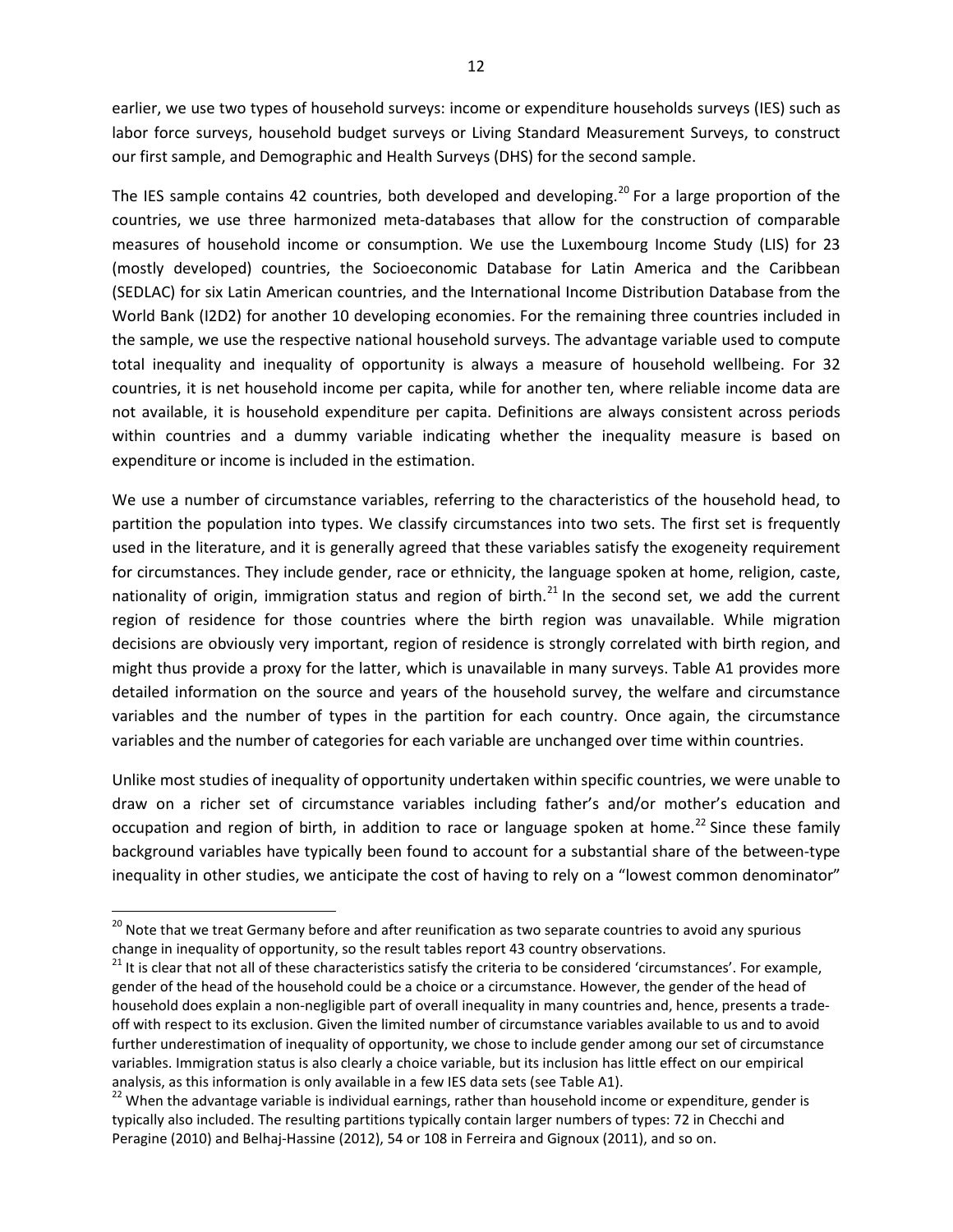earlier, we use two types of household surveys: income or expenditure households surveys (IES) such as labor force surveys, household budget surveys or Living Standard Measurement Surveys, to construct our first sample, and Demographic and Health Surveys (DHS) for the second sample.

The IES sample contains 42 countries, both developed and developing.[20] For a large proportion of the countries, we use three harmonized meta-databases that allow for the construction of comparable measures of household income or consumption. We use the Luxembourg Income Study (LIS) for 23 (mostly developed) countries, the Socioeconomic Database for Latin America and the Caribbean (SEDLAC) for six Latin American countries, and the International Income Distribution Database from the World Bank (I2D2) for another 10 developing economies. For the remaining three countries included in the sample, we use the respective national household surveys. The advantage variable used to compute total inequality and inequality of opportunity is always a measure of household wellbeing. For 32 countries, it is net household income per capita, while for another ten, where reliable income data are not available, it is household expenditure per capita. Definitions are always consistent across periods within countries and a dummy variable indicating whether the inequality measure is based on expenditure or income is included in the estimation.

We use a number of circumstance variables, referring to the characteristics of the household head, to partition the population into types. We classify circumstances into two sets. The first set is frequently used in the literature, and it is generally agreed that these variables satisfy the exogeneity requirement for circumstances. They include gender, race or ethnicity, the language spoken at home, religion, caste, nationality of origin, immigration status and region of birth.[21] In the second set, we add the current region of residence for those countries where the birth region was unavailable. While migration decisions are obviously very important, region of residence is strongly correlated with birth region, and might thus provide a proxy for the latter, which is unavailable in many surveys. Table A1 provides more detailed information on the source and years of the household survey, the welfare and circumstance variables and the number of types in the partition for each country. Once again, the circumstance variables and the number of categories for each variable are unchanged over time within countries.

Unlike most studies of inequality of opportunity undertaken within specific countries, we were unable to draw on a richer set of circumstance variables including father's and/or mother's education and occupation and region of birth, in addition to race or language spoken at home.[22] Since these family background variables have typically been found to account for a substantial share of the between-type inequality in other studies, we anticipate the cost of having to rely on a "lowest common denominator"

---

[20] Note that we treat Germany before and after reunification as two separate countries to avoid any spurious change in inequality of opportunity, so the result tables report 43 country observations.

[21] It is clear that not all of these characteristics satisfy the criteria to be considered 'circumstances'. For example, gender of the head of the household could be a choice or a circumstance. However, the gender of the head of household does explain a non-negligible part of overall inequality in many countries and, hence, presents a trade-off with respect to its exclusion. Given the limited number of circumstance variables available to us and to avoid further underestimation of inequality of opportunity, we chose to include gender among our set of circumstance variables. Immigration status is also clearly a choice variable, but its inclusion has little effect on our empirical analysis, as this information is only available in a few IES data sets (see Table A1).

[22] When the advantage variable is individual earnings, rather than household income or expenditure, gender is typically also included. The resulting partitions typically contain larger numbers of types: 72 in Checchi and Peragine (2010) and Belhaj-Hassine (2012), 54 or 108 in Ferreira and Gignoux (2011), and so on.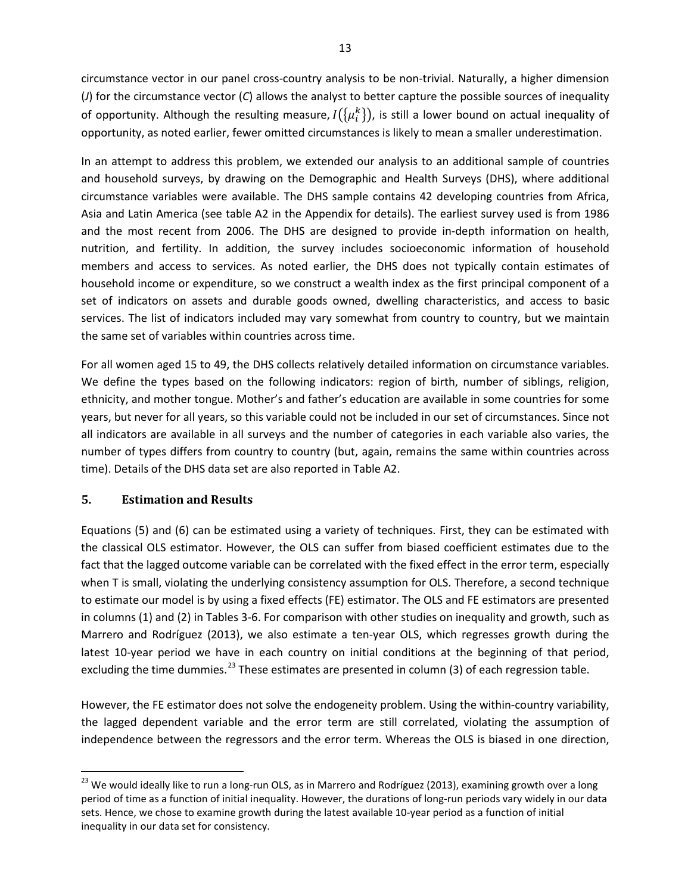circumstance vector in our panel cross-country analysis to be non-trivial. Naturally, a higher dimension ($J$) for the circumstance vector ($C$) allows the analyst to better capture the possible sources of inequality of opportunity. Although the resulting measure, $I(\{\mu_i^k\})$, is still a lower bound on actual inequality of opportunity, as noted earlier, fewer omitted circumstances is likely to mean a smaller underestimation.

In an attempt to address this problem, we extended our analysis to an additional sample of countries and household surveys, by drawing on the Demographic and Health Surveys (DHS), where additional circumstance variables were available. The DHS sample contains 42 developing countries from Africa, Asia and Latin America (see table A2 in the Appendix for details). The earliest survey used is from 1986 and the most recent from 2006. The DHS are designed to provide in-depth information on health, nutrition, and fertility. In addition, the survey includes socioeconomic information of household members and access to services. As noted earlier, the DHS does not typically contain estimates of household income or expenditure, so we construct a wealth index as the first principal component of a set of indicators on assets and durable goods owned, dwelling characteristics, and access to basic services. The list of indicators included may vary somewhat from country to country, but we maintain the same set of variables within countries across time.

For all women aged 15 to 49, the DHS collects relatively detailed information on circumstance variables. We define the types based on the following indicators: region of birth, number of siblings, religion, ethnicity, and mother tongue. Mother's and father's education are available in some countries for some years, but never for all years, so this variable could not be included in our set of circumstances. Since not all indicators are available in all surveys and the number of categories in each variable also varies, the number of types differs from country to country (but, again, remains the same within countries across time). Details of the DHS data set are also reported in Table A2.

## 5. Estimation and Results

Equations (5) and (6) can be estimated using a variety of techniques. First, they can be estimated with the classical OLS estimator. However, the OLS can suffer from biased coefficient estimates due to the fact that the lagged outcome variable can be correlated with the fixed effect in the error term, especially when T is small, violating the underlying consistency assumption for OLS. Therefore, a second technique to estimate our model is by using a fixed effects (FE) estimator. The OLS and FE estimators are presented in columns (1) and (2) in Tables 3-6. For comparison with other studies on inequality and growth, such as Marrero and Rodríguez (2013), we also estimate a ten-year OLS, which regresses growth during the latest 10-year period we have in each country on initial conditions at the beginning of that period, excluding the time dummies.[23] These estimates are presented in column (3) of each regression table.

However, the FE estimator does not solve the endogeneity problem. Using the within-country variability, the lagged dependent variable and the error term are still correlated, violating the assumption of independence between the regressors and the error term. Whereas the OLS is biased in one direction,

[23] We would ideally like to run a long-run OLS, as in Marrero and Rodríguez (2013), examining growth over a long period of time as a function of initial inequality. However, the durations of long-run periods vary widely in our data sets. Hence, we chose to examine growth during the latest available 10-year period as a function of initial inequality in our data set for consistency.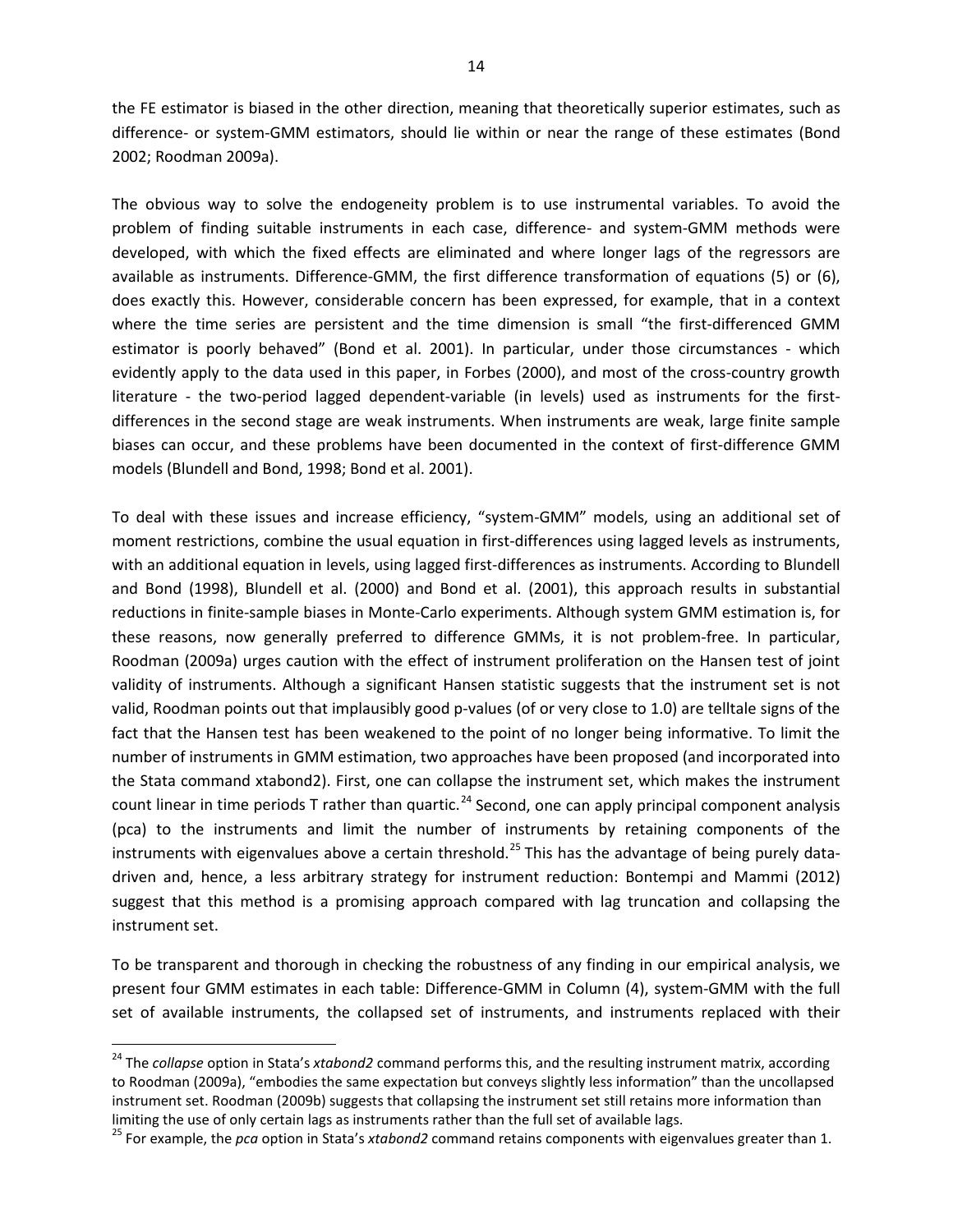the FE estimator is biased in the other direction, meaning that theoretically superior estimates, such as difference- or system-GMM estimators, should lie within or near the range of these estimates (Bond 2002; Roodman 2009a).

The obvious way to solve the endogeneity problem is to use instrumental variables. To avoid the problem of finding suitable instruments in each case, difference- and system-GMM methods were developed, with which the fixed effects are eliminated and where longer lags of the regressors are available as instruments. Difference-GMM, the first difference transformation of equations (5) or (6), does exactly this. However, considerable concern has been expressed, for example, that in a context where the time series are persistent and the time dimension is small "the first-differenced GMM estimator is poorly behaved" (Bond et al. 2001). In particular, under those circumstances - which evidently apply to the data used in this paper, in Forbes (2000), and most of the cross-country growth literature - the two-period lagged dependent-variable (in levels) used as instruments for the first-differences in the second stage are weak instruments. When instruments are weak, large finite sample biases can occur, and these problems have been documented in the context of first-difference GMM models (Blundell and Bond, 1998; Bond et al. 2001).

To deal with these issues and increase efficiency, "system-GMM" models, using an additional set of moment restrictions, combine the usual equation in first-differences using lagged levels as instruments, with an additional equation in levels, using lagged first-differences as instruments. According to Blundell and Bond (1998), Blundell et al. (2000) and Bond et al. (2001), this approach results in substantial reductions in finite-sample biases in Monte-Carlo experiments. Although system GMM estimation is, for these reasons, now generally preferred to difference GMMs, it is not problem-free. In particular, Roodman (2009a) urges caution with the effect of instrument proliferation on the Hansen test of joint validity of instruments. Although a significant Hansen statistic suggests that the instrument set is not valid, Roodman points out that implausibly good p-values (of or very close to 1.0) are telltale signs of the fact that the Hansen test has been weakened to the point of no longer being informative. To limit the number of instruments in GMM estimation, two approaches have been proposed (and incorporated into the Stata command xtabond2). First, one can collapse the instrument set, which makes the instrument count linear in time periods T rather than quartic.[24] Second, one can apply principal component analysis (pca) to the instruments and limit the number of instruments by retaining components of the instruments with eigenvalues above a certain threshold.[25] This has the advantage of being purely data-driven and, hence, a less arbitrary strategy for instrument reduction: Bontempi and Mammi (2012) suggest that this method is a promising approach compared with lag truncation and collapsing the instrument set.

To be transparent and thorough in checking the robustness of any finding in our empirical analysis, we present four GMM estimates in each table: Difference-GMM in Column (4), system-GMM with the full set of available instruments, the collapsed set of instruments, and instruments replaced with their

[24] The *collapse* option in Stata's *xtabond2* command performs this, and the resulting instrument matrix, according to Roodman (2009a), "embodies the same expectation but conveys slightly less information" than the uncollapsed instrument set. Roodman (2009b) suggests that collapsing the instrument set still retains more information than limiting the use of only certain lags as instruments rather than the full set of available lags.

[25] For example, the *pca* option in Stata's *xtabond2* command retains components with eigenvalues greater than 1.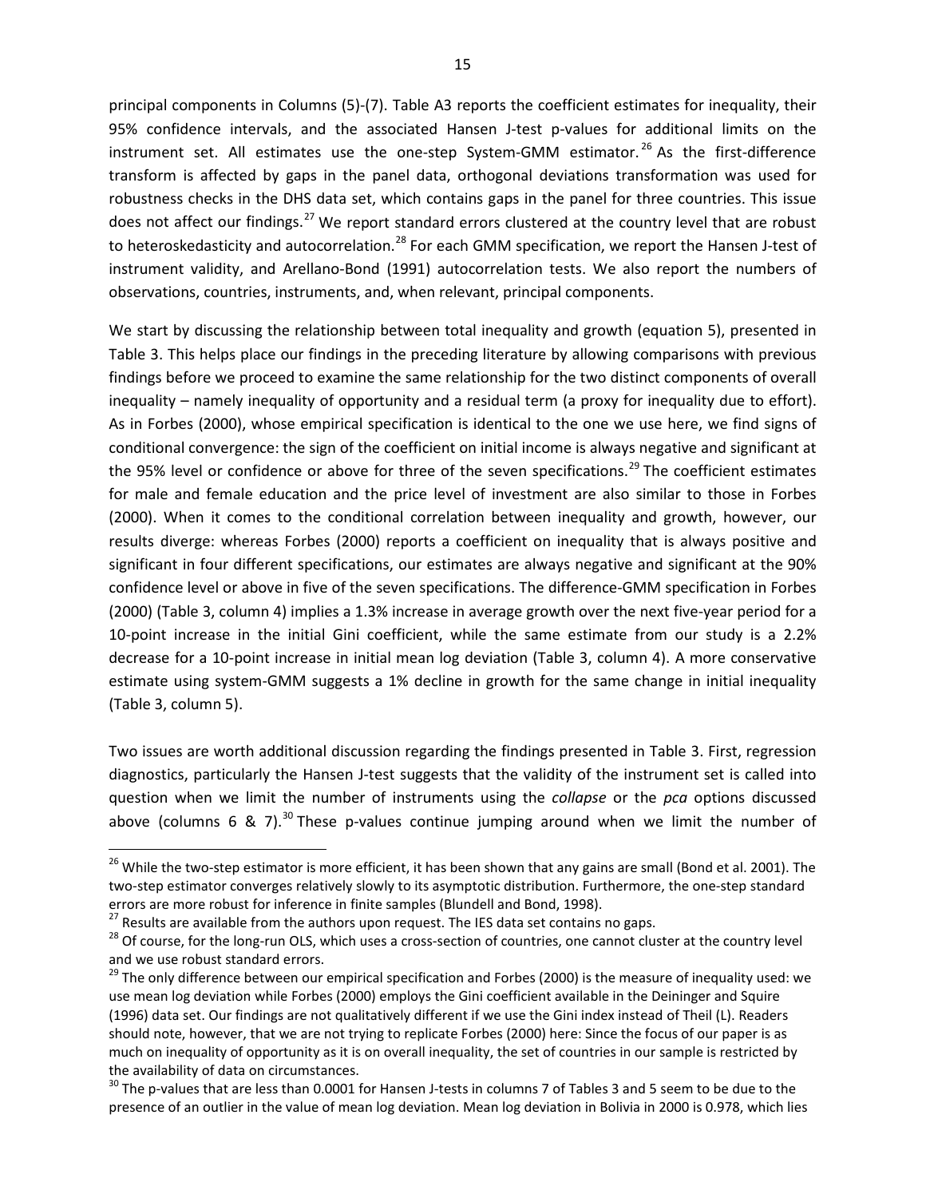principal components in Columns (5)-(7). Table A3 reports the coefficient estimates for inequality, their 95% confidence intervals, and the associated Hansen J-test p-values for additional limits on the instrument set. All estimates use the one-step System-GMM estimator.[26] As the first-difference transform is affected by gaps in the panel data, orthogonal deviations transformation was used for robustness checks in the DHS data set, which contains gaps in the panel for three countries. This issue does not affect our findings.[27] We report standard errors clustered at the country level that are robust to heteroskedasticity and autocorrelation.[28] For each GMM specification, we report the Hansen J-test of instrument validity, and Arellano-Bond (1991) autocorrelation tests. We also report the numbers of observations, countries, instruments, and, when relevant, principal components.

We start by discussing the relationship between total inequality and growth (equation 5), presented in Table 3. This helps place our findings in the preceding literature by allowing comparisons with previous findings before we proceed to examine the same relationship for the two distinct components of overall inequality – namely inequality of opportunity and a residual term (a proxy for inequality due to effort). As in Forbes (2000), whose empirical specification is identical to the one we use here, we find signs of conditional convergence: the sign of the coefficient on initial income is always negative and significant at the 95% level or confidence or above for three of the seven specifications.[29] The coefficient estimates for male and female education and the price level of investment are also similar to those in Forbes (2000). When it comes to the conditional correlation between inequality and growth, however, our results diverge: whereas Forbes (2000) reports a coefficient on inequality that is always positive and significant in four different specifications, our estimates are always negative and significant at the 90% confidence level or above in five of the seven specifications. The difference-GMM specification in Forbes (2000) (Table 3, column 4) implies a 1.3% increase in average growth over the next five-year period for a 10-point increase in the initial Gini coefficient, while the same estimate from our study is a 2.2% decrease for a 10-point increase in initial mean log deviation (Table 3, column 4). A more conservative estimate using system-GMM suggests a 1% decline in growth for the same change in initial inequality (Table 3, column 5).

Two issues are worth additional discussion regarding the findings presented in Table 3. First, regression diagnostics, particularly the Hansen J-test suggests that the validity of the instrument set is called into question when we limit the number of instruments using the *collapse* or the *pca* options discussed above (columns 6 & 7).[30] These p-values continue jumping around when we limit the number of

[26] While the two-step estimator is more efficient, it has been shown that any gains are small (Bond et al. 2001). The two-step estimator converges relatively slowly to its asymptotic distribution. Furthermore, the one-step standard errors are more robust for inference in finite samples (Blundell and Bond, 1998).

[27] Results are available from the authors upon request. The IES data set contains no gaps.

[28] Of course, for the long-run OLS, which uses a cross-section of countries, one cannot cluster at the country level and we use robust standard errors.

[29] The only difference between our empirical specification and Forbes (2000) is the measure of inequality used: we use mean log deviation while Forbes (2000) employs the Gini coefficient available in the Deininger and Squire (1996) data set. Our findings are not qualitatively different if we use the Gini index instead of Theil (L). Readers should note, however, that we are not trying to replicate Forbes (2000) here: Since the focus of our paper is as much on inequality of opportunity as it is on overall inequality, the set of countries in our sample is restricted by the availability of data on circumstances.

[30] The p-values that are less than 0.0001 for Hansen J-tests in columns 7 of Tables 3 and 5 seem to be due to the presence of an outlier in the value of mean log deviation. Mean log deviation in Bolivia in 2000 is 0.978, which lies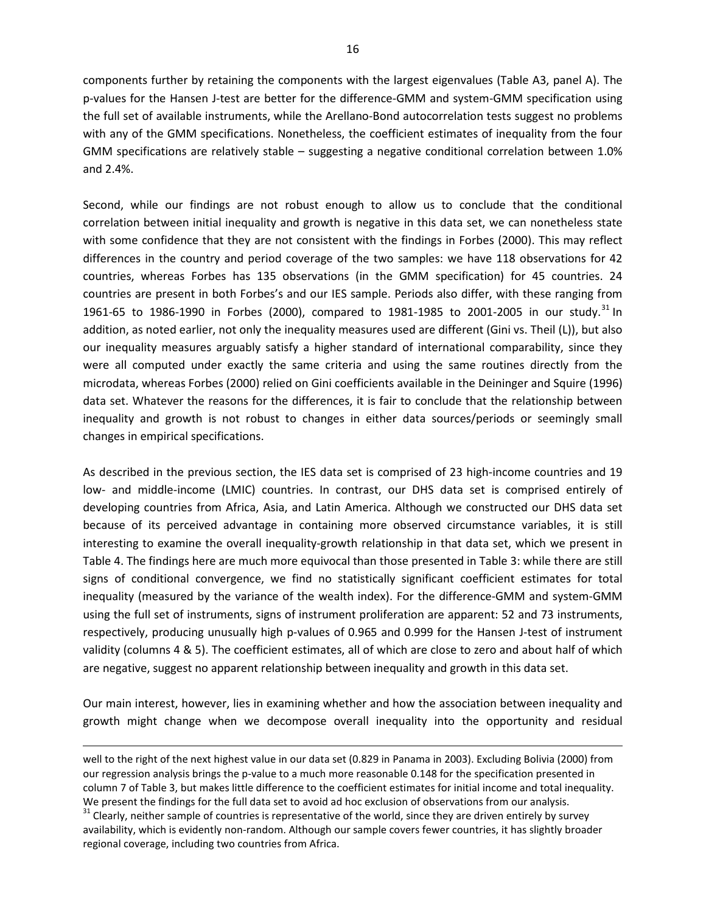components further by retaining the components with the largest eigenvalues (Table A3, panel A). The p-values for the Hansen J-test are better for the difference-GMM and system-GMM specification using the full set of available instruments, while the Arellano-Bond autocorrelation tests suggest no problems with any of the GMM specifications. Nonetheless, the coefficient estimates of inequality from the four GMM specifications are relatively stable – suggesting a negative conditional correlation between 1.0% and 2.4%.

Second, while our findings are not robust enough to allow us to conclude that the conditional correlation between initial inequality and growth is negative in this data set, we can nonetheless state with some confidence that they are not consistent with the findings in Forbes (2000). This may reflect differences in the country and period coverage of the two samples: we have 118 observations for 42 countries, whereas Forbes has 135 observations (in the GMM specification) for 45 countries. 24 countries are present in both Forbes's and our IES sample. Periods also differ, with these ranging from 1961-65 to 1986-1990 in Forbes (2000), compared to 1981-1985 to 2001-2005 in our study.[31] In addition, as noted earlier, not only the inequality measures used are different (Gini vs. Theil (L)), but also our inequality measures arguably satisfy a higher standard of international comparability, since they were all computed under exactly the same criteria and using the same routines directly from the microdata, whereas Forbes (2000) relied on Gini coefficients available in the Deininger and Squire (1996) data set. Whatever the reasons for the differences, it is fair to conclude that the relationship between inequality and growth is not robust to changes in either data sources/periods or seemingly small changes in empirical specifications.

As described in the previous section, the IES data set is comprised of 23 high-income countries and 19 low- and middle-income (LMIC) countries. In contrast, our DHS data set is comprised entirely of developing countries from Africa, Asia, and Latin America. Although we constructed our DHS data set because of its perceived advantage in containing more observed circumstance variables, it is still interesting to examine the overall inequality-growth relationship in that data set, which we present in Table 4. The findings here are much more equivocal than those presented in Table 3: while there are still signs of conditional convergence, we find no statistically significant coefficient estimates for total inequality (measured by the variance of the wealth index). For the difference-GMM and system-GMM using the full set of instruments, signs of instrument proliferation are apparent: 52 and 73 instruments, respectively, producing unusually high p-values of 0.965 and 0.999 for the Hansen J-test of instrument validity (columns 4 & 5). The coefficient estimates, all of which are close to zero and about half of which are negative, suggest no apparent relationship between inequality and growth in this data set.

Our main interest, however, lies in examining whether and how the association between inequality and growth might change when we decompose overall inequality into the opportunity and residual

---

well to the right of the next highest value in our data set (0.829 in Panama in 2003). Excluding Bolivia (2000) from our regression analysis brings the p-value to a much more reasonable 0.148 for the specification presented in column 7 of Table 3, but makes little difference to the coefficient estimates for initial income and total inequality. We present the findings for the full data set to avoid ad hoc exclusion of observations from our analysis.

[31] Clearly, neither sample of countries is representative of the world, since they are driven entirely by survey availability, which is evidently non-random. Although our sample covers fewer countries, it has slightly broader regional coverage, including two countries from Africa.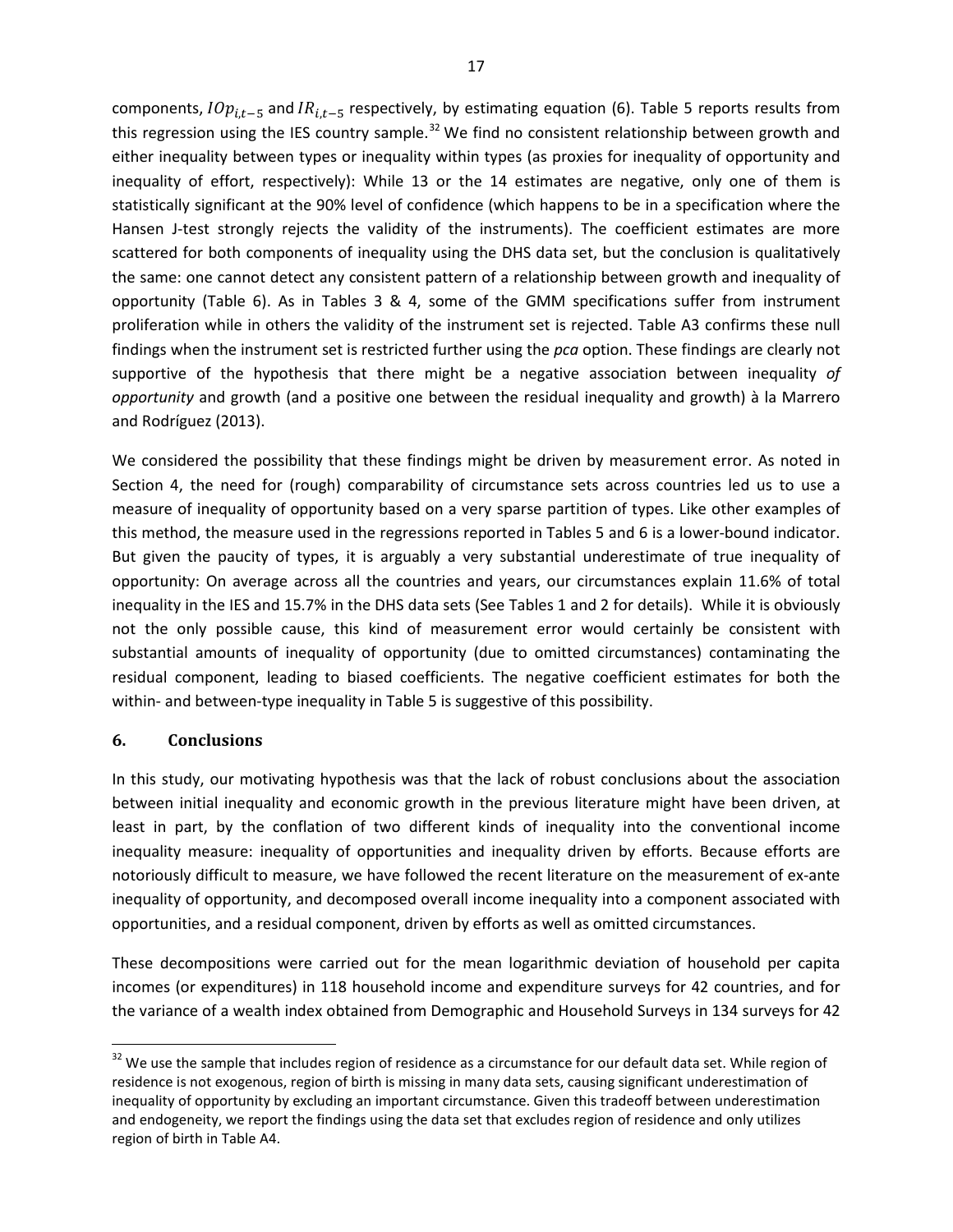components, $IOp_{i,t-5}$ and $IR_{i,t-5}$ respectively, by estimating equation (6). Table 5 reports results from this regression using the IES country sample.[32] We find no consistent relationship between growth and either inequality between types or inequality within types (as proxies for inequality of opportunity and inequality of effort, respectively): While 13 or the 14 estimates are negative, only one of them is statistically significant at the 90% level of confidence (which happens to be in a specification where the Hansen J-test strongly rejects the validity of the instruments). The coefficient estimates are more scattered for both components of inequality using the DHS data set, but the conclusion is qualitatively the same: one cannot detect any consistent pattern of a relationship between growth and inequality of opportunity (Table 6). As in Tables 3 & 4, some of the GMM specifications suffer from instrument proliferation while in others the validity of the instrument set is rejected. Table A3 confirms these null findings when the instrument set is restricted further using the *pca* option. These findings are clearly not supportive of the hypothesis that there might be a negative association between inequality *of opportunity* and growth (and a positive one between the residual inequality and growth) à la Marrero and Rodríguez (2013).

We considered the possibility that these findings might be driven by measurement error. As noted in Section 4, the need for (rough) comparability of circumstance sets across countries led us to use a measure of inequality of opportunity based on a very sparse partition of types. Like other examples of this method, the measure used in the regressions reported in Tables 5 and 6 is a lower-bound indicator. But given the paucity of types, it is arguably a very substantial underestimate of true inequality of opportunity: On average across all the countries and years, our circumstances explain 11.6% of total inequality in the IES and 15.7% in the DHS data sets (See Tables 1 and 2 for details). While it is obviously not the only possible cause, this kind of measurement error would certainly be consistent with substantial amounts of inequality of opportunity (due to omitted circumstances) contaminating the residual component, leading to biased coefficients. The negative coefficient estimates for both the within- and between-type inequality in Table 5 is suggestive of this possibility.

## 6. Conclusions

In this study, our motivating hypothesis was that the lack of robust conclusions about the association between initial inequality and economic growth in the previous literature might have been driven, at least in part, by the conflation of two different kinds of inequality into the conventional income inequality measure: inequality of opportunities and inequality driven by efforts. Because efforts are notoriously difficult to measure, we have followed the recent literature on the measurement of ex-ante inequality of opportunity, and decomposed overall income inequality into a component associated with opportunities, and a residual component, driven by efforts as well as omitted circumstances.

These decompositions were carried out for the mean logarithmic deviation of household per capita incomes (or expenditures) in 118 household income and expenditure surveys for 42 countries, and for the variance of a wealth index obtained from Demographic and Household Surveys in 134 surveys for 42

[32] We use the sample that includes region of residence as a circumstance for our default data set. While region of residence is not exogenous, region of birth is missing in many data sets, causing significant underestimation of inequality of opportunity by excluding an important circumstance. Given this tradeoff between underestimation and endogeneity, we report the findings using the data set that excludes region of residence and only utilizes region of birth in Table A4.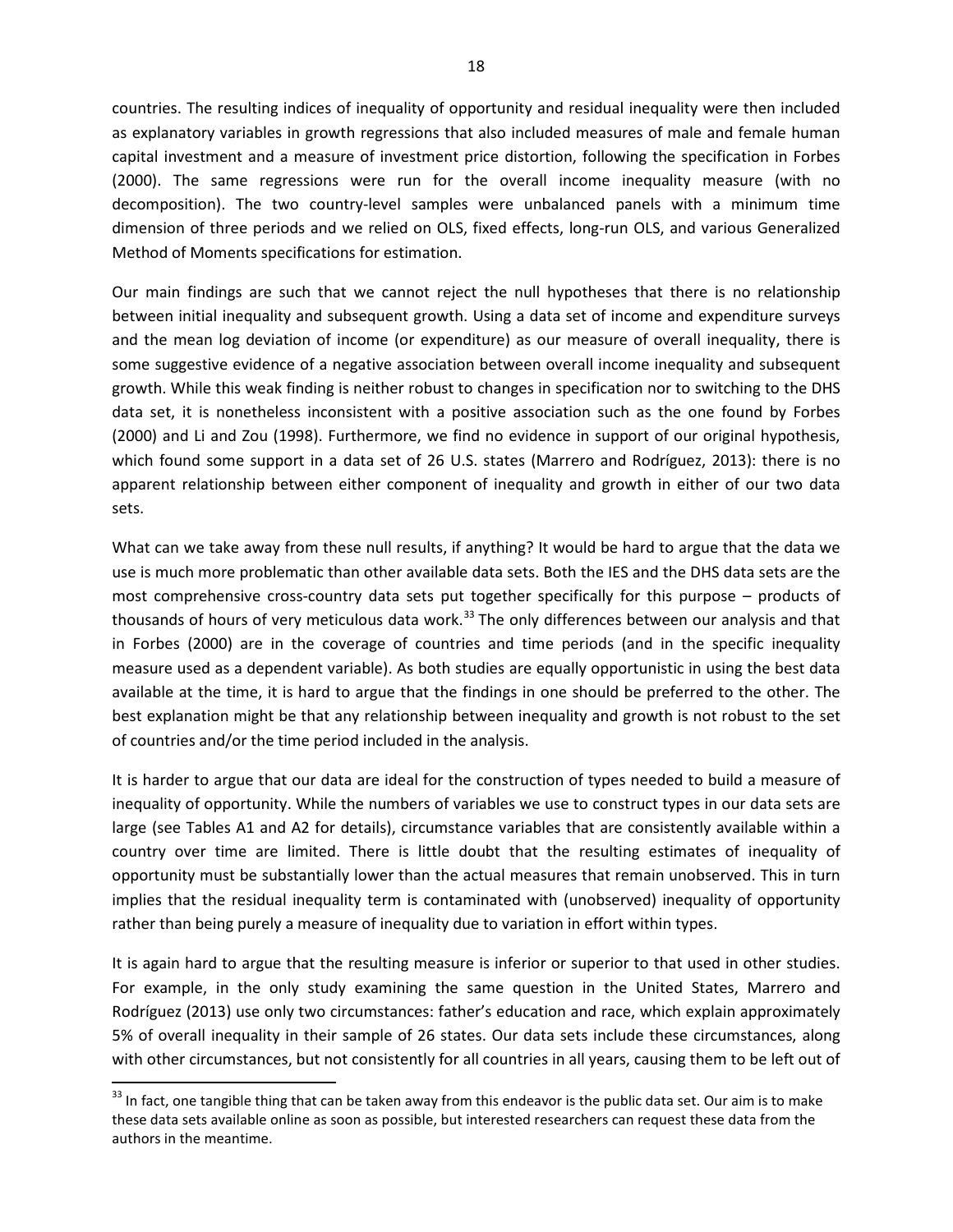countries. The resulting indices of inequality of opportunity and residual inequality were then included as explanatory variables in growth regressions that also included measures of male and female human capital investment and a measure of investment price distortion, following the specification in Forbes (2000). The same regressions were run for the overall income inequality measure (with no decomposition). The two country-level samples were unbalanced panels with a minimum time dimension of three periods and we relied on OLS, fixed effects, long-run OLS, and various Generalized Method of Moments specifications for estimation.

Our main findings are such that we cannot reject the null hypotheses that there is no relationship between initial inequality and subsequent growth. Using a data set of income and expenditure surveys and the mean log deviation of income (or expenditure) as our measure of overall inequality, there is some suggestive evidence of a negative association between overall income inequality and subsequent growth. While this weak finding is neither robust to changes in specification nor to switching to the DHS data set, it is nonetheless inconsistent with a positive association such as the one found by Forbes (2000) and Li and Zou (1998). Furthermore, we find no evidence in support of our original hypothesis, which found some support in a data set of 26 U.S. states (Marrero and Rodríguez, 2013): there is no apparent relationship between either component of inequality and growth in either of our two data sets.

What can we take away from these null results, if anything? It would be hard to argue that the data we use is much more problematic than other available data sets. Both the IES and the DHS data sets are the most comprehensive cross-country data sets put together specifically for this purpose – products of thousands of hours of very meticulous data work.[33] The only differences between our analysis and that in Forbes (2000) are in the coverage of countries and time periods (and in the specific inequality measure used as a dependent variable). As both studies are equally opportunistic in using the best data available at the time, it is hard to argue that the findings in one should be preferred to the other. The best explanation might be that any relationship between inequality and growth is not robust to the set of countries and/or the time period included in the analysis.

It is harder to argue that our data are ideal for the construction of types needed to build a measure of inequality of opportunity. While the numbers of variables we use to construct types in our data sets are large (see Tables A1 and A2 for details), circumstance variables that are consistently available within a country over time are limited. There is little doubt that the resulting estimates of inequality of opportunity must be substantially lower than the actual measures that remain unobserved. This in turn implies that the residual inequality term is contaminated with (unobserved) inequality of opportunity rather than being purely a measure of inequality due to variation in effort within types.

It is again hard to argue that the resulting measure is inferior or superior to that used in other studies. For example, in the only study examining the same question in the United States, Marrero and Rodríguez (2013) use only two circumstances: father's education and race, which explain approximately 5% of overall inequality in their sample of 26 states. Our data sets include these circumstances, along with other circumstances, but not consistently for all countries in all years, causing them to be left out of

[33] In fact, one tangible thing that can be taken away from this endeavor is the public data set. Our aim is to make these data sets available online as soon as possible, but interested researchers can request these data from the authors in the meantime.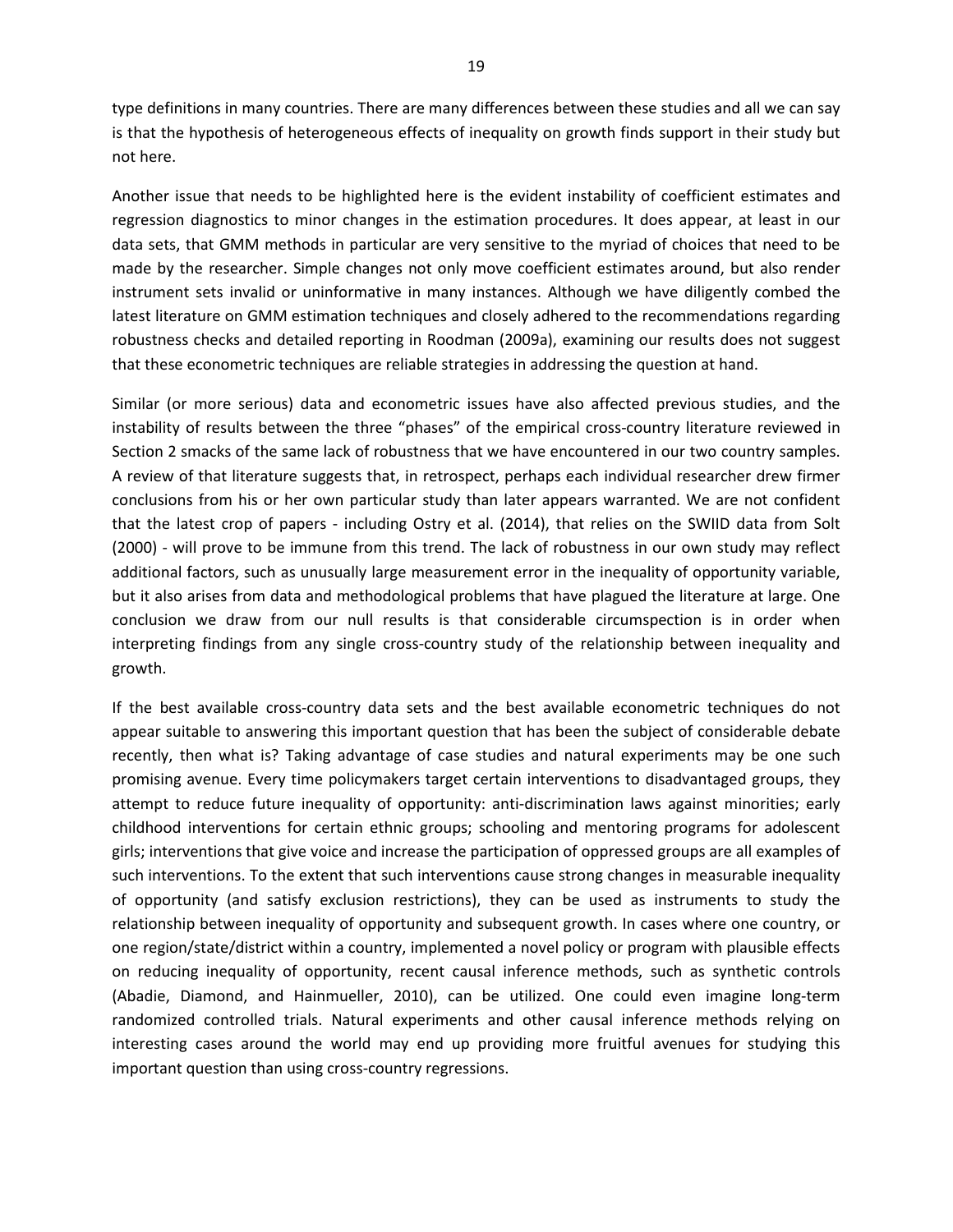type definitions in many countries. There are many differences between these studies and all we can say is that the hypothesis of heterogeneous effects of inequality on growth finds support in their study but not here.

Another issue that needs to be highlighted here is the evident instability of coefficient estimates and regression diagnostics to minor changes in the estimation procedures. It does appear, at least in our data sets, that GMM methods in particular are very sensitive to the myriad of choices that need to be made by the researcher. Simple changes not only move coefficient estimates around, but also render instrument sets invalid or uninformative in many instances. Although we have diligently combed the latest literature on GMM estimation techniques and closely adhered to the recommendations regarding robustness checks and detailed reporting in Roodman (2009a), examining our results does not suggest that these econometric techniques are reliable strategies in addressing the question at hand.

Similar (or more serious) data and econometric issues have also affected previous studies, and the instability of results between the three "phases" of the empirical cross-country literature reviewed in Section 2 smacks of the same lack of robustness that we have encountered in our two country samples. A review of that literature suggests that, in retrospect, perhaps each individual researcher drew firmer conclusions from his or her own particular study than later appears warranted. We are not confident that the latest crop of papers - including Ostry et al. (2014), that relies on the SWIID data from Solt (2000) - will prove to be immune from this trend. The lack of robustness in our own study may reflect additional factors, such as unusually large measurement error in the inequality of opportunity variable, but it also arises from data and methodological problems that have plagued the literature at large. One conclusion we draw from our null results is that considerable circumspection is in order when interpreting findings from any single cross-country study of the relationship between inequality and growth.

If the best available cross-country data sets and the best available econometric techniques do not appear suitable to answering this important question that has been the subject of considerable debate recently, then what is? Taking advantage of case studies and natural experiments may be one such promising avenue. Every time policymakers target certain interventions to disadvantaged groups, they attempt to reduce future inequality of opportunity: anti-discrimination laws against minorities; early childhood interventions for certain ethnic groups; schooling and mentoring programs for adolescent girls; interventions that give voice and increase the participation of oppressed groups are all examples of such interventions. To the extent that such interventions cause strong changes in measurable inequality of opportunity (and satisfy exclusion restrictions), they can be used as instruments to study the relationship between inequality of opportunity and subsequent growth. In cases where one country, or one region/state/district within a country, implemented a novel policy or program with plausible effects on reducing inequality of opportunity, recent causal inference methods, such as synthetic controls (Abadie, Diamond, and Hainmueller, 2010), can be utilized. One could even imagine long-term randomized controlled trials. Natural experiments and other causal inference methods relying on interesting cases around the world may end up providing more fruitful avenues for studying this important question than using cross-country regressions.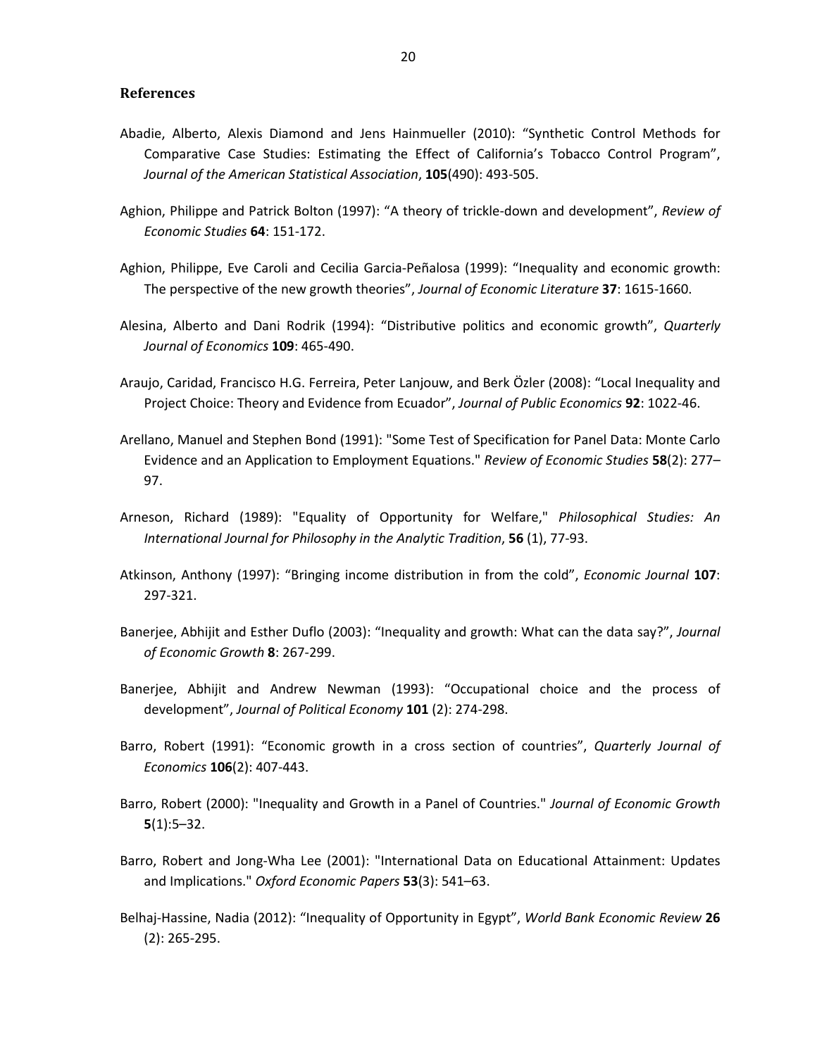## References

Abadie, Alberto, Alexis Diamond and Jens Hainmueller (2010): “Synthetic Control Methods for Comparative Case Studies: Estimating the Effect of California’s Tobacco Control Program”, *Journal of the American Statistical Association*, **105**(490): 493-505.

Aghion, Philippe and Patrick Bolton (1997): “A theory of trickle-down and development”, *Review of Economic Studies* **64**: 151-172.

Aghion, Philippe, Eve Caroli and Cecilia Garcia-Peñalosa (1999): “Inequality and economic growth: The perspective of the new growth theories”, *Journal of Economic Literature* **37**: 1615-1660.

Alesina, Alberto and Dani Rodrik (1994): “Distributive politics and economic growth”, *Quarterly Journal of Economics* **109**: 465-490.

Araujo, Caridad, Francisco H.G. Ferreira, Peter Lanjouw, and Berk Özler (2008): “Local Inequality and Project Choice: Theory and Evidence from Ecuador”, *Journal of Public Economics* **92**: 1022-46.

Arellano, Manuel and Stephen Bond (1991): "Some Test of Specification for Panel Data: Monte Carlo Evidence and an Application to Employment Equations." *Review of Economic Studies* **58**(2): 277–97.

Arneson, Richard (1989): "Equality of Opportunity for Welfare," *Philosophical Studies: An International Journal for Philosophy in the Analytic Tradition*, **56** (1), 77-93.

Atkinson, Anthony (1997): “Bringing income distribution in from the cold”, *Economic Journal* **107**: 297-321.

Banerjee, Abhijit and Esther Duflo (2003): “Inequality and growth: What can the data say?”, *Journal of Economic Growth* **8**: 267-299.

Banerjee, Abhijit and Andrew Newman (1993): “Occupational choice and the process of development”, *Journal of Political Economy* **101** (2): 274-298.

Barro, Robert (1991): “Economic growth in a cross section of countries”, *Quarterly Journal of Economics* **106**(2): 407-443.

Barro, Robert (2000): "Inequality and Growth in a Panel of Countries." *Journal of Economic Growth* **5**(1):5–32.

Barro, Robert and Jong-Wha Lee (2001): "International Data on Educational Attainment: Updates and Implications." *Oxford Economic Papers* **53**(3): 541–63.

Belhaj-Hassine, Nadia (2012): “Inequality of Opportunity in Egypt”, *World Bank Economic Review* **26** (2): 265-295.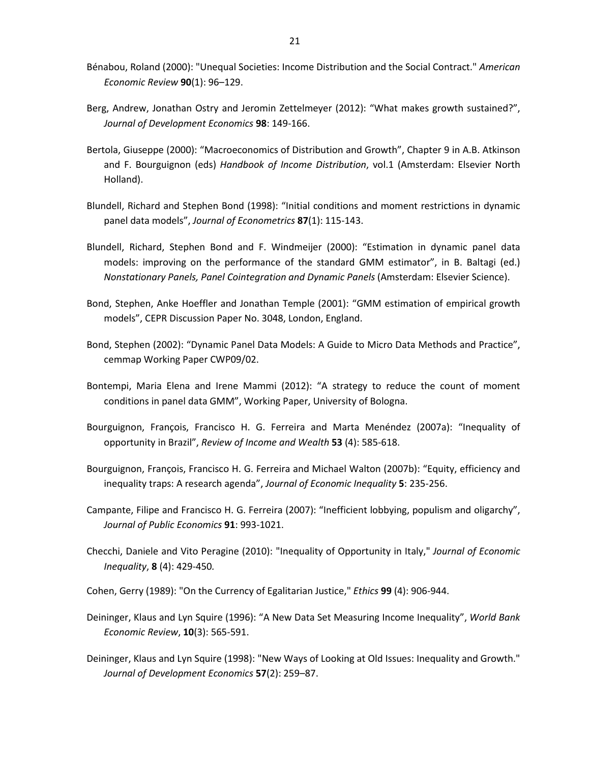Bénabou, Roland (2000): "Unequal Societies: Income Distribution and the Social Contract." *American Economic Review* **90**(1): 96–129.

Berg, Andrew, Jonathan Ostry and Jeromin Zettelmeyer (2012): "What makes growth sustained?", *Journal of Development Economics* **98**: 149-166.

Bertola, Giuseppe (2000): "Macroeconomics of Distribution and Growth", Chapter 9 in A.B. Atkinson and F. Bourguignon (eds) *Handbook of Income Distribution*, vol.1 (Amsterdam: Elsevier North Holland).

Blundell, Richard and Stephen Bond (1998): "Initial conditions and moment restrictions in dynamic panel data models", *Journal of Econometrics* **87**(1): 115-143.

Blundell, Richard, Stephen Bond and F. Windmeijer (2000): "Estimation in dynamic panel data models: improving on the performance of the standard GMM estimator", in B. Baltagi (ed.) *Nonstationary Panels, Panel Cointegration and Dynamic Panels* (Amsterdam: Elsevier Science).

Bond, Stephen, Anke Hoeffler and Jonathan Temple (2001): "GMM estimation of empirical growth models", CEPR Discussion Paper No. 3048, London, England.

Bond, Stephen (2002): "Dynamic Panel Data Models: A Guide to Micro Data Methods and Practice", cemmap Working Paper CWP09/02.

Bontempi, Maria Elena and Irene Mammi (2012): "A strategy to reduce the count of moment conditions in panel data GMM", Working Paper, University of Bologna.

Bourguignon, François, Francisco H. G. Ferreira and Marta Menéndez (2007a): "Inequality of opportunity in Brazil", *Review of Income and Wealth* **53** (4): 585-618.

Bourguignon, François, Francisco H. G. Ferreira and Michael Walton (2007b): "Equity, efficiency and inequality traps: A research agenda", *Journal of Economic Inequality* **5**: 235-256.

Campante, Filipe and Francisco H. G. Ferreira (2007): "Inefficient lobbying, populism and oligarchy", *Journal of Public Economics* **91**: 993-1021.

Checchi, Daniele and Vito Peragine (2010): "Inequality of Opportunity in Italy," *Journal of Economic Inequality*, **8** (4): 429-450.

Cohen, Gerry (1989): "On the Currency of Egalitarian Justice," *Ethics* **99** (4): 906-944.

Deininger, Klaus and Lyn Squire (1996): "A New Data Set Measuring Income Inequality", *World Bank Economic Review*, **10**(3): 565-591.

Deininger, Klaus and Lyn Squire (1998): "New Ways of Looking at Old Issues: Inequality and Growth." *Journal of Development Economics* **57**(2): 259–87.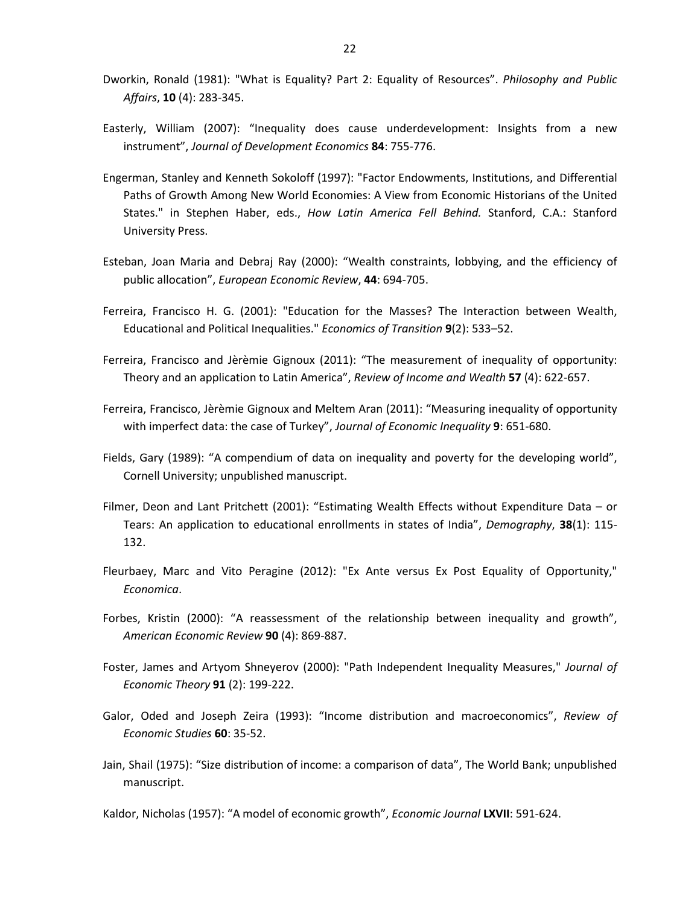Dworkin, Ronald (1981): "What is Equality? Part 2: Equality of Resources". *Philosophy and Public Affairs*, **10** (4): 283-345.

Easterly, William (2007): “Inequality does cause underdevelopment: Insights from a new instrument”, *Journal of Development Economics* **84**: 755-776.

Engerman, Stanley and Kenneth Sokoloff (1997): "Factor Endowments, Institutions, and Differential Paths of Growth Among New World Economies: A View from Economic Historians of the United States." in Stephen Haber, eds., *How Latin America Fell Behind.* Stanford, C.A.: Stanford University Press.

Esteban, Joan Maria and Debraj Ray (2000): “Wealth constraints, lobbying, and the efficiency of public allocation”, *European Economic Review*, **44**: 694-705.

Ferreira, Francisco H. G. (2001): "Education for the Masses? The Interaction between Wealth, Educational and Political Inequalities." *Economics of Transition* **9**(2): 533–52.

Ferreira, Francisco and Jèrèmie Gignoux (2011): “The measurement of inequality of opportunity: Theory and an application to Latin America”, *Review of Income and Wealth* **57** (4): 622-657.

Ferreira, Francisco, Jèrèmie Gignoux and Meltem Aran (2011): “Measuring inequality of opportunity with imperfect data: the case of Turkey”, *Journal of Economic Inequality* **9**: 651-680.

Fields, Gary (1989): “A compendium of data on inequality and poverty for the developing world”, Cornell University; unpublished manuscript.

Filmer, Deon and Lant Pritchett (2001): “Estimating Wealth Effects without Expenditure Data – or Tears: An application to educational enrollments in states of India”, *Demography*, **38**(1): 115-132.

Fleurbaey, Marc and Vito Peragine (2012): "Ex Ante versus Ex Post Equality of Opportunity," *Economica*.

Forbes, Kristin (2000): “A reassessment of the relationship between inequality and growth”, *American Economic Review* **90** (4): 869-887.

Foster, James and Artyom Shneyerov (2000): "Path Independent Inequality Measures," *Journal of Economic Theory* **91** (2): 199-222.

Galor, Oded and Joseph Zeira (1993): “Income distribution and macroeconomics”, *Review of Economic Studies* **60**: 35-52.

Jain, Shail (1975): “Size distribution of income: a comparison of data”, The World Bank; unpublished manuscript.

Kaldor, Nicholas (1957): “A model of economic growth”, *Economic Journal* **LXVII**: 591-624.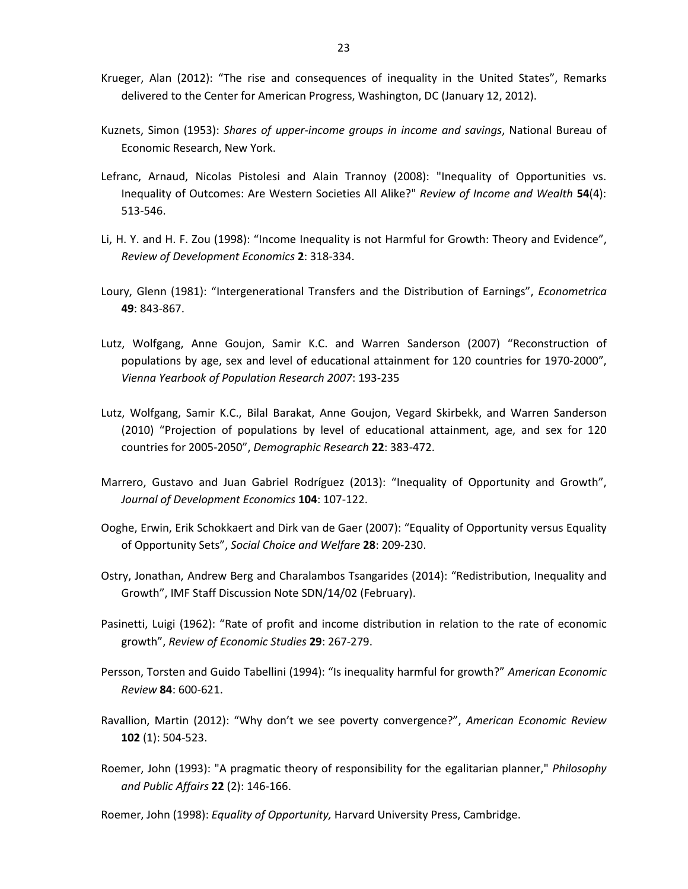Krueger, Alan (2012): “The rise and consequences of inequality in the United States”, Remarks delivered to the Center for American Progress, Washington, DC (January 12, 2012).

Kuznets, Simon (1953): *Shares of upper-income groups in income and savings*, National Bureau of Economic Research, New York.

Lefranc, Arnaud, Nicolas Pistolesi and Alain Trannoy (2008): "Inequality of Opportunities vs. Inequality of Outcomes: Are Western Societies All Alike?" *Review of Income and Wealth* **54**(4): 513-546.

Li, H. Y. and H. F. Zou (1998): “Income Inequality is not Harmful for Growth: Theory and Evidence”, *Review of Development Economics* **2**: 318-334.

Loury, Glenn (1981): “Intergenerational Transfers and the Distribution of Earnings”, *Econometrica* **49**: 843-867.

Lutz, Wolfgang, Anne Goujon, Samir K.C. and Warren Sanderson (2007) “Reconstruction of populations by age, sex and level of educational attainment for 120 countries for 1970-2000”, *Vienna Yearbook of Population Research 2007*: 193-235

Lutz, Wolfgang, Samir K.C., Bilal Barakat, Anne Goujon, Vegard Skirbekk, and Warren Sanderson (2010) “Projection of populations by level of educational attainment, age, and sex for 120 countries for 2005-2050”, *Demographic Research* **22**: 383-472.

Marrero, Gustavo and Juan Gabriel Rodríguez (2013): “Inequality of Opportunity and Growth”, *Journal of Development Economics* **104**: 107-122.

Ooghe, Erwin, Erik Schokkaert and Dirk van de Gaer (2007): “Equality of Opportunity versus Equality of Opportunity Sets”, *Social Choice and Welfare* **28**: 209-230.

Ostry, Jonathan, Andrew Berg and Charalambos Tsangarides (2014): “Redistribution, Inequality and Growth”, IMF Staff Discussion Note SDN/14/02 (February).

Pasinetti, Luigi (1962): “Rate of profit and income distribution in relation to the rate of economic growth”, *Review of Economic Studies* **29**: 267-279.

Persson, Torsten and Guido Tabellini (1994): “Is inequality harmful for growth?” *American Economic Review* **84**: 600-621.

Ravallion, Martin (2012): “Why don’t we see poverty convergence?”, *American Economic Review* **102** (1): 504-523.

Roemer, John (1993): "A pragmatic theory of responsibility for the egalitarian planner," *Philosophy and Public Affairs* **22** (2): 146-166.

Roemer, John (1998): *Equality of Opportunity,* Harvard University Press, Cambridge.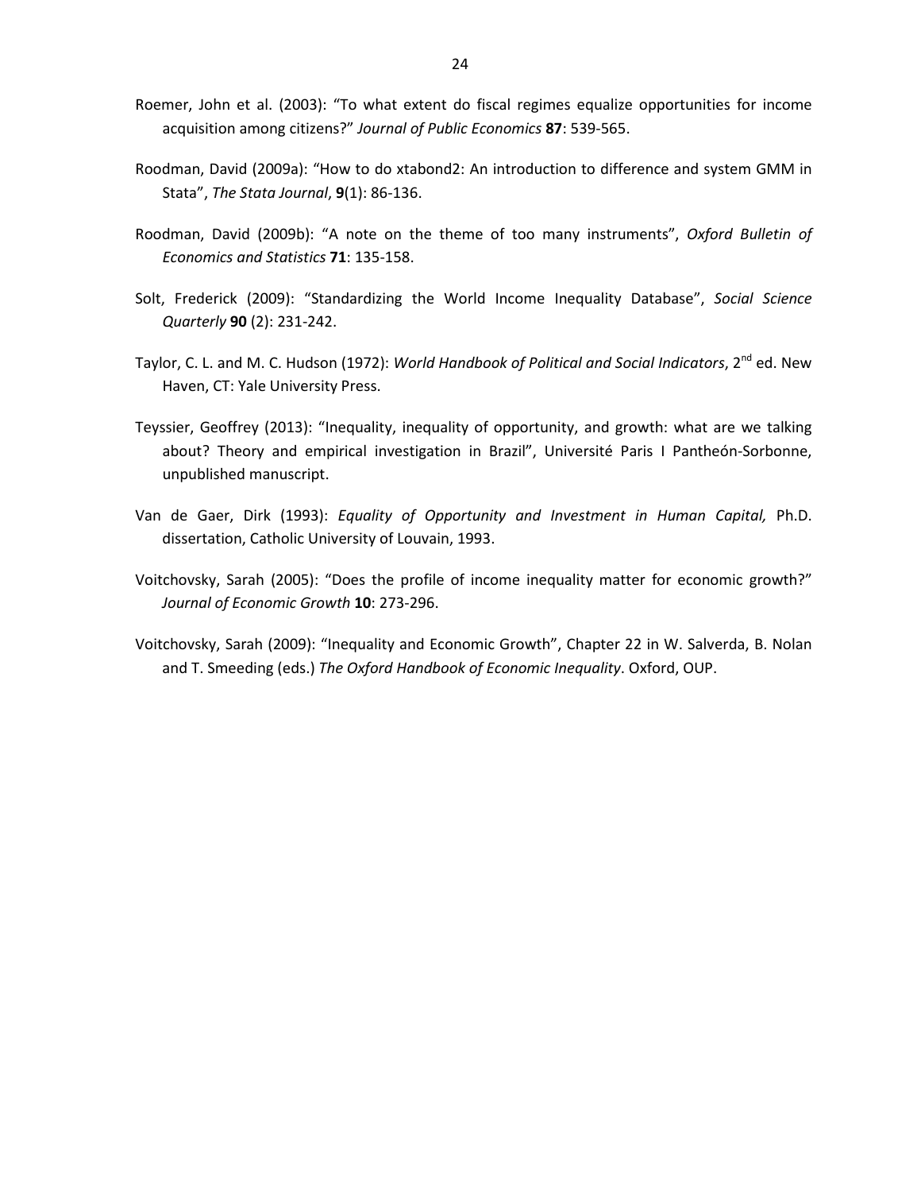Roemer, John et al. (2003): "To what extent do fiscal regimes equalize opportunities for income acquisition among citizens?" *Journal of Public Economics* **87**: 539-565.

Roodman, David (2009a): "How to do xtabond2: An introduction to difference and system GMM in Stata", *The Stata Journal*, **9**(1): 86-136.

Roodman, David (2009b): "A note on the theme of too many instruments", *Oxford Bulletin of Economics and Statistics* **71**: 135-158.

Solt, Frederick (2009): "Standardizing the World Income Inequality Database", *Social Science Quarterly* **90** (2): 231-242.

Taylor, C. L. and M. C. Hudson (1972): *World Handbook of Political and Social Indicators*, 2nd ed. New Haven, CT: Yale University Press.

Teyssier, Geoffrey (2013): "Inequality, inequality of opportunity, and growth: what are we talking about? Theory and empirical investigation in Brazil", Université Paris I Pantheón-Sorbonne, unpublished manuscript.

Van de Gaer, Dirk (1993): *Equality of Opportunity and Investment in Human Capital,* Ph.D. dissertation, Catholic University of Louvain, 1993.

Voitchovsky, Sarah (2005): "Does the profile of income inequality matter for economic growth?" *Journal of Economic Growth* **10**: 273-296.

Voitchovsky, Sarah (2009): "Inequality and Economic Growth", Chapter 22 in W. Salverda, B. Nolan and T. Smeeding (eds.) *The Oxford Handbook of Economic Inequality*. Oxford, OUP.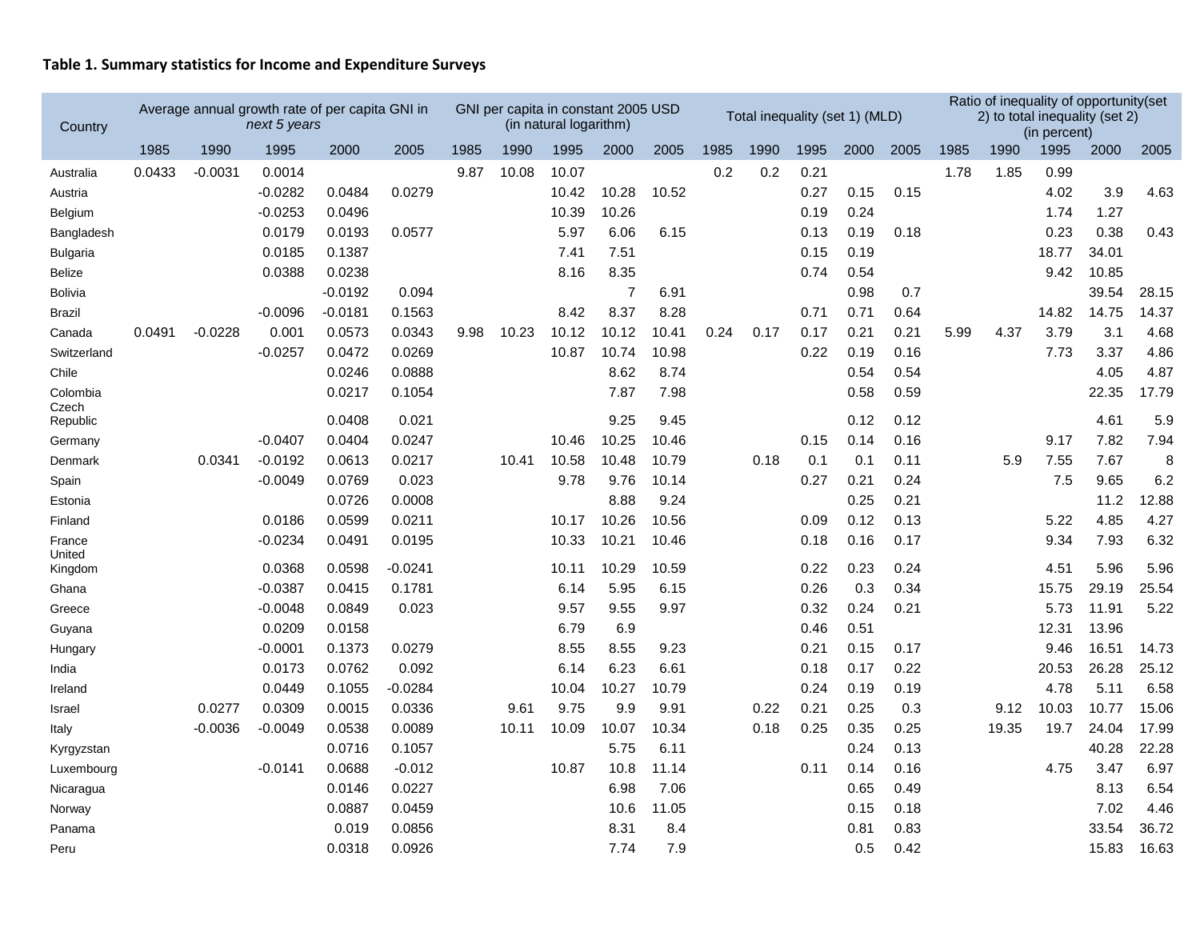**Table 1. Summary statistics for Income and Expenditure Surveys**

| Country | Average annual growth rate of per capita GNI in *next 5 years* | | | | | GNI per capita in constant 2005 USD (in natural logarithm) | | | | | Total inequality (set 1) (MLD) | | | | | Ratio of inequality of opportunity(set 2) to total inequality (set 2) (in percent) | | | | |
|---|---|---|---|---|---|---|---|---|---|---|---|---|---|---|---|---|---|---|---|---|
| | 1985 | 1990 | 1995 | 2000 | 2005 | 1985 | 1990 | 1995 | 2000 | 2005 | 1985 | 1990 | 1995 | 2000 | 2005 | 1985 | 1990 | 1995 | 2000 | 2005 |
| Australia | 0.0433 | -0.0031 | 0.0014 | | | 9.87 | 10.08 | 10.07 | | | 0.2 | 0.2 | 0.21 | | | 1.78 | 1.85 | 0.99 | | |
| Austria | | | -0.0282 | 0.0484 | 0.0279 | | | 10.42 | 10.28 | 10.52 | | | 0.27 | 0.15 | 0.15 | | | 4.02 | 3.9 | 4.63 |
| Belgium | | | -0.0253 | 0.0496 | | | | 10.39 | 10.26 | | | | 0.19 | 0.24 | | | | 1.74 | 1.27 | |
| Bangladesh | | | 0.0179 | 0.0193 | 0.0577 | | | 5.97 | 6.06 | 6.15 | | | 0.13 | 0.19 | 0.18 | | | 0.23 | 0.38 | 0.43 |
| Bulgaria | | | 0.0185 | 0.1387 | | | | 7.41 | 7.51 | | | | 0.15 | 0.19 | | | | 18.77 | 34.01 | |
| Belize | | | 0.0388 | 0.0238 | | | | 8.16 | 8.35 | | | | 0.74 | 0.54 | | | | 9.42 | 10.85 | |
| Bolivia | | | | -0.0192 | 0.094 | | | | 7 | 6.91 | | | | 0.98 | 0.7 | | | | 39.54 | 28.15 |
| Brazil | | | -0.0096 | -0.0181 | 0.1563 | | | 8.42 | 8.37 | 8.28 | | | 0.71 | 0.71 | 0.64 | | | 14.82 | 14.75 | 14.37 |
| Canada | 0.0491 | -0.0228 | 0.001 | 0.0573 | 0.0343 | 9.98 | 10.23 | 10.12 | 10.12 | 10.41 | 0.24 | 0.17 | 0.17 | 0.21 | 0.21 | 5.99 | 4.37 | 3.79 | 3.1 | 4.68 |
| Switzerland | | | -0.0257 | 0.0472 | 0.0269 | | | 10.87 | 10.74 | 10.98 | | | 0.22 | 0.19 | 0.16 | | | 7.73 | 3.37 | 4.86 |
| Chile | | | | 0.0246 | 0.0888 | | | | 8.62 | 8.74 | | | | 0.54 | 0.54 | | | | 4.05 | 4.87 |
| Colombia | | | | 0.0217 | 0.1054 | | | | 7.87 | 7.98 | | | | 0.58 | 0.59 | | | | 22.35 | 17.79 |
| Czech Republic | | | | 0.0408 | 0.021 | | | | 9.25 | 9.45 | | | | 0.12 | 0.12 | | | | 4.61 | 5.9 |
| Germany | | | -0.0407 | 0.0404 | 0.0247 | | | 10.46 | 10.25 | 10.46 | | | 0.15 | 0.14 | 0.16 | | | 9.17 | 7.82 | 7.94 |
| Denmark | | 0.0341 | -0.0192 | 0.0613 | 0.0217 | | 10.41 | 10.58 | 10.48 | 10.79 | | 0.18 | 0.1 | 0.1 | 0.11 | | 5.9 | 7.55 | 7.67 | 8 |
| Spain | | | -0.0049 | 0.0769 | 0.023 | | | 9.78 | 9.76 | 10.14 | | | 0.27 | 0.21 | 0.24 | | | 7.5 | 9.65 | 6.2 |
| Estonia | | | | 0.0726 | 0.0008 | | | | 8.88 | 9.24 | | | | 0.25 | 0.21 | | | | 11.2 | 12.88 |
| Finland | | | 0.0186 | 0.0599 | 0.0211 | | | 10.17 | 10.26 | 10.56 | | | 0.09 | 0.12 | 0.13 | | | 5.22 | 4.85 | 4.27 |
| France | | | -0.0234 | 0.0491 | 0.0195 | | | 10.33 | 10.21 | 10.46 | | | 0.18 | 0.16 | 0.17 | | | 9.34 | 7.93 | 6.32 |
| United Kingdom | | | 0.0368 | 0.0598 | -0.0241 | | | 10.11 | 10.29 | 10.59 | | | 0.22 | 0.23 | 0.24 | | | 4.51 | 5.96 | 5.96 |
| Ghana | | | -0.0387 | 0.0415 | 0.1781 | | | 6.14 | 5.95 | 6.15 | | | 0.26 | 0.3 | 0.34 | | | 15.75 | 29.19 | 25.54 |
| Greece | | | -0.0048 | 0.0849 | 0.023 | | | 9.57 | 9.55 | 9.97 | | | 0.32 | 0.24 | 0.21 | | | 5.73 | 11.91 | 5.22 |
| Guyana | | | 0.0209 | 0.0158 | | | | 6.79 | 6.9 | | | | 0.46 | 0.51 | | | | 12.31 | 13.96 | |
| Hungary | | | -0.0001 | 0.1373 | 0.0279 | | | 8.55 | 8.55 | 9.23 | | | 0.21 | 0.15 | 0.17 | | | 9.46 | 16.51 | 14.73 |
| India | | | 0.0173 | 0.0762 | 0.092 | | | 6.14 | 6.23 | 6.61 | | | 0.18 | 0.17 | 0.22 | | | 20.53 | 26.28 | 25.12 |
| Ireland | | | 0.0449 | 0.1055 | -0.0284 | | | 10.04 | 10.27 | 10.79 | | | 0.24 | 0.19 | 0.19 | | | 4.78 | 5.11 | 6.58 |
| Israel | | 0.0277 | 0.0309 | 0.0015 | 0.0336 | | 9.61 | 9.75 | 9.9 | 9.91 | | 0.22 | 0.21 | 0.25 | 0.3 | | 9.12 | 10.03 | 10.77 | 15.06 |
| Italy | | -0.0036 | -0.0049 | 0.0538 | 0.0089 | | 10.11 | 10.09 | 10.07 | 10.34 | | 0.18 | 0.25 | 0.35 | 0.25 | | 19.35 | 19.7 | 24.04 | 17.99 |
| Kyrgyzstan | | | | 0.0716 | 0.1057 | | | | 5.75 | 6.11 | | | | 0.24 | 0.13 | | | | 40.28 | 22.28 |
| Luxembourg | | | -0.0141 | 0.0688 | -0.012 | | | 10.87 | 10.8 | 11.14 | | | 0.11 | 0.14 | 0.16 | | | 4.75 | 3.47 | 6.97 |
| Nicaragua | | | | 0.0146 | 0.0227 | | | | 6.98 | 7.06 | | | | 0.65 | 0.49 | | | | 8.13 | 6.54 |
| Norway | | | | 0.0887 | 0.0459 | | | | 10.6 | 11.05 | | | | 0.15 | 0.18 | | | | 7.02 | 4.46 |
| Panama | | | | 0.019 | 0.0856 | | | | 8.31 | 8.4 | | | | 0.81 | 0.83 | | | | 33.54 | 36.72 |
| Peru | | | | 0.0318 | 0.0926 | | | | 7.74 | 7.9 | | | | 0.5 | 0.42 | | | | 15.83 | 16.63 |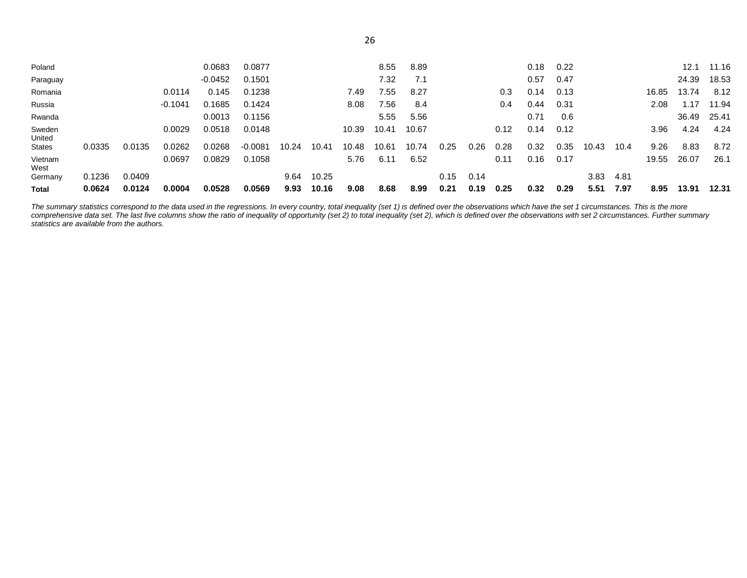| | | | | | | | | | | | | | | | | | | | | |
|---|---|---|---|---|---|---|---|---|---|---|---|---|---|---|---|---|---|---|---|---|
| Poland | | | | 0.0683 | 0.0877 | | | | 8.55 | 8.89 | | | | 0.18 | 0.22 | | | | 12.1 | 11.16 |
| Paraguay | | | | -0.0452 | 0.1501 | | | | 7.32 | 7.1 | | | | 0.57 | 0.47 | | | | 24.39 | 18.53 |
| Romania | | | 0.0114 | 0.145 | 0.1238 | | | 7.49 | 7.55 | 8.27 | | | 0.3 | 0.14 | 0.13 | | | 16.85 | 13.74 | 8.12 |
| Russia | | | -0.1041 | 0.1685 | 0.1424 | | | 8.08 | 7.56 | 8.4 | | | 0.4 | 0.44 | 0.31 | | | 2.08 | 1.17 | 11.94 |
| Rwanda | | | | 0.0013 | 0.1156 | | | | 5.55 | 5.56 | | | | 0.71 | 0.6 | | | | 36.49 | 25.41 |
| Sweden | | | 0.0029 | 0.0518 | 0.0148 | | | 10.39 | 10.41 | 10.67 | | | 0.12 | 0.14 | 0.12 | | | 3.96 | 4.24 | 4.24 |
| United States | 0.0335 | 0.0135 | 0.0262 | 0.0268 | -0.0081 | 10.24 | 10.41 | 10.48 | 10.61 | 10.74 | 0.25 | 0.26 | 0.28 | 0.32 | 0.35 | 10.43 | 10.4 | 9.26 | 8.83 | 8.72 |
| Vietnam | | | 0.0697 | 0.0829 | 0.1058 | | | 5.76 | 6.11 | 6.52 | | | 0.11 | 0.16 | 0.17 | | | 19.55 | 26.07 | 26.1 |
| West Germany | 0.1236 | 0.0409 | | | | 9.64 | 10.25 | | | | 0.15 | 0.14 | | | | 3.83 | 4.81 | | | |
| **Total** | **0.0624** | **0.0124** | **0.0004** | **0.0528** | **0.0569** | **9.93** | **10.16** | **9.08** | **8.68** | **8.99** | **0.21** | **0.19** | **0.25** | **0.32** | **0.29** | **5.51** | **7.97** | **8.95** | **13.91** | **12.31** |

*The summary statistics correspond to the data used in the regressions. In every country, total inequality (set 1) is defined over the observations which have the set 1 circumstances. This is the more comprehensive data set. The last five columns show the ratio of inequality of opportunity (set 2) to total inequality (set 2), which is defined over the observations with set 2 circumstances. Further summary statistics are available from the authors.*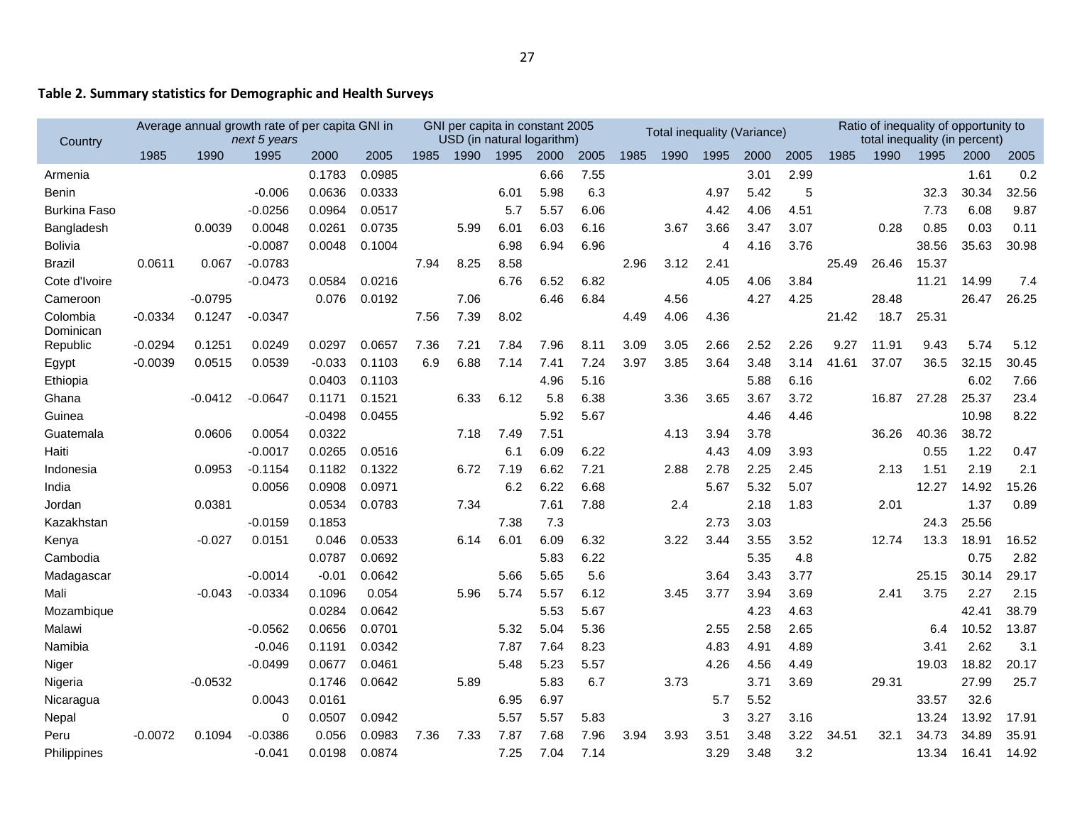**Table 2. Summary statistics for Demographic and Health Surveys**

| Country | Average annual growth rate of per capita GNI in *next 5 years* | | | | | GNI per capita in constant 2005 USD (in natural logarithm) | | | | | Total inequality (Variance) | | | | | Ratio of inequality of opportunity to total inequality (in percent) | | | | |
|---|---|---|---|---|---|---|---|---|---|---|---|---|---|---|---|---|---|---|---|---|
| | 1985 | 1990 | 1995 | 2000 | 2005 | 1985 | 1990 | 1995 | 2000 | 2005 | 1985 | 1990 | 1995 | 2000 | 2005 | 1985 | 1990 | 1995 | 2000 | 2005 |
| Armenia | | | | 0.1783 | 0.0985 | | | | 6.66 | 7.55 | | | | 3.01 | 2.99 | | | | 1.61 | 0.2 |
| Benin | | | -0.006 | 0.0636 | 0.0333 | | | 6.01 | 5.98 | 6.3 | | | 4.97 | 5.42 | 5 | | | 32.3 | 30.34 | 32.56 |
| Burkina Faso | | | -0.0256 | 0.0964 | 0.0517 | | | 5.7 | 5.57 | 6.06 | | | 4.42 | 4.06 | 4.51 | | | 7.73 | 6.08 | 9.87 |
| Bangladesh | | 0.0039 | 0.0048 | 0.0261 | 0.0735 | | 5.99 | 6.01 | 6.03 | 6.16 | | 3.67 | 3.66 | 3.47 | 3.07 | | 0.28 | 0.85 | 0.03 | 0.11 |
| Bolivia | | | -0.0087 | 0.0048 | 0.1004 | | | 6.98 | 6.94 | 6.96 | | | 4 | 4.16 | 3.76 | | | 38.56 | 35.63 | 30.98 |
| Brazil | 0.0611 | 0.067 | -0.0783 | | | 7.94 | 8.25 | 8.58 | | | 2.96 | 3.12 | 2.41 | | | 25.49 | 26.46 | 15.37 | | |
| Cote d'Ivoire | | | -0.0473 | 0.0584 | 0.0216 | | | 6.76 | 6.52 | 6.82 | | | 4.05 | 4.06 | 3.84 | | | 11.21 | 14.99 | 7.4 |
| Cameroon | | -0.0795 | | 0.076 | 0.0192 | | 7.06 | | 6.46 | 6.84 | | 4.56 | | 4.27 | 4.25 | | 28.48 | | 26.47 | 26.25 |
| Colombia | -0.0334 | 0.1247 | -0.0347 | | | 7.56 | 7.39 | 8.02 | | | 4.49 | 4.06 | 4.36 | | | 21.42 | 18.7 | 25.31 | | |
| Dominican Republic | -0.0294 | 0.1251 | 0.0249 | 0.0297 | 0.0657 | 7.36 | 7.21 | 7.84 | 7.96 | 8.11 | 3.09 | 3.05 | 2.66 | 2.52 | 2.26 | 9.27 | 11.91 | 9.43 | 5.74 | 5.12 |
| Egypt | -0.0039 | 0.0515 | 0.0539 | -0.033 | 0.1103 | 6.9 | 6.88 | 7.14 | 7.41 | 7.24 | 3.97 | 3.85 | 3.64 | 3.48 | 3.14 | 41.61 | 37.07 | 36.5 | 32.15 | 30.45 |
| Ethiopia | | | | 0.0403 | 0.1103 | | | | 4.96 | 5.16 | | | | 5.88 | 6.16 | | | | 6.02 | 7.66 |
| Ghana | | -0.0412 | -0.0647 | 0.1171 | 0.1521 | | 6.33 | 6.12 | 5.8 | 6.38 | | 3.36 | 3.65 | 3.67 | 3.72 | | 16.87 | 27.28 | 25.37 | 23.4 |
| Guinea | | | | -0.0498 | 0.0455 | | | | 5.92 | 5.67 | | | | 4.46 | 4.46 | | | | 10.98 | 8.22 |
| Guatemala | | 0.0606 | 0.0054 | 0.0322 | | | 7.18 | 7.49 | 7.51 | | | 4.13 | 3.94 | 3.78 | | | 36.26 | 40.36 | 38.72 | |
| Haiti | | | -0.0017 | 0.0265 | 0.0516 | | | 6.1 | 6.09 | 6.22 | | | 4.43 | 4.09 | 3.93 | | | 0.55 | 1.22 | 0.47 |
| Indonesia | | 0.0953 | -0.1154 | 0.1182 | 0.1322 | | 6.72 | 7.19 | 6.62 | 7.21 | | 2.88 | 2.78 | 2.25 | 2.45 | | 2.13 | 1.51 | 2.19 | 2.1 |
| India | | | 0.0056 | 0.0908 | 0.0971 | | | 6.2 | 6.22 | 6.68 | | | 5.67 | 5.32 | 5.07 | | | 12.27 | 14.92 | 15.26 |
| Jordan | | 0.0381 | | 0.0534 | 0.0783 | | 7.34 | | 7.61 | 7.88 | | 2.4 | | 2.18 | 1.83 | | 2.01 | | 1.37 | 0.89 |
| Kazakhstan | | | -0.0159 | 0.1853 | | | | 7.38 | 7.3 | | | | 2.73 | 3.03 | | | | 24.3 | 25.56 | |
| Kenya | | -0.027 | 0.0151 | 0.046 | 0.0533 | | 6.14 | 6.01 | 6.09 | 6.32 | | 3.22 | 3.44 | 3.55 | 3.52 | | 12.74 | 13.3 | 18.91 | 16.52 |
| Cambodia | | | | 0.0787 | 0.0692 | | | | 5.83 | 6.22 | | | | 5.35 | 4.8 | | | | 0.75 | 2.82 |
| Madagascar | | | -0.0014 | -0.01 | 0.0642 | | | 5.66 | 5.65 | 5.6 | | | 3.64 | 3.43 | 3.77 | | | 25.15 | 30.14 | 29.17 |
| Mali | | -0.043 | -0.0334 | 0.1096 | 0.054 | | 5.96 | 5.74 | 5.57 | 6.12 | | 3.45 | 3.77 | 3.94 | 3.69 | | 2.41 | 3.75 | 2.27 | 2.15 |
| Mozambique | | | | 0.0284 | 0.0642 | | | | 5.53 | 5.67 | | | | 4.23 | 4.63 | | | | 42.41 | 38.79 |
| Malawi | | | -0.0562 | 0.0656 | 0.0701 | | | 5.32 | 5.04 | 5.36 | | | 2.55 | 2.58 | 2.65 | | | 6.4 | 10.52 | 13.87 |
| Namibia | | | -0.046 | 0.1191 | 0.0342 | | | 7.87 | 7.64 | 8.23 | | | 4.83 | 4.91 | 4.89 | | | 3.41 | 2.62 | 3.1 |
| Niger | | | -0.0499 | 0.0677 | 0.0461 | | | 5.48 | 5.23 | 5.57 | | | 4.26 | 4.56 | 4.49 | | | 19.03 | 18.82 | 20.17 |
| Nigeria | | -0.0532 | | 0.1746 | 0.0642 | | 5.89 | | 5.83 | 6.7 | | 3.73 | | 3.71 | 3.69 | | 29.31 | | 27.99 | 25.7 |
| Nicaragua | | | 0.0043 | 0.0161 | | | | 6.95 | 6.97 | | | | 5.7 | 5.52 | | | | 33.57 | 32.6 | |
| Nepal | | | 0 | 0.0507 | 0.0942 | | | 5.57 | 5.57 | 5.83 | | | 3 | 3.27 | 3.16 | | | 13.24 | 13.92 | 17.91 |
| Peru | -0.0072 | 0.1094 | -0.0386 | 0.056 | 0.0983 | 7.36 | 7.33 | 7.87 | 7.68 | 7.96 | 3.94 | 3.93 | 3.51 | 3.48 | 3.22 | 34.51 | 32.1 | 34.73 | 34.89 | 35.91 |
| Philippines | | | -0.041 | 0.0198 | 0.0874 | | | 7.25 | 7.04 | 7.14 | | | 3.29 | 3.48 | 3.2 | | | 13.34 | 16.41 | 14.92 |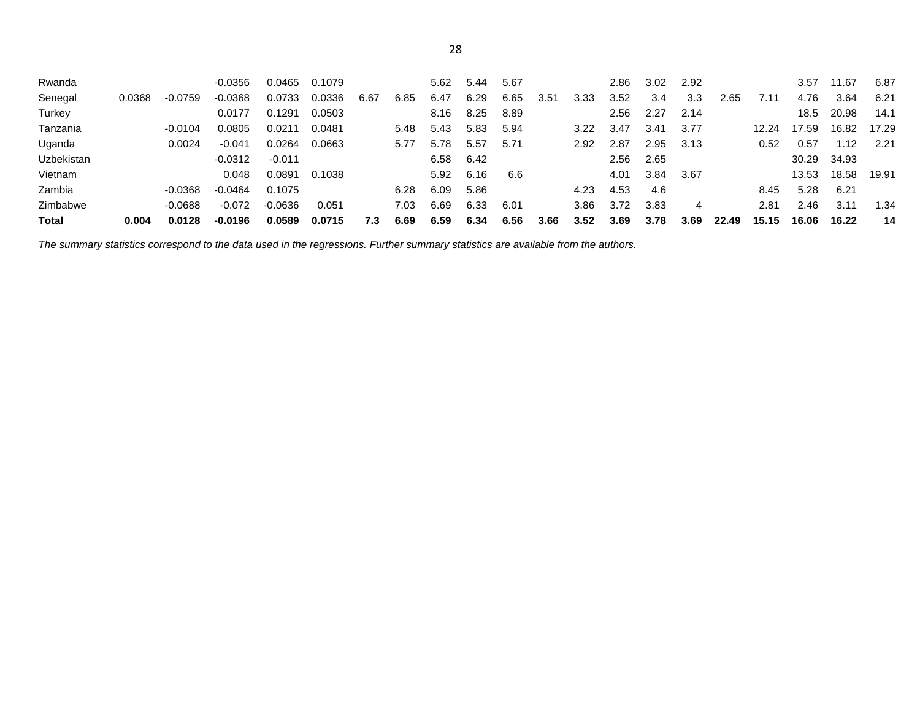| | | | | | | | | | | | | | | | | | | | | |
|---|---|---|---|---|---|---|---|---|---|---|---|---|---|---|---|---|---|---|---|---|
| Rwanda | | | -0.0356 | 0.0465 | 0.1079 | | | 5.62 | 5.44 | 5.67 | | | 2.86 | 3.02 | 2.92 | | | 3.57 | 11.67 | 6.87 |
| Senegal | 0.0368 | -0.0759 | -0.0368 | 0.0733 | 0.0336 | 6.67 | 6.85 | 6.47 | 6.29 | 6.65 | 3.51 | 3.33 | 3.52 | 3.4 | 3.3 | 2.65 | 7.11 | 4.76 | 3.64 | 6.21 |
| Turkey | | | 0.0177 | 0.1291 | 0.0503 | | | 8.16 | 8.25 | 8.89 | | | 2.56 | 2.27 | 2.14 | | | 18.5 | 20.98 | 14.1 |
| Tanzania | | -0.0104 | 0.0805 | 0.0211 | 0.0481 | | 5.48 | 5.43 | 5.83 | 5.94 | | 3.22 | 3.47 | 3.41 | 3.77 | | 12.24 | 17.59 | 16.82 | 17.29 |
| Uganda | | 0.0024 | -0.041 | 0.0264 | 0.0663 | | 5.77 | 5.78 | 5.57 | 5.71 | | 2.92 | 2.87 | 2.95 | 3.13 | | 0.52 | 0.57 | 1.12 | 2.21 |
| Uzbekistan | | | -0.0312 | -0.011 | | | | 6.58 | 6.42 | | | | 2.56 | 2.65 | | | | 30.29 | 34.93 | |
| Vietnam | | | 0.048 | 0.0891 | 0.1038 | | | 5.92 | 6.16 | 6.6 | | | 4.01 | 3.84 | 3.67 | | | 13.53 | 18.58 | 19.91 |
| Zambia | | -0.0368 | -0.0464 | 0.1075 | | | 6.28 | 6.09 | 5.86 | | | 4.23 | 4.53 | 4.6 | | | 8.45 | 5.28 | 6.21 | |
| Zimbabwe | | -0.0688 | -0.072 | -0.0636 | 0.051 | | 7.03 | 6.69 | 6.33 | 6.01 | | 3.86 | 3.72 | 3.83 | 4 | | 2.81 | 2.46 | 3.11 | 1.34 |
| **Total** | **0.004** | **0.0128** | **-0.0196** | **0.0589** | **0.0715** | **7.3** | **6.69** | **6.59** | **6.34** | **6.56** | **3.66** | **3.52** | **3.69** | **3.78** | **3.69** | **22.49** | **15.15** | **16.06** | **16.22** | **14** |

*The summary statistics correspond to the data used in the regressions. Further summary statistics are available from the authors.*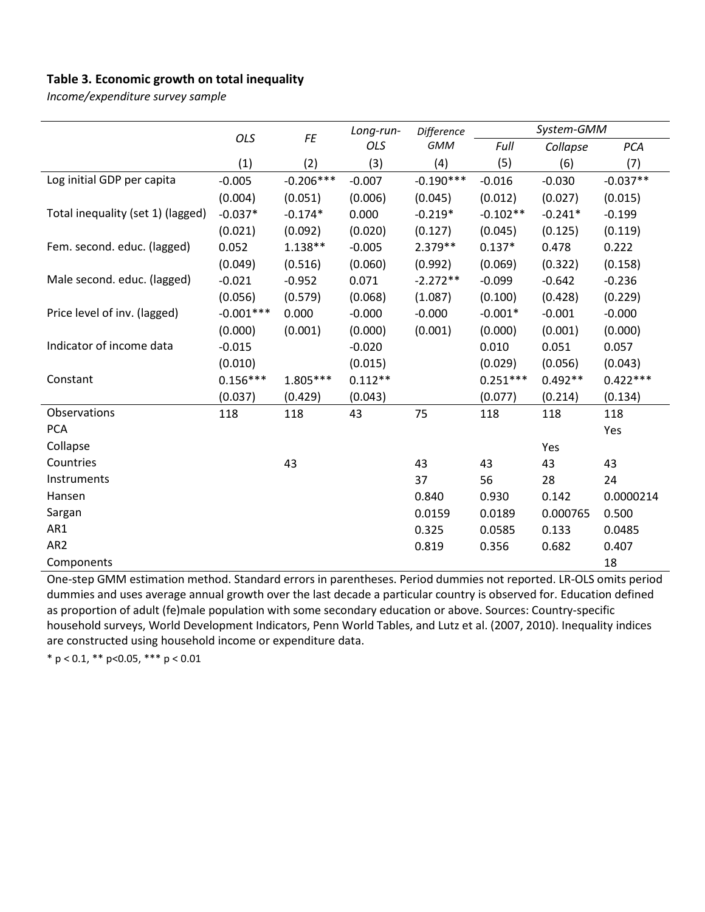**Table 3. Economic growth on total inequality**

*Income/expenditure survey sample*

| | *OLS* | *FE* | *Long-run-OLS* | *Difference GMM* | *System-GMM* | | |
|---|---|---|---|---|---|---|---|
| | | | | | *Full* | *Collapse* | *PCA* |
| | (1) | (2) | (3) | (4) | (5) | (6) | (7) |
| Log initial GDP per capita | -0.005 | -0.206*** | -0.007 | -0.190*** | -0.016 | -0.030 | -0.037** |
| | (0.004) | (0.051) | (0.006) | (0.045) | (0.012) | (0.027) | (0.015) |
| Total inequality (set 1) (lagged) | -0.037* | -0.174* | 0.000 | -0.219* | -0.102** | -0.241* | -0.199 |
| | (0.021) | (0.092) | (0.020) | (0.127) | (0.045) | (0.125) | (0.119) |
| Fem. second. educ. (lagged) | 0.052 | 1.138** | -0.005 | 2.379** | 0.137* | 0.478 | 0.222 |
| | (0.049) | (0.516) | (0.060) | (0.992) | (0.069) | (0.322) | (0.158) |
| Male second. educ. (lagged) | -0.021 | -0.952 | 0.071 | -2.272** | -0.099 | -0.642 | -0.236 |
| | (0.056) | (0.579) | (0.068) | (1.087) | (0.100) | (0.428) | (0.229) |
| Price level of inv. (lagged) | -0.001*** | 0.000 | -0.000 | -0.000 | -0.001* | -0.001 | -0.000 |
| | (0.000) | (0.001) | (0.000) | (0.001) | (0.000) | (0.001) | (0.000) |
| Indicator of income data | -0.015 | | -0.020 | | 0.010 | 0.051 | 0.057 |
| | (0.010) | | (0.015) | | (0.029) | (0.056) | (0.043) |
| Constant | 0.156*** | 1.805*** | 0.112** | | 0.251*** | 0.492** | 0.422*** |
| | (0.037) | (0.429) | (0.043) | | (0.077) | (0.214) | (0.134) |
| Observations | 118 | 118 | 43 | 75 | 118 | 118 | 118 |
| PCA | | | | | | | Yes |
| Collapse | | | | | | Yes | |
| Countries | | 43 | | 43 | 43 | 43 | 43 |
| Instruments | | | | 37 | 56 | 28 | 24 |
| Hansen | | | | 0.840 | 0.930 | 0.142 | 0.0000214 |
| Sargan | | | | 0.0159 | 0.0189 | 0.000765 | 0.500 |
| AR1 | | | | 0.325 | 0.0585 | 0.133 | 0.0485 |
| AR2 | | | | 0.819 | 0.356 | 0.682 | 0.407 |
| Components | | | | | | | 18 |

One-step GMM estimation method. Standard errors in parentheses. Period dummies not reported. LR-OLS omits period dummies and uses average annual growth over the last decade a particular country is observed for. Education defined as proportion of adult (fe)male population with some secondary education or above. Sources: Country-specific household surveys, World Development Indicators, Penn World Tables, and Lutz et al. (2007, 2010). Inequality indices are constructed using household income or expenditure data.

\* $p < 0.1$, \*\* $p<0.05$, \*\*\* $p < 0.01$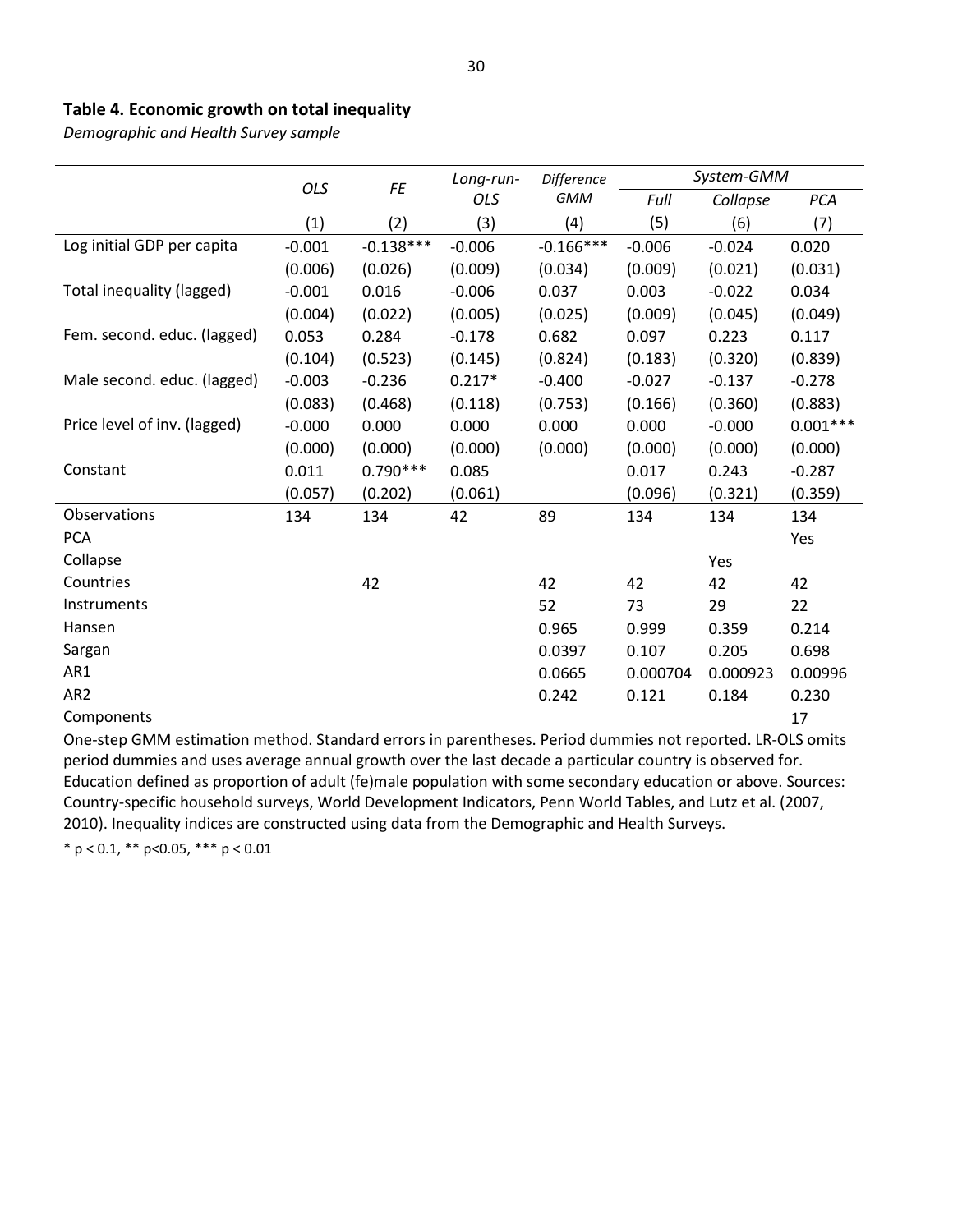**Table 4. Economic growth on total inequality**

*Demographic and Health Survey sample*

| | *OLS* | *FE* | *Long-run-OLS* | *Difference GMM* | *System-GMM* | | |
|---|---|---|---|---|---|---|---|
| | | | | | *Full* | *Collapse* | *PCA* |
| | (1) | (2) | (3) | (4) | (5) | (6) | (7) |
| Log initial GDP per capita | -0.001 | -0.138*** | -0.006 | -0.166*** | -0.006 | -0.024 | 0.020 |
| | (0.006) | (0.026) | (0.009) | (0.034) | (0.009) | (0.021) | (0.031) |
| Total inequality (lagged) | -0.001 | 0.016 | -0.006 | 0.037 | 0.003 | -0.022 | 0.034 |
| | (0.004) | (0.022) | (0.005) | (0.025) | (0.009) | (0.045) | (0.049) |
| Fem. second. educ. (lagged) | 0.053 | 0.284 | -0.178 | 0.682 | 0.097 | 0.223 | 0.117 |
| | (0.104) | (0.523) | (0.145) | (0.824) | (0.183) | (0.320) | (0.839) |
| Male second. educ. (lagged) | -0.003 | -0.236 | 0.217* | -0.400 | -0.027 | -0.137 | -0.278 |
| | (0.083) | (0.468) | (0.118) | (0.753) | (0.166) | (0.360) | (0.883) |
| Price level of inv. (lagged) | -0.000 | 0.000 | 0.000 | 0.000 | 0.000 | -0.000 | 0.001*** |
| | (0.000) | (0.000) | (0.000) | (0.000) | (0.000) | (0.000) | (0.000) |
| Constant | 0.011 | 0.790*** | 0.085 | | 0.017 | 0.243 | -0.287 |
| | (0.057) | (0.202) | (0.061) | | (0.096) | (0.321) | (0.359) |
| Observations | 134 | 134 | 42 | 89 | 134 | 134 | 134 |
| PCA | | | | | | | Yes |
| Collapse | | | | | | Yes | |
| Countries | | 42 | | 42 | 42 | 42 | 42 |
| Instruments | | | | 52 | 73 | 29 | 22 |
| Hansen | | | | 0.965 | 0.999 | 0.359 | 0.214 |
| Sargan | | | | 0.0397 | 0.107 | 0.205 | 0.698 |
| AR1 | | | | 0.0665 | 0.000704 | 0.000923 | 0.00996 |
| AR2 | | | | 0.242 | 0.121 | 0.184 | 0.230 |
| Components | | | | | | | 17 |

One-step GMM estimation method. Standard errors in parentheses. Period dummies not reported. LR-OLS omits period dummies and uses average annual growth over the last decade a particular country is observed for. Education defined as proportion of adult (fe)male population with some secondary education or above. Sources: Country-specific household surveys, World Development Indicators, Penn World Tables, and Lutz et al. (2007, 2010). Inequality indices are constructed using data from the Demographic and Health Surveys.

* $p < 0.1$, ** $p<0.05$, *** $p < 0.01$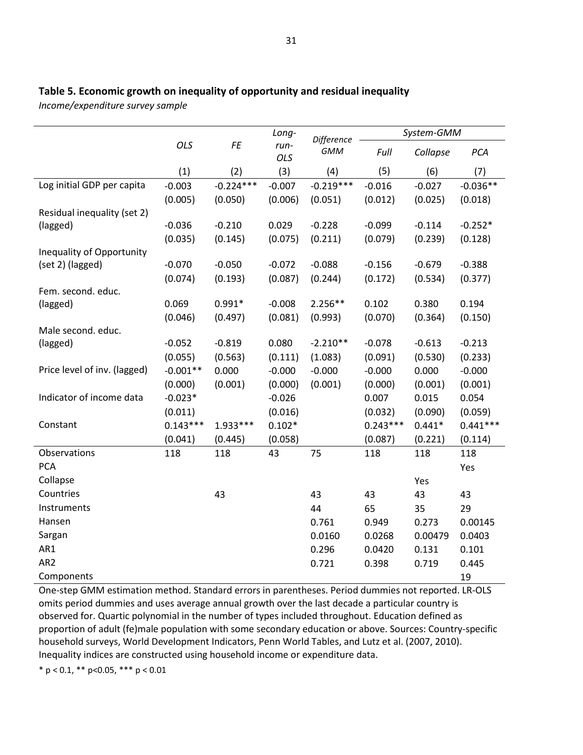**Table 5. Economic growth on inequality of opportunity and residual inequality**

*Income/expenditure survey sample*

| | *OLS* | *FE* | *Long-run-OLS* | *Difference GMM* | *System-GMM* | | |
|---|---|---|---|---|---|---|---|
| | | | | | *Full* | *Collapse* | *PCA* |
| | (1) | (2) | (3) | (4) | (5) | (6) | (7) |
| Log initial GDP per capita | -0.003 | -0.224*** | -0.007 | -0.219*** | -0.016 | -0.027 | -0.036** |
| | (0.005) | (0.050) | (0.006) | (0.051) | (0.012) | (0.025) | (0.018) |
| Residual inequality (set 2) (lagged) | -0.036 | -0.210 | 0.029 | -0.228 | -0.099 | -0.114 | -0.252* |
| | (0.035) | (0.145) | (0.075) | (0.211) | (0.079) | (0.239) | (0.128) |
| Inequality of Opportunity (set 2) (lagged) | -0.070 | -0.050 | -0.072 | -0.088 | -0.156 | -0.679 | -0.388 |
| | (0.074) | (0.193) | (0.087) | (0.244) | (0.172) | (0.534) | (0.377) |
| Fem. second. educ. (lagged) | 0.069 | 0.991* | -0.008 | 2.256** | 0.102 | 0.380 | 0.194 |
| | (0.046) | (0.497) | (0.081) | (0.993) | (0.070) | (0.364) | (0.150) |
| Male second. educ. (lagged) | -0.052 | -0.819 | 0.080 | -2.210** | -0.078 | -0.613 | -0.213 |
| | (0.055) | (0.563) | (0.111) | (1.083) | (0.091) | (0.530) | (0.233) |
| Price level of inv. (lagged) | -0.001** | 0.000 | -0.000 | -0.000 | -0.000 | 0.000 | -0.000 |
| | (0.000) | (0.001) | (0.000) | (0.001) | (0.000) | (0.001) | (0.001) |
| Indicator of income data | -0.023* | | -0.026 | | 0.007 | 0.015 | 0.054 |
| | (0.011) | | (0.016) | | (0.032) | (0.090) | (0.059) |
| Constant | 0.143*** | 1.933*** | 0.102* | | 0.243*** | 0.441* | 0.441*** |
| | (0.041) | (0.445) | (0.058) | | (0.087) | (0.221) | (0.114) |
| Observations | 118 | 118 | 43 | 75 | 118 | 118 | 118 |
| PCA | | | | | | | Yes |
| Collapse | | | | | | Yes | |
| Countries | | 43 | | 43 | 43 | 43 | 43 |
| Instruments | | | | 44 | 65 | 35 | 29 |
| Hansen | | | | 0.761 | 0.949 | 0.273 | 0.00145 |
| Sargan | | | | 0.0160 | 0.0268 | 0.00479 | 0.0403 |
| AR1 | | | | 0.296 | 0.0420 | 0.131 | 0.101 |
| AR2 | | | | 0.721 | 0.398 | 0.719 | 0.445 |
| Components | | | | | | | 19 |

One-step GMM estimation method. Standard errors in parentheses. Period dummies not reported. LR-OLS omits period dummies and uses average annual growth over the last decade a particular country is observed for. Quartic polynomial in the number of types included throughout. Education defined as proportion of adult (fe)male population with some secondary education or above. Sources: Country-specific household surveys, World Development Indicators, Penn World Tables, and Lutz et al. (2007, 2010). Inequality indices are constructed using household income or expenditure data.

* $p < 0.1$, ** $p<0.05$, *** $p < 0.01$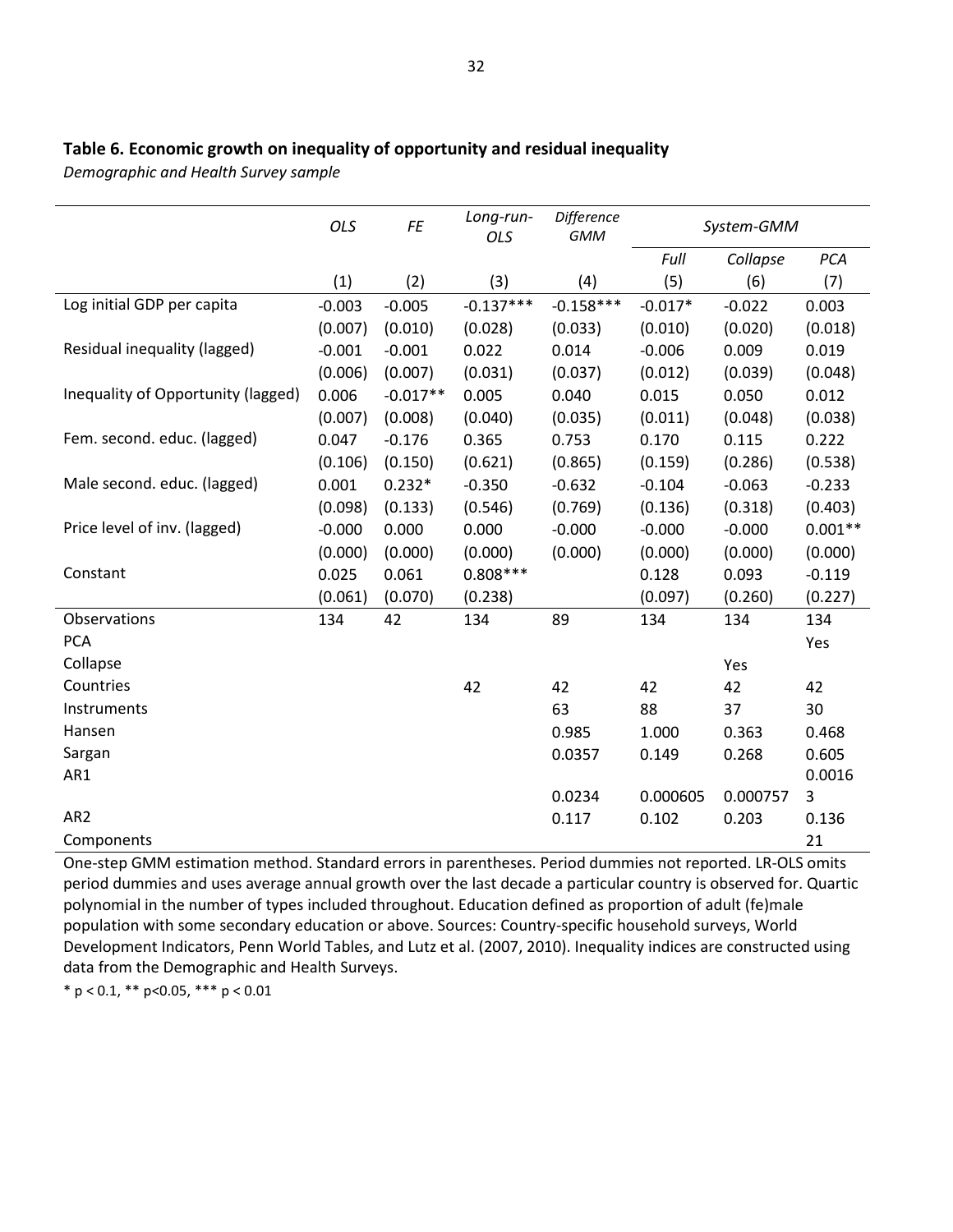**Table 6. Economic growth on inequality of opportunity and residual inequality**

*Demographic and Health Survey sample*

| | *OLS* | *FE* | *Long-run-OLS* | *Difference GMM* | *System-GMM* | | |
|---|---|---|---|---|---|---|---|
| | | | | | *Full* | *Collapse* | *PCA* |
| | (1) | (2) | (3) | (4) | (5) | (6) | (7) |
| Log initial GDP per capita | -0.003 | -0.005 | -0.137*** | -0.158*** | -0.017* | -0.022 | 0.003 |
| | (0.007) | (0.010) | (0.028) | (0.033) | (0.010) | (0.020) | (0.018) |
| Residual inequality (lagged) | -0.001 | -0.001 | 0.022 | 0.014 | -0.006 | 0.009 | 0.019 |
| | (0.006) | (0.007) | (0.031) | (0.037) | (0.012) | (0.039) | (0.048) |
| Inequality of Opportunity (lagged) | 0.006 | -0.017** | 0.005 | 0.040 | 0.015 | 0.050 | 0.012 |
| | (0.007) | (0.008) | (0.040) | (0.035) | (0.011) | (0.048) | (0.038) |
| Fem. second. educ. (lagged) | 0.047 | -0.176 | 0.365 | 0.753 | 0.170 | 0.115 | 0.222 |
| | (0.106) | (0.150) | (0.621) | (0.865) | (0.159) | (0.286) | (0.538) |
| Male second. educ. (lagged) | 0.001 | 0.232* | -0.350 | -0.632 | -0.104 | -0.063 | -0.233 |
| | (0.098) | (0.133) | (0.546) | (0.769) | (0.136) | (0.318) | (0.403) |
| Price level of inv. (lagged) | -0.000 | 0.000 | 0.000 | -0.000 | -0.000 | -0.000 | 0.001** |
| | (0.000) | (0.000) | (0.000) | (0.000) | (0.000) | (0.000) | (0.000) |
| Constant | 0.025 | 0.061 | 0.808*** | | 0.128 | 0.093 | -0.119 |
| | (0.061) | (0.070) | (0.238) | | (0.097) | (0.260) | (0.227) |
| Observations | 134 | 42 | 134 | 89 | 134 | 134 | 134 |
| PCA | | | | | | | Yes |
| Collapse | | | | | | Yes | |
| Countries | | | 42 | 42 | 42 | 42 | 42 |
| Instruments | | | | 63 | 88 | 37 | 30 |
| Hansen | | | | 0.985 | 1.000 | 0.363 | 0.468 |
| Sargan | | | | 0.0357 | 0.149 | 0.268 | 0.605 |
| AR1 | | | | 0.0234 | 0.000605 | 0.000757 | 0.00163 |
| AR2 | | | | 0.117 | 0.102 | 0.203 | 0.136 |
| Components | | | | | | | 21 |

One-step GMM estimation method. Standard errors in parentheses. Period dummies not reported. LR-OLS omits period dummies and uses average annual growth over the last decade a particular country is observed for. Quartic polynomial in the number of types included throughout. Education defined as proportion of adult (fe)male population with some secondary education or above. Sources: Country-specific household surveys, World Development Indicators, Penn World Tables, and Lutz et al. (2007, 2010). Inequality indices are constructed using data from the Demographic and Health Surveys.

\* p < 0.1, ** p<0.05, *** p < 0.01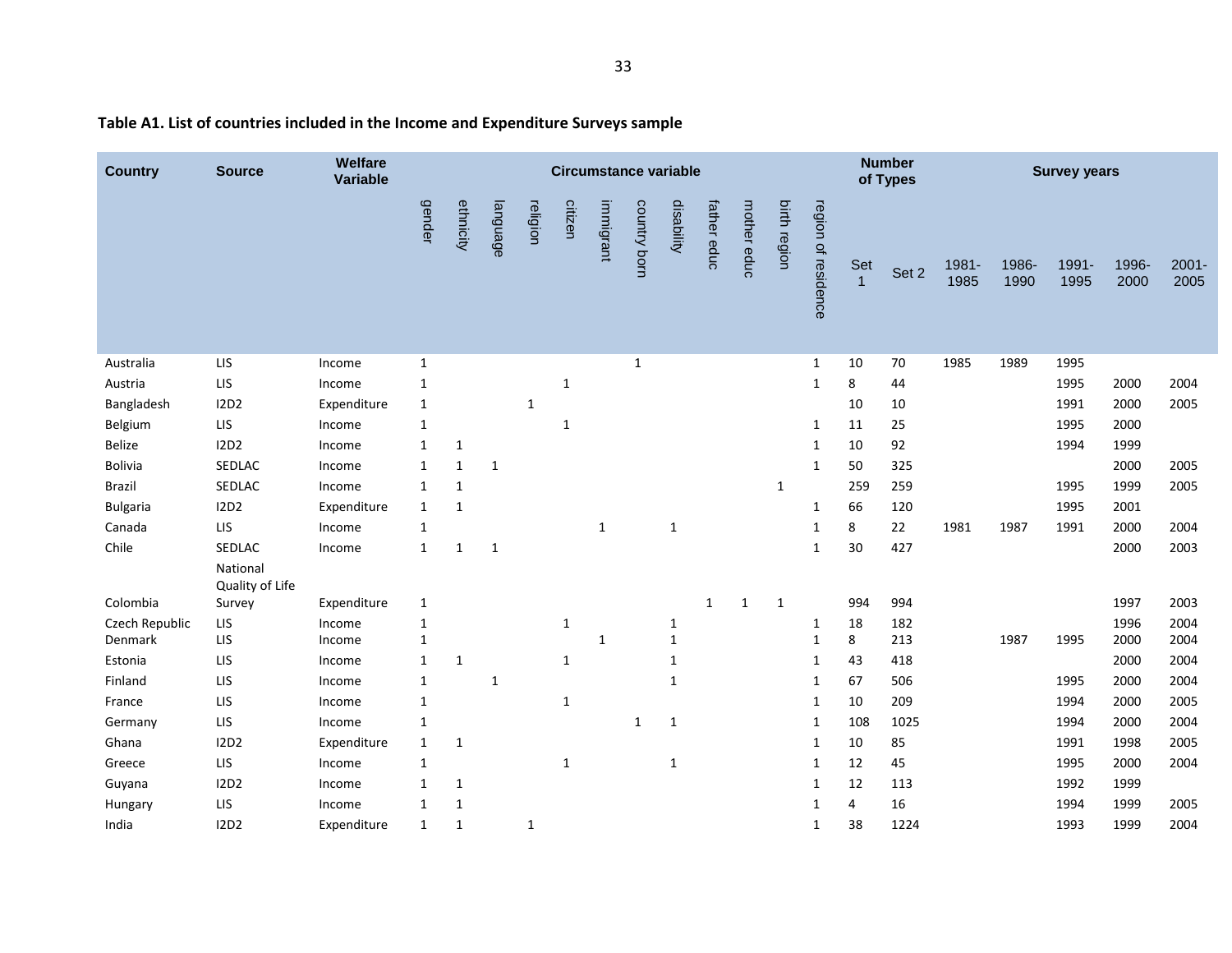**Table A1. List of countries included in the Income and Expenditure Surveys sample**

| Country | Source | Welfare Variable | Circumstance variable | | | | | | | | | | | | Number of Types | | Survey years | | | | |
|---|---|---|---|---|---|---|---|---|---|---|---|---|---|---|---|---|---|---|---|---|---|
| | | | gender | ethnicity | language | religion | citizen | immigrant | country born | disability | father educ | mother educ | birth region | region of residence | Set 1 | Set 2 | 1981-1985 | 1986-1990 | 1991-1995 | 1996-2000 | 2001-2005 |
| Australia | LIS | Income | 1 | | | | | | 1 | | | | | 1 | 10 | 70 | 1985 | 1989 | 1995 | | |
| Austria | LIS | Income | 1 | | | | 1 | | | | | | | 1 | 8 | 44 | | | 1995 | 2000 | 2004 |
| Bangladesh | I2D2 | Expenditure | 1 | | | 1 | | | | | | | | | 10 | 10 | | | 1991 | 2000 | 2005 |
| Belgium | LIS | Income | 1 | | | | 1 | | | | | | | 1 | 11 | 25 | | | 1995 | 2000 | |
| Belize | I2D2 | Income | 1 | 1 | | | | | | | | | | 1 | 10 | 92 | | | 1994 | 1999 | |
| Bolivia | SEDLAC | Income | 1 | 1 | 1 | | | | | | | | | 1 | 50 | 325 | | | | 2000 | 2005 |
| Brazil | SEDLAC | Income | 1 | 1 | | | | | | | | | 1 | | 259 | 259 | | | 1995 | 1999 | 2005 |
| Bulgaria | I2D2 | Expenditure | 1 | 1 | | | | | | | | | | 1 | 66 | 120 | | | 1995 | 2001 | |
| Canada | LIS | Income | 1 | | | | | 1 | | 1 | | | | 1 | 8 | 22 | 1981 | 1987 | 1991 | 2000 | 2004 |
| Chile | SEDLAC | Income | 1 | 1 | 1 | | | | | | | | | 1 | 30 | 427 | | | | 2000 | 2003 |
| Colombia | National Quality of Life Survey | Expenditure | 1 | | | | | | | | 1 | 1 | 1 | | 994 | 994 | | | | 1997 | 2003 |
| Czech Republic | LIS | Income | 1 | | | | 1 | | | 1 | | | | 1 | 18 | 182 | | | | 1996 | 2004 |
| Denmark | LIS | Income | 1 | | | | | 1 | | 1 | | | | 1 | 8 | 213 | | 1987 | 1995 | 2000 | 2004 |
| Estonia | LIS | Income | 1 | 1 | | | 1 | | | 1 | | | | 1 | 43 | 418 | | | | 2000 | 2004 |
| Finland | LIS | Income | 1 | | 1 | | | | | 1 | | | | 1 | 67 | 506 | | | 1995 | 2000 | 2004 |
| France | LIS | Income | 1 | | | | 1 | | | | | | | 1 | 10 | 209 | | | 1994 | 2000 | 2005 |
| Germany | LIS | Income | 1 | | | | | | 1 | 1 | | | | 1 | 108 | 1025 | | | 1994 | 2000 | 2004 |
| Ghana | I2D2 | Expenditure | 1 | 1 | | | | | | | | | | 1 | 10 | 85 | | | 1991 | 1998 | 2005 |
| Greece | LIS | Income | 1 | | | | 1 | | | 1 | | | | 1 | 12 | 45 | | | 1995 | 2000 | 2004 |
| Guyana | I2D2 | Income | 1 | 1 | | | | | | | | | | 1 | 12 | 113 | | | 1992 | 1999 | |
| Hungary | LIS | Income | 1 | 1 | | | | | | | | | | 1 | 4 | 16 | | | 1994 | 1999 | 2005 |
| India | I2D2 | Expenditure | 1 | 1 | | 1 | | | | | | | | 1 | 38 | 1224 | | | 1993 | 1999 | 2004 |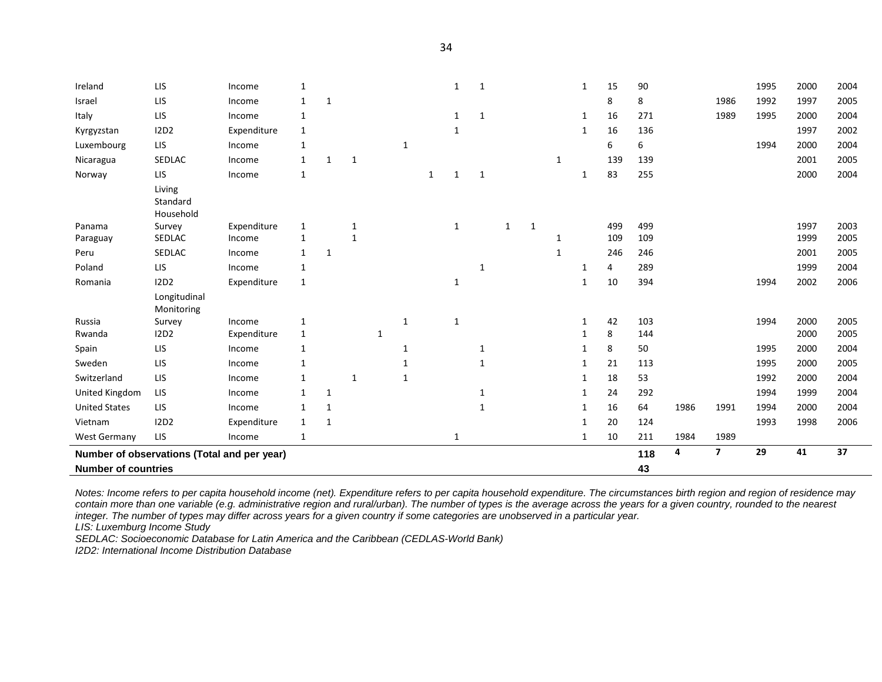| | | | | | | | | | | | | | | | | | | | | | |
|---|---|---|---|---|---|---|---|---|---|---|---|---|---|---|---|---|---|---|---|---|---|
| Ireland | LIS | Income | 1 | | | | | | 1 | 1 | | | | 1 | 15 | 90 | | | 1995 | 2000 | 2004 |
| Israel | LIS | Income | 1 | 1 | | | | | | | | | | | 8 | 8 | | 1986 | 1992 | 1997 | 2005 |
| Italy | LIS | Income | 1 | | | | | | 1 | 1 | | | | 1 | 16 | 271 | | 1989 | 1995 | 2000 | 2004 |
| Kyrgyzstan | I2D2 | Expenditure | 1 | | | | | | 1 | | | | | 1 | 16 | 136 | | | | 1997 | 2002 |
| Luxembourg | LIS | Income | 1 | | | | 1 | | | | | | | | 6 | 6 | | | 1994 | 2000 | 2004 |
| Nicaragua | SEDLAC | Income | 1 | 1 | 1 | | | | | | | | 1 | | 139 | 139 | | | | 2001 | 2005 |
| Norway | LIS | Income | 1 | | | | | 1 | 1 | 1 | | | | 1 | 83 | 255 | | | | 2000 | 2004 |
| Panama | Living Standard Household Survey | Expenditure | 1 | | 1 | | | | 1 | | 1 | 1 | | | 499 | 499 | | | | 1997 | 2003 |
| Paraguay | SEDLAC | Income | 1 | | 1 | | | | | | | | 1 | | 109 | 109 | | | | 1999 | 2005 |
| Peru | SEDLAC | Income | 1 | 1 | | | | | | | | | 1 | | 246 | 246 | | | | 2001 | 2005 |
| Poland | LIS | Income | 1 | | | | | | | 1 | | | | 1 | 4 | 289 | | | | 1999 | 2004 |
| Romania | I2D2 | Expenditure | 1 | | | | | | 1 | | | | | 1 | 10 | 394 | | | 1994 | 2002 | 2006 |
| Russia | Longitudinal Monitoring Survey | Income | 1 | | | | 1 | | 1 | | | | | 1 | 42 | 103 | | | 1994 | 2000 | 2005 |
| Rwanda | I2D2 | Expenditure | 1 | | | 1 | | | | | | | | 1 | 8 | 144 | | | | 2000 | 2005 |
| Spain | LIS | Income | 1 | | | | 1 | | | 1 | | | | 1 | 8 | 50 | | | 1995 | 2000 | 2004 |
| Sweden | LIS | Income | 1 | | | | 1 | | | 1 | | | | 1 | 21 | 113 | | | 1995 | 2000 | 2005 |
| Switzerland | LIS | Income | 1 | | 1 | | 1 | | | | | | | 1 | 18 | 53 | | | 1992 | 2000 | 2004 |
| United Kingdom | LIS | Income | 1 | 1 | | | | | | 1 | | | | 1 | 24 | 292 | | | 1994 | 1999 | 2004 |
| United States | LIS | Income | 1 | 1 | | | | | | 1 | | | | 1 | 16 | 64 | 1986 | 1991 | 1994 | 2000 | 2004 |
| Vietnam | I2D2 | Expenditure | 1 | 1 | | | | | | | | | | 1 | 20 | 124 | | | 1993 | 1998 | 2006 |
| West Germany | LIS | Income | 1 | | | | | | 1 | | | | | 1 | 10 | 211 | 1984 | 1989 | | | |
| **Number of observations (Total and per year)** | | | | | | | | | | | | | | | | **118** | **4** | **7** | **29** | **41** | **37** |
| **Number of countries** | | | | | | | | | | | | | | | | **43** | | | | | |

*Notes: Income refers to per capita household income (net). Expenditure refers to per capita household expenditure. The circumstances birth region and region of residence may contain more than one variable (e.g. administrative region and rural/urban). The number of types is the average across the years for a given country, rounded to the nearest integer. The number of types may differ across years for a given country if some categories are unobserved in a particular year.*

*LIS: Luxemburg Income Study*

*SEDLAC: Socioeconomic Database for Latin America and the Caribbean (CEDLAS-World Bank)*

*I2D2: International Income Distribution Database*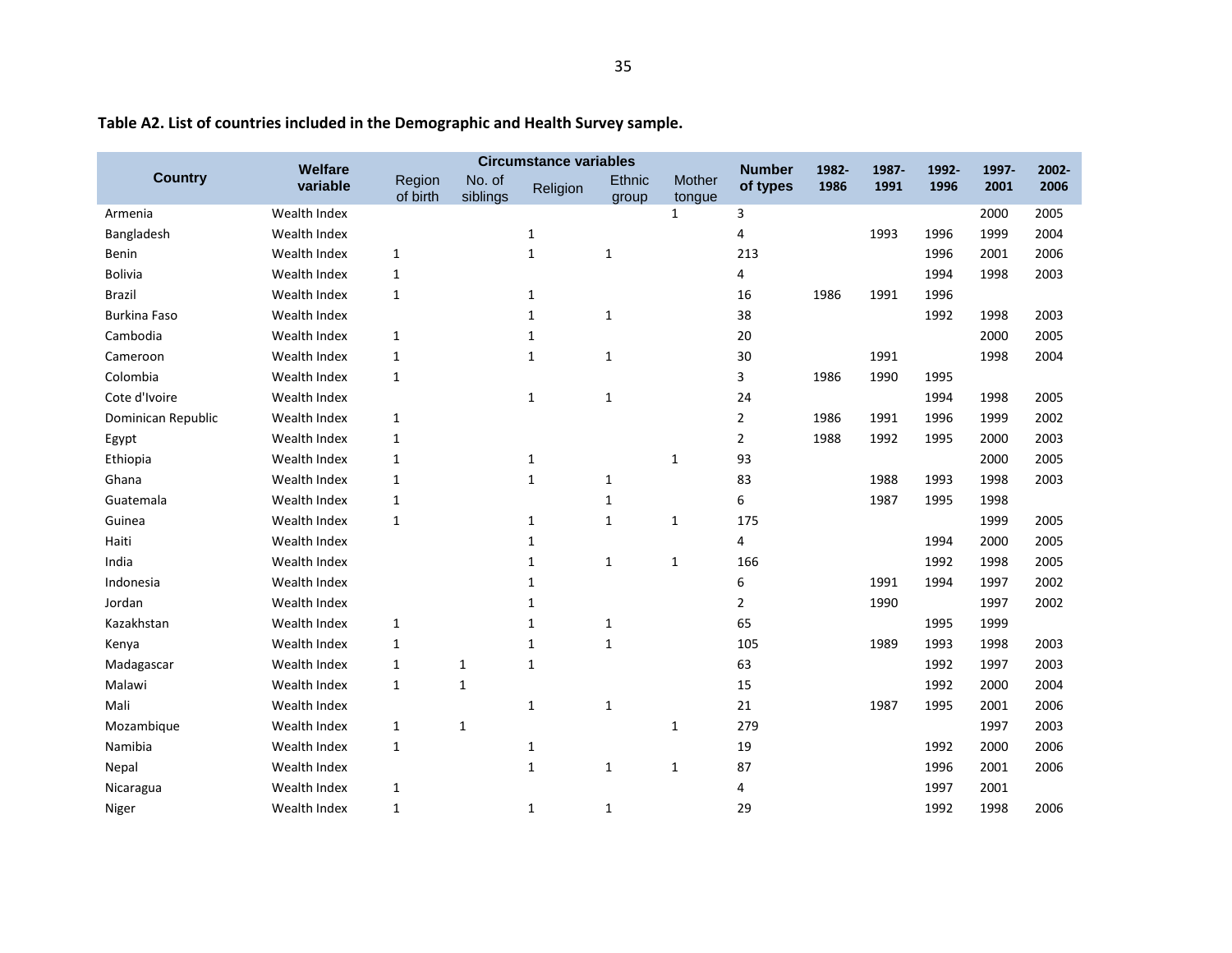**Table A2. List of countries included in the Demographic and Health Survey sample.**

| Country | Welfare variable | Circumstance variables | | | | | Number of types | 1982-1986 | 1987-1991 | 1992-1996 | 1997-2001 | 2002-2006 |
|---|---|---|---|---|---|---|---|---|---|---|---|---|
| | | Region of birth | No. of siblings | Religion | Ethnic group | Mother tongue | | | | | | |
| Armenia | Wealth Index | | | | | 1 | 3 | | | | 2000 | 2005 |
| Bangladesh | Wealth Index | | | 1 | | | 4 | | 1993 | 1996 | 1999 | 2004 |
| Benin | Wealth Index | 1 | | 1 | 1 | | 213 | | | 1996 | 2001 | 2006 |
| Bolivia | Wealth Index | 1 | | | | | 4 | | | 1994 | 1998 | 2003 |
| Brazil | Wealth Index | 1 | | 1 | | | 16 | 1986 | 1991 | 1996 | | |
| Burkina Faso | Wealth Index | | | 1 | 1 | | 38 | | | 1992 | 1998 | 2003 |
| Cambodia | Wealth Index | 1 | | 1 | | | 20 | | | | 2000 | 2005 |
| Cameroon | Wealth Index | 1 | | 1 | 1 | | 30 | | 1991 | | 1998 | 2004 |
| Colombia | Wealth Index | 1 | | | | | 3 | 1986 | 1990 | 1995 | | |
| Cote d'Ivoire | Wealth Index | | | 1 | 1 | | 24 | | | 1994 | 1998 | 2005 |
| Dominican Republic | Wealth Index | 1 | | | | | 2 | 1986 | 1991 | 1996 | 1999 | 2002 |
| Egypt | Wealth Index | 1 | | | | | 2 | 1988 | 1992 | 1995 | 2000 | 2003 |
| Ethiopia | Wealth Index | 1 | | 1 | | 1 | 93 | | | | 2000 | 2005 |
| Ghana | Wealth Index | 1 | | 1 | 1 | | 83 | | 1988 | 1993 | 1998 | 2003 |
| Guatemala | Wealth Index | 1 | | | 1 | | 6 | | 1987 | 1995 | 1998 | |
| Guinea | Wealth Index | 1 | | 1 | 1 | 1 | 175 | | | | 1999 | 2005 |
| Haiti | Wealth Index | | | 1 | | | 4 | | | 1994 | 2000 | 2005 |
| India | Wealth Index | | | 1 | 1 | 1 | 166 | | | 1992 | 1998 | 2005 |
| Indonesia | Wealth Index | | | 1 | | | 6 | | 1991 | 1994 | 1997 | 2002 |
| Jordan | Wealth Index | | | 1 | | | 2 | | 1990 | | 1997 | 2002 |
| Kazakhstan | Wealth Index | 1 | | 1 | 1 | | 65 | | | 1995 | 1999 | |
| Kenya | Wealth Index | 1 | | 1 | 1 | | 105 | | 1989 | 1993 | 1998 | 2003 |
| Madagascar | Wealth Index | 1 | 1 | 1 | | | 63 | | | 1992 | 1997 | 2003 |
| Malawi | Wealth Index | 1 | 1 | | | | 15 | | | 1992 | 2000 | 2004 |
| Mali | Wealth Index | | | 1 | 1 | | 21 | | 1987 | 1995 | 2001 | 2006 |
| Mozambique | Wealth Index | 1 | 1 | | | 1 | 279 | | | | 1997 | 2003 |
| Namibia | Wealth Index | 1 | | 1 | | | 19 | | | 1992 | 2000 | 2006 |
| Nepal | Wealth Index | | | 1 | 1 | 1 | 87 | | | 1996 | 2001 | 2006 |
| Nicaragua | Wealth Index | 1 | | | | | 4 | | | 1997 | 2001 | |
| Niger | Wealth Index | 1 | | 1 | 1 | | 29 | | | 1992 | 1998 | 2006 |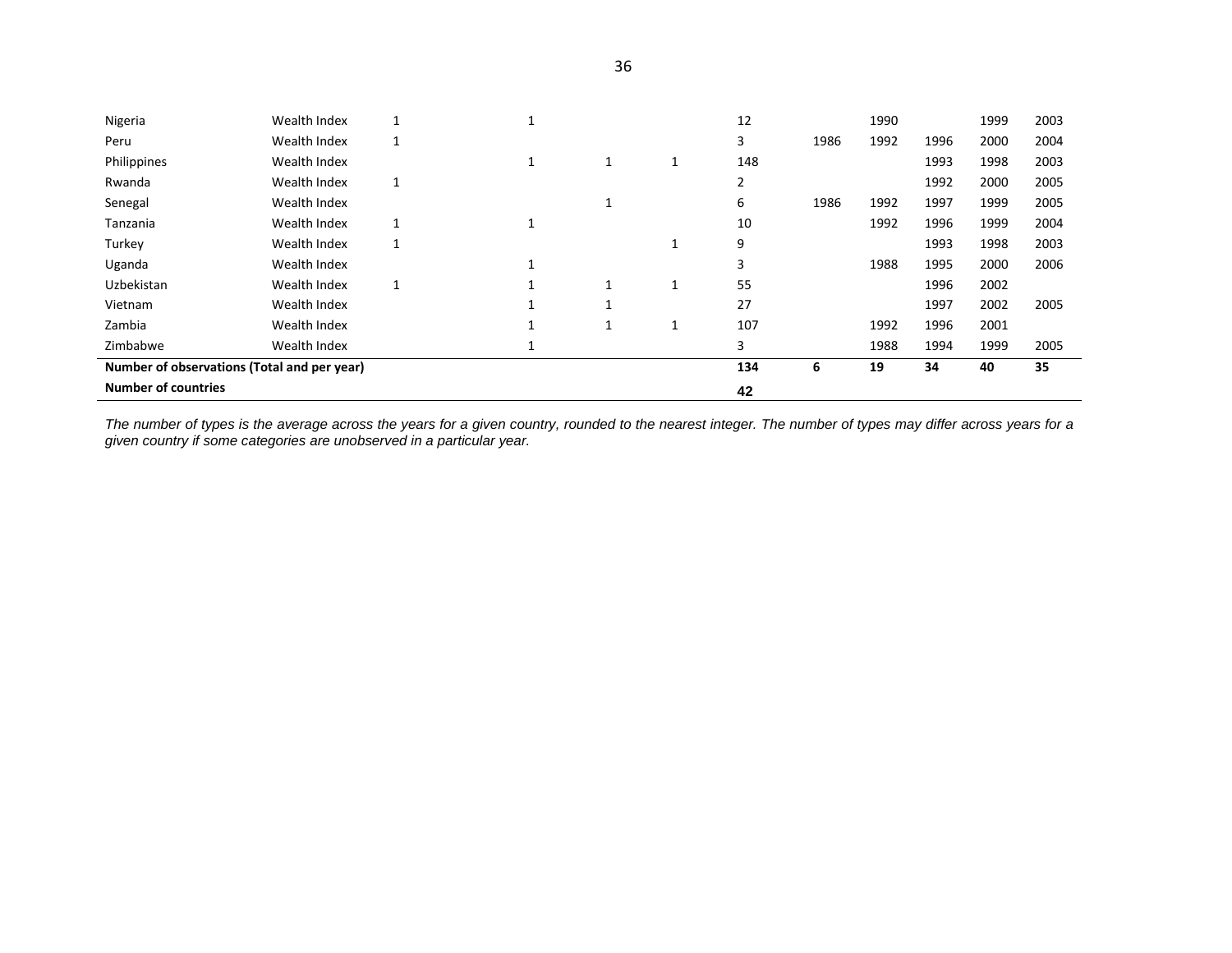| | | | | | | | | | | | |
|---|---|---|---|---|---|---|---|---|---|---|---|---|
| Nigeria | Wealth Index | 1 | 1 | | | 12 | | 1990 | | 1999 | 2003 |
| Peru | Wealth Index | 1 | | | | 3 | 1986 | 1992 | 1996 | 2000 | 2004 |
| Philippines | Wealth Index | | 1 | 1 | 1 | 148 | | | 1993 | 1998 | 2003 |
| Rwanda | Wealth Index | 1 | | | | 2 | | | 1992 | 2000 | 2005 |
| Senegal | Wealth Index | | | 1 | | 6 | 1986 | 1992 | 1997 | 1999 | 2005 |
| Tanzania | Wealth Index | 1 | 1 | | | 10 | | 1992 | 1996 | 1999 | 2004 |
| Turkey | Wealth Index | 1 | | | 1 | 9 | | | 1993 | 1998 | 2003 |
| Uganda | Wealth Index | | 1 | | | 3 | | 1988 | 1995 | 2000 | 2006 |
| Uzbekistan | Wealth Index | 1 | 1 | 1 | 1 | 55 | | | 1996 | 2002 | |
| Vietnam | Wealth Index | | 1 | 1 | | 27 | | | 1997 | 2002 | 2005 |
| Zambia | Wealth Index | | 1 | 1 | 1 | 107 | | 1992 | 1996 | 2001 | |
| Zimbabwe | Wealth Index | | 1 | | | 3 | | 1988 | 1994 | 1999 | 2005 |
| **Number of observations (Total and per year)** | | | | | | **134** | **6** | **19** | **34** | **40** | **35** |
| **Number of countries** | | | | | | **42** | | | | | |

*The number of types is the average across the years for a given country, rounded to the nearest integer. The number of types may differ across years for a given country if some categories are unobserved in a particular year.*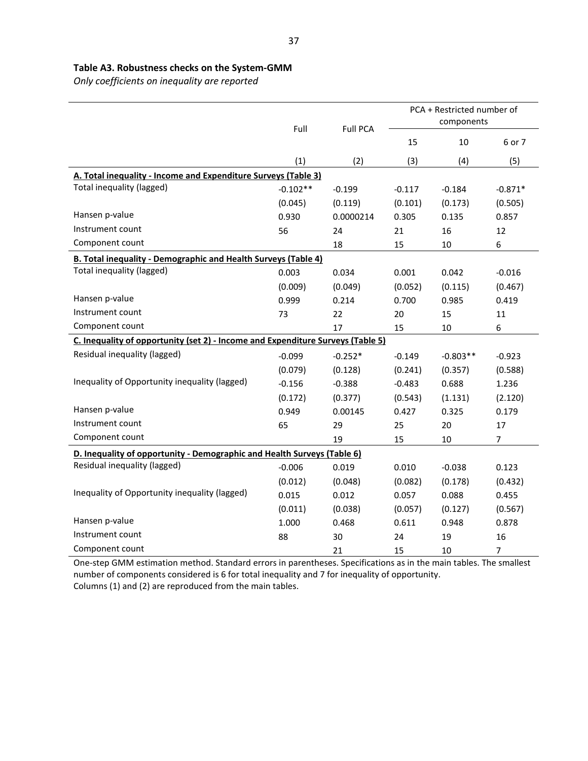**Table A3. Robustness checks on the System-GMM**

*Only coefficients on inequality are reported*

| | Full | Full PCA | PCA + Restricted number of components | | |
|---|---|---|---|---|---|
| | | | 15 | 10 | 6 or 7 |
| | (1) | (2) | (3) | (4) | (5) |
| **A. Total inequality - Income and Expenditure Surveys (Table 3)** | | | | | |
| Total inequality (lagged) | -0.102** | -0.199 | -0.117 | -0.184 | -0.871* |
| | (0.045) | (0.119) | (0.101) | (0.173) | (0.505) |
| Hansen p-value | 0.930 | 0.0000214 | 0.305 | 0.135 | 0.857 |
| Instrument count | 56 | 24 | 21 | 16 | 12 |
| Component count | | 18 | 15 | 10 | 6 |
| **B. Total inequality - Demographic and Health Surveys (Table 4)** | | | | | |
| Total inequality (lagged) | 0.003 | 0.034 | 0.001 | 0.042 | -0.016 |
| | (0.009) | (0.049) | (0.052) | (0.115) | (0.467) |
| Hansen p-value | 0.999 | 0.214 | 0.700 | 0.985 | 0.419 |
| Instrument count | 73 | 22 | 20 | 15 | 11 |
| Component count | | 17 | 15 | 10 | 6 |
| **C. Inequality of opportunity (set 2) - Income and Expenditure Surveys (Table 5)** | | | | | |
| Residual inequality (lagged) | -0.099 | -0.252* | -0.149 | -0.803** | -0.923 |
| | (0.079) | (0.128) | (0.241) | (0.357) | (0.588) |
| Inequality of Opportunity inequality (lagged) | -0.156 | -0.388 | -0.483 | 0.688 | 1.236 |
| | (0.172) | (0.377) | (0.543) | (1.131) | (2.120) |
| Hansen p-value | 0.949 | 0.00145 | 0.427 | 0.325 | 0.179 |
| Instrument count | 65 | 29 | 25 | 20 | 17 |
| Component count | | 19 | 15 | 10 | 7 |
| **D. Inequality of opportunity - Demographic and Health Surveys (Table 6)** | | | | | |
| Residual inequality (lagged) | -0.006 | 0.019 | 0.010 | -0.038 | 0.123 |
| | (0.012) | (0.048) | (0.082) | (0.178) | (0.432) |
| Inequality of Opportunity inequality (lagged) | 0.015 | 0.012 | 0.057 | 0.088 | 0.455 |
| | (0.011) | (0.038) | (0.057) | (0.127) | (0.567) |
| Hansen p-value | 1.000 | 0.468 | 0.611 | 0.948 | 0.878 |
| Instrument count | 88 | 30 | 24 | 19 | 16 |
| Component count | | 21 | 15 | 10 | 7 |

One-step GMM estimation method. Standard errors in parentheses. Specifications as in the main tables. The smallest number of components considered is 6 for total inequality and 7 for inequality of opportunity.
Columns (1) and (2) are reproduced from the main tables.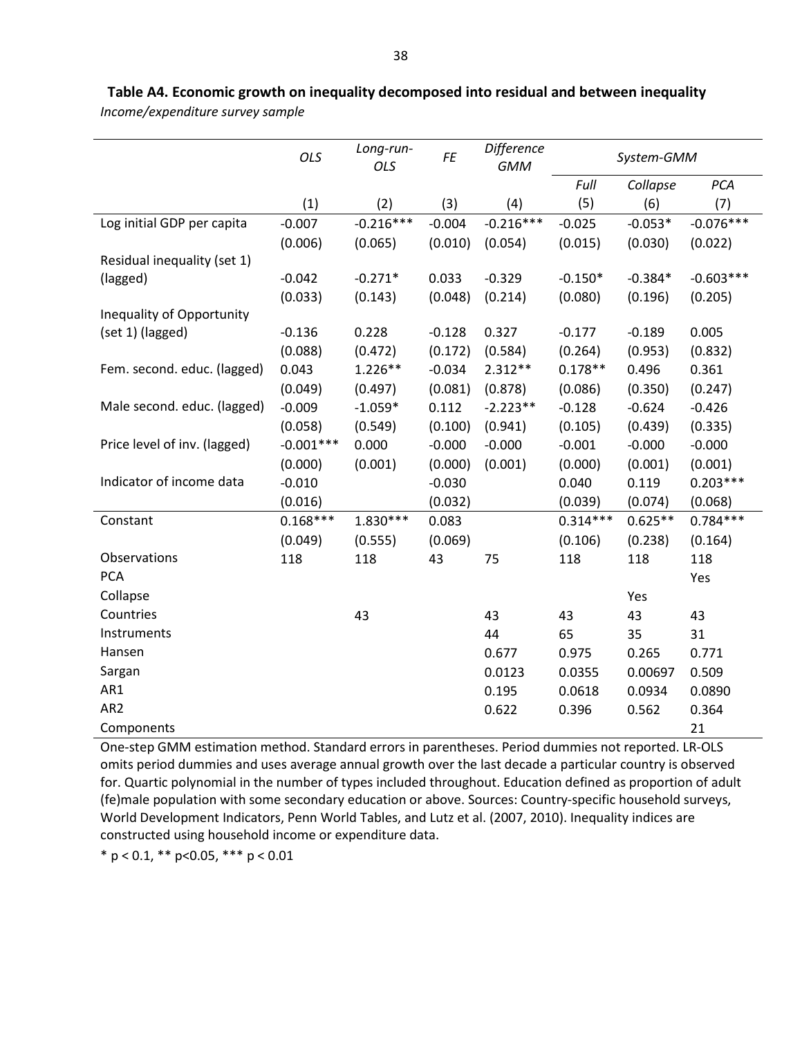**Table A4. Economic growth on inequality decomposed into residual and between inequality**

*Income/expenditure survey sample*

| | *OLS* | *Long-run-OLS* | *FE* | *Difference GMM* | *System-GMM* | | |
|---|---|---|---|---|---|---|---|
| | | | | | *Full* | *Collapse* | *PCA* |
| | (1) | (2) | (3) | (4) | (5) | (6) | (7) |
| Log initial GDP per capita | -0.007 | -0.216*** | -0.004 | -0.216*** | -0.025 | -0.053* | -0.076*** |
| | (0.006) | (0.065) | (0.010) | (0.054) | (0.015) | (0.030) | (0.022) |
| Residual inequality (set 1) (lagged) | -0.042 | -0.271* | 0.033 | -0.329 | -0.150* | -0.384* | -0.603*** |
| | (0.033) | (0.143) | (0.048) | (0.214) | (0.080) | (0.196) | (0.205) |
| Inequality of Opportunity (set 1) (lagged) | -0.136 | 0.228 | -0.128 | 0.327 | -0.177 | -0.189 | 0.005 |
| | (0.088) | (0.472) | (0.172) | (0.584) | (0.264) | (0.953) | (0.832) |
| Fem. second. educ. (lagged) | 0.043 | 1.226** | -0.034 | 2.312** | 0.178** | 0.496 | 0.361 |
| | (0.049) | (0.497) | (0.081) | (0.878) | (0.086) | (0.350) | (0.247) |
| Male second. educ. (lagged) | -0.009 | -1.059* | 0.112 | -2.223** | -0.128 | -0.624 | -0.426 |
| | (0.058) | (0.549) | (0.100) | (0.941) | (0.105) | (0.439) | (0.335) |
| Price level of inv. (lagged) | -0.001*** | 0.000 | -0.000 | -0.000 | -0.001 | -0.000 | -0.000 |
| | (0.000) | (0.001) | (0.000) | (0.001) | (0.000) | (0.001) | (0.001) |
| Indicator of income data | -0.010 | | -0.030 | | 0.040 | 0.119 | 0.203*** |
| | (0.016) | | (0.032) | | (0.039) | (0.074) | (0.068) |
| Constant | 0.168*** | 1.830*** | 0.083 | | 0.314*** | 0.625** | 0.784*** |
| | (0.049) | (0.555) | (0.069) | | (0.106) | (0.238) | (0.164) |
| Observations | 118 | 118 | 43 | 75 | 118 | 118 | 118 |
| PCA | | | | | | | Yes |
| Collapse | | | | | | Yes | |
| Countries | | 43 | | 43 | 43 | 43 | 43 |
| Instruments | | | | 44 | 65 | 35 | 31 |
| Hansen | | | | 0.677 | 0.975 | 0.265 | 0.771 |
| Sargan | | | | 0.0123 | 0.0355 | 0.00697 | 0.509 |
| AR1 | | | | 0.195 | 0.0618 | 0.0934 | 0.0890 |
| AR2 | | | | 0.622 | 0.396 | 0.562 | 0.364 |
| Components | | | | | | | 21 |

One-step GMM estimation method. Standard errors in parentheses. Period dummies not reported. LR-OLS omits period dummies and uses average annual growth over the last decade a particular country is observed for. Quartic polynomial in the number of types included throughout. Education defined as proportion of adult (fe)male population with some secondary education or above. Sources: Country-specific household surveys, World Development Indicators, Penn World Tables, and Lutz et al. (2007, 2010). Inequality indices are constructed using household income or expenditure data.

* $p < 0.1$, ** $p<0.05$, *** $p < 0.01$